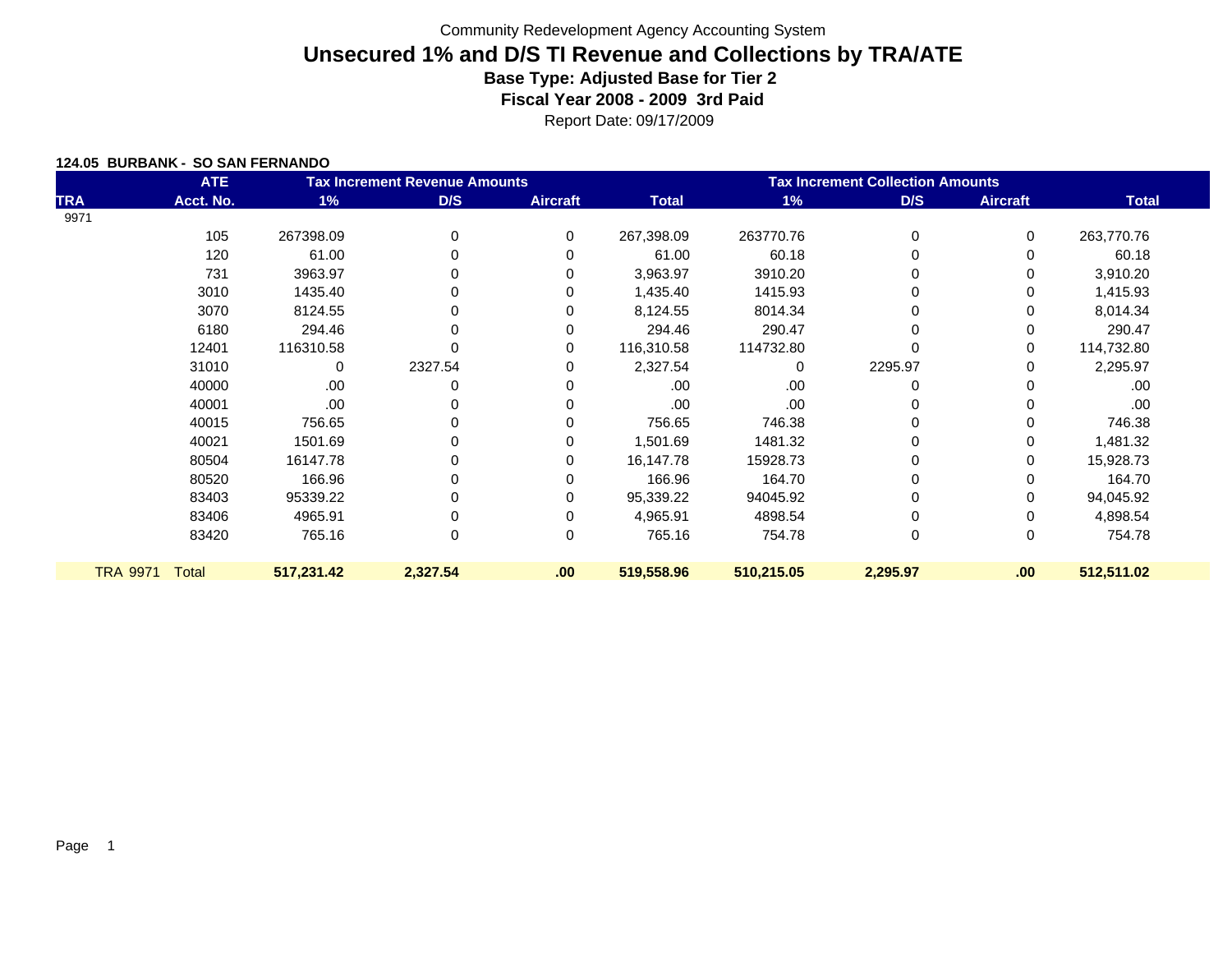Community Redevelopment Agency Accounting System

# Unsecured 1% and D/S TI Revenue and Collections by TRA/ATE

**Base Type: Adjusted Base for Tier 2**

**Fiscal Year 2008 - 2009 3rd Paid**

Report Date: 09/17/2009

**124.05 BURBANK - SO SAN FERNANDO**

| TRA | ATE Acct. No. | Tax Increment Revenue Amounts 1% | D/S | Aircraft | Total | Tax Increment Collection Amounts 1% | D/S | Aircraft | Total |
|---|---|---|---|---|---|---|---|---|---|
| 9971 | | | | | | | | | |
| | 105 | 267398.09 | 0 | 0 | 267,398.09 | 263770.76 | 0 | 0 | 263,770.76 |
| | 120 | 61.00 | 0 | 0 | 61.00 | 60.18 | 0 | 0 | 60.18 |
| | 731 | 3963.97 | 0 | 0 | 3,963.97 | 3910.20 | 0 | 0 | 3,910.20 |
| | 3010 | 1435.40 | 0 | 0 | 1,435.40 | 1415.93 | 0 | 0 | 1,415.93 |
| | 3070 | 8124.55 | 0 | 0 | 8,124.55 | 8014.34 | 0 | 0 | 8,014.34 |
| | 6180 | 294.46 | 0 | 0 | 294.46 | 290.47 | 0 | 0 | 290.47 |
| | 12401 | 116310.58 | 0 | 0 | 116,310.58 | 114732.80 | 0 | 0 | 114,732.80 |
| | 31010 | 0 | 2327.54 | 0 | 2,327.54 | 0 | 2295.97 | 0 | 2,295.97 |
| | 40000 | .00 | 0 | 0 | .00 | .00 | 0 | 0 | .00 |
| | 40001 | .00 | 0 | 0 | .00 | .00 | 0 | 0 | .00 |
| | 40015 | 756.65 | 0 | 0 | 756.65 | 746.38 | 0 | 0 | 746.38 |
| | 40021 | 1501.69 | 0 | 0 | 1,501.69 | 1481.32 | 0 | 0 | 1,481.32 |
| | 80504 | 16147.78 | 0 | 0 | 16,147.78 | 15928.73 | 0 | 0 | 15,928.73 |
| | 80520 | 166.96 | 0 | 0 | 166.96 | 164.70 | 0 | 0 | 164.70 |
| | 83403 | 95339.22 | 0 | 0 | 95,339.22 | 94045.92 | 0 | 0 | 94,045.92 |
| | 83406 | 4965.91 | 0 | 0 | 4,965.91 | 4898.54 | 0 | 0 | 4,898.54 |
| | 83420 | 765.16 | 0 | 0 | 765.16 | 754.78 | 0 | 0 | 754.78 |
| TRA 9971 | Total | **517,231.42** | **2,327.54** | **.00** | **519,558.96** | **510,215.05** | **2,295.97** | **.00** | **512,511.02** |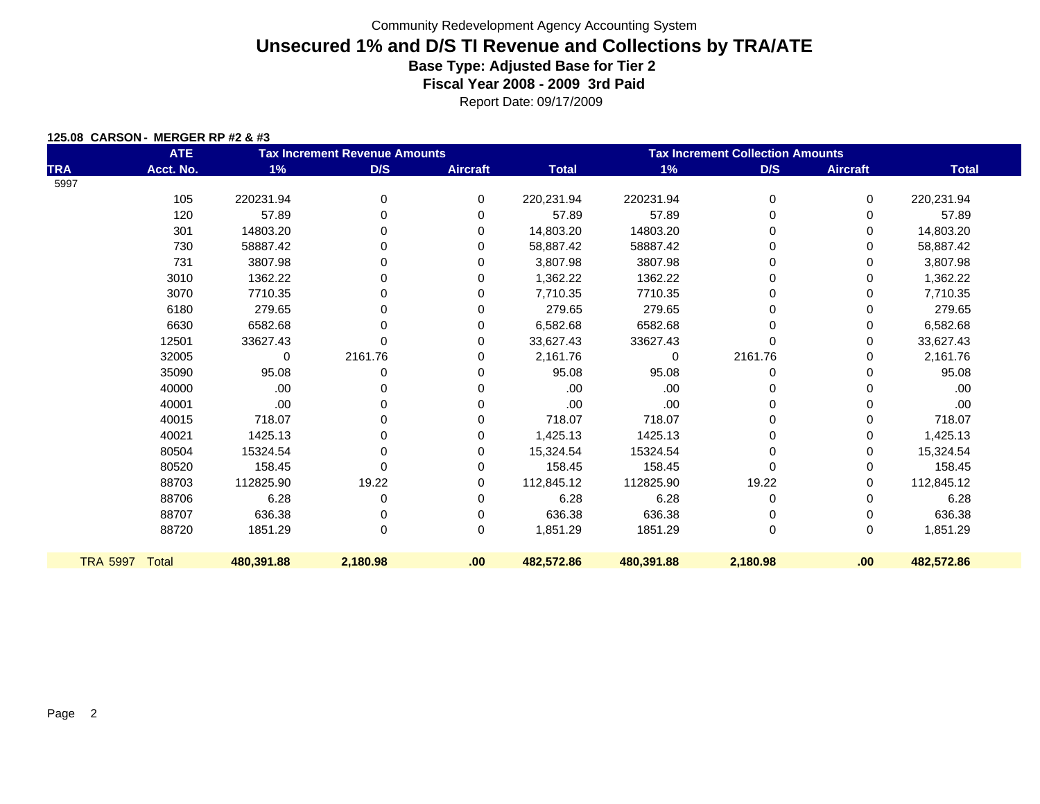Community Redevelopment Agency Accounting System

# Unsecured 1% and D/S TI Revenue and Collections by TRA/ATE

**Base Type: Adjusted Base for Tier 2**

**Fiscal Year 2008 - 2009 3rd Paid**

Report Date: 09/17/2009

**125.08 CARSON - MERGER RP #2 & #3**

| | ATE | Tax Increment Revenue Amounts | | | | Tax Increment Collection Amounts | | | |
|---|---|---|---|---|---|---|---|---|---|
| TRA | Acct. No. | 1% | D/S | Aircraft | Total | 1% | D/S | Aircraft | Total |
| 5997 | | | | | | | | | |
| | 105 | 220231.94 | 0 | 0 | 220,231.94 | 220231.94 | 0 | 0 | 220,231.94 |
| | 120 | 57.89 | 0 | 0 | 57.89 | 57.89 | 0 | 0 | 57.89 |
| | 301 | 14803.20 | 0 | 0 | 14,803.20 | 14803.20 | 0 | 0 | 14,803.20 |
| | 730 | 58887.42 | 0 | 0 | 58,887.42 | 58887.42 | 0 | 0 | 58,887.42 |
| | 731 | 3807.98 | 0 | 0 | 3,807.98 | 3807.98 | 0 | 0 | 3,807.98 |
| | 3010 | 1362.22 | 0 | 0 | 1,362.22 | 1362.22 | 0 | 0 | 1,362.22 |
| | 3070 | 7710.35 | 0 | 0 | 7,710.35 | 7710.35 | 0 | 0 | 7,710.35 |
| | 6180 | 279.65 | 0 | 0 | 279.65 | 279.65 | 0 | 0 | 279.65 |
| | 6630 | 6582.68 | 0 | 0 | 6,582.68 | 6582.68 | 0 | 0 | 6,582.68 |
| | 12501 | 33627.43 | 0 | 0 | 33,627.43 | 33627.43 | 0 | 0 | 33,627.43 |
| | 32005 | 0 | 2161.76 | 0 | 2,161.76 | 0 | 2161.76 | 0 | 2,161.76 |
| | 35090 | 95.08 | 0 | 0 | 95.08 | 95.08 | 0 | 0 | 95.08 |
| | 40000 | .00 | 0 | 0 | .00 | .00 | 0 | 0 | .00 |
| | 40001 | .00 | 0 | 0 | .00 | .00 | 0 | 0 | .00 |
| | 40015 | 718.07 | 0 | 0 | 718.07 | 718.07 | 0 | 0 | 718.07 |
| | 40021 | 1425.13 | 0 | 0 | 1,425.13 | 1425.13 | 0 | 0 | 1,425.13 |
| | 80504 | 15324.54 | 0 | 0 | 15,324.54 | 15324.54 | 0 | 0 | 15,324.54 |
| | 80520 | 158.45 | 0 | 0 | 158.45 | 158.45 | 0 | 0 | 158.45 |
| | 88703 | 112825.90 | 19.22 | 0 | 112,845.12 | 112825.90 | 19.22 | 0 | 112,845.12 |
| | 88706 | 6.28 | 0 | 0 | 6.28 | 6.28 | 0 | 0 | 6.28 |
| | 88707 | 636.38 | 0 | 0 | 636.38 | 636.38 | 0 | 0 | 636.38 |
| | 88720 | 1851.29 | 0 | 0 | 1,851.29 | 1851.29 | 0 | 0 | 1,851.29 |
| **TRA 5997** | **Total** | **480,391.88** | **2,180.98** | **.00** | **482,572.86** | **480,391.88** | **2,180.98** | **.00** | **482,572.86** |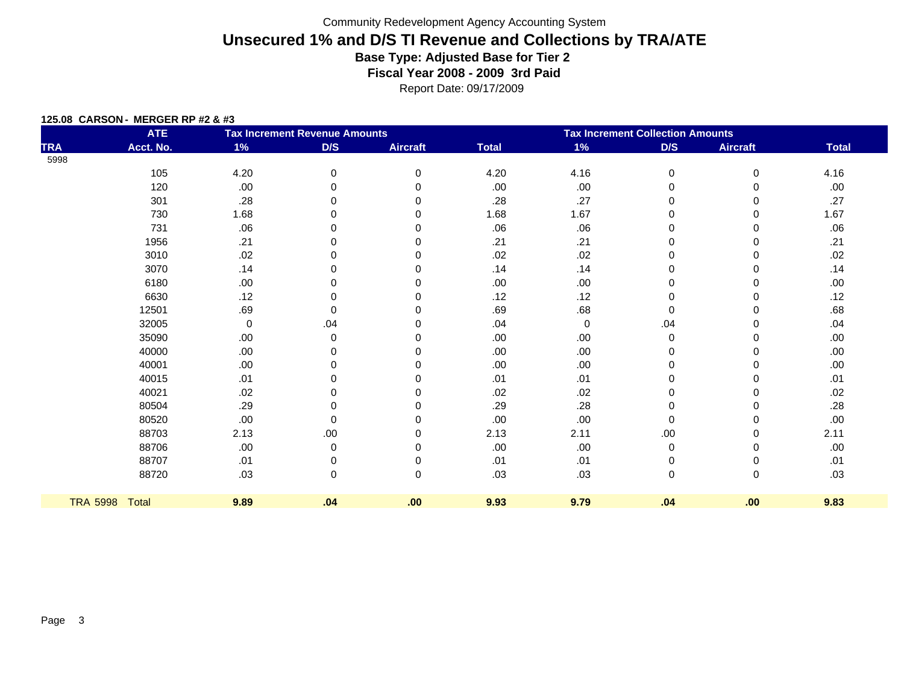Community Redevelopment Agency Accounting System

# Unsecured 1% and D/S TI Revenue and Collections by TRA/ATE

### Base Type: Adjusted Base for Tier 2

### Fiscal Year 2008 - 2009 3rd Paid

Report Date: 09/17/2009

**125.08 CARSON - MERGER RP #2 & #3**

| | ATE | Tax Increment Revenue Amounts | | | | Tax Increment Collection Amounts | | | |
|---|---|---|---|---|---|---|---|---|---|
| TRA | Acct. No. | 1% | D/S | Aircraft | Total | 1% | D/S | Aircraft | Total |
| 5998 | | | | | | | | | |
| | 105 | 4.20 | 0 | 0 | 4.20 | 4.16 | 0 | 0 | 4.16 |
| | 120 | .00 | 0 | 0 | .00 | .00 | 0 | 0 | .00 |
| | 301 | .28 | 0 | 0 | .28 | .27 | 0 | 0 | .27 |
| | 730 | 1.68 | 0 | 0 | 1.68 | 1.67 | 0 | 0 | 1.67 |
| | 731 | .06 | 0 | 0 | .06 | .06 | 0 | 0 | .06 |
| | 1956 | .21 | 0 | 0 | .21 | .21 | 0 | 0 | .21 |
| | 3010 | .02 | 0 | 0 | .02 | .02 | 0 | 0 | .02 |
| | 3070 | .14 | 0 | 0 | .14 | .14 | 0 | 0 | .14 |
| | 6180 | .00 | 0 | 0 | .00 | .00 | 0 | 0 | .00 |
| | 6630 | .12 | 0 | 0 | .12 | .12 | 0 | 0 | .12 |
| | 12501 | .69 | 0 | 0 | .69 | .68 | 0 | 0 | .68 |
| | 32005 | 0 | .04 | 0 | .04 | 0 | .04 | 0 | .04 |
| | 35090 | .00 | 0 | 0 | .00 | .00 | 0 | 0 | .00 |
| | 40000 | .00 | 0 | 0 | .00 | .00 | 0 | 0 | .00 |
| | 40001 | .00 | 0 | 0 | .00 | .00 | 0 | 0 | .00 |
| | 40015 | .01 | 0 | 0 | .01 | .01 | 0 | 0 | .01 |
| | 40021 | .02 | 0 | 0 | .02 | .02 | 0 | 0 | .02 |
| | 80504 | .29 | 0 | 0 | .29 | .28 | 0 | 0 | .28 |
| | 80520 | .00 | 0 | 0 | .00 | .00 | 0 | 0 | .00 |
| | 88703 | 2.13 | .00 | 0 | 2.13 | 2.11 | .00 | 0 | 2.11 |
| | 88706 | .00 | 0 | 0 | .00 | .00 | 0 | 0 | .00 |
| | 88707 | .01 | 0 | 0 | .01 | .01 | 0 | 0 | .01 |
| | 88720 | .03 | 0 | 0 | .03 | .03 | 0 | 0 | .03 |
| TRA 5998 | Total | **9.89** | **.04** | **.00** | **9.93** | **9.79** | **.04** | **.00** | **9.83** |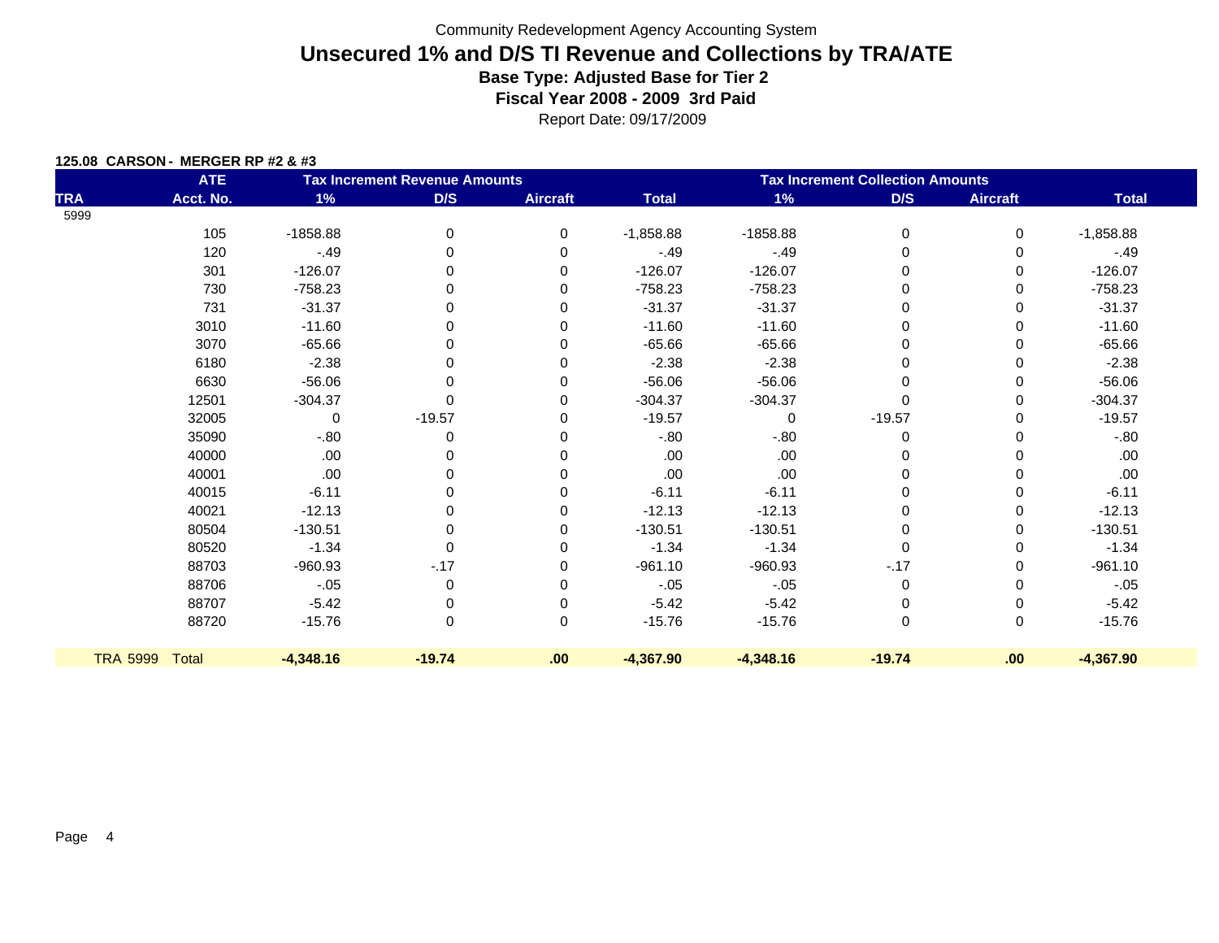Community Redevelopment Agency Accounting System

# Unsecured 1% and D/S TI Revenue and Collections by TRA/ATE

### Base Type: Adjusted Base for Tier 2

### Fiscal Year 2008 - 2009 3rd Paid

Report Date: 09/17/2009

**125.08 CARSON - MERGER RP #2 & #3**

| | ATE | Tax Increment Revenue Amounts | | | | Tax Increment Collection Amounts | | | |
|---|---|---|---|---|---|---|---|---|---|
| TRA | Acct. No. | 1% | D/S | Aircraft | Total | 1% | D/S | Aircraft | Total |
| 5999 | | | | | | | | | |
| | 105 | -1858.88 | 0 | 0 | -1,858.88 | -1858.88 | 0 | 0 | -1,858.88 |
| | 120 | -.49 | 0 | 0 | -.49 | -.49 | 0 | 0 | -.49 |
| | 301 | -126.07 | 0 | 0 | -126.07 | -126.07 | 0 | 0 | -126.07 |
| | 730 | -758.23 | 0 | 0 | -758.23 | -758.23 | 0 | 0 | -758.23 |
| | 731 | -31.37 | 0 | 0 | -31.37 | -31.37 | 0 | 0 | -31.37 |
| | 3010 | -11.60 | 0 | 0 | -11.60 | -11.60 | 0 | 0 | -11.60 |
| | 3070 | -65.66 | 0 | 0 | -65.66 | -65.66 | 0 | 0 | -65.66 |
| | 6180 | -2.38 | 0 | 0 | -2.38 | -2.38 | 0 | 0 | -2.38 |
| | 6630 | -56.06 | 0 | 0 | -56.06 | -56.06 | 0 | 0 | -56.06 |
| | 12501 | -304.37 | 0 | 0 | -304.37 | -304.37 | 0 | 0 | -304.37 |
| | 32005 | 0 | -19.57 | 0 | -19.57 | 0 | -19.57 | 0 | -19.57 |
| | 35090 | -.80 | 0 | 0 | -.80 | -.80 | 0 | 0 | -.80 |
| | 40000 | .00 | 0 | 0 | .00 | .00 | 0 | 0 | .00 |
| | 40001 | .00 | 0 | 0 | .00 | .00 | 0 | 0 | .00 |
| | 40015 | -6.11 | 0 | 0 | -6.11 | -6.11 | 0 | 0 | -6.11 |
| | 40021 | -12.13 | 0 | 0 | -12.13 | -12.13 | 0 | 0 | -12.13 |
| | 80504 | -130.51 | 0 | 0 | -130.51 | -130.51 | 0 | 0 | -130.51 |
| | 80520 | -1.34 | 0 | 0 | -1.34 | -1.34 | 0 | 0 | -1.34 |
| | 88703 | -960.93 | -.17 | 0 | -961.10 | -960.93 | -.17 | 0 | -961.10 |
| | 88706 | -.05 | 0 | 0 | -.05 | -.05 | 0 | 0 | -.05 |
| | 88707 | -5.42 | 0 | 0 | -5.42 | -5.42 | 0 | 0 | -5.42 |
| | 88720 | -15.76 | 0 | 0 | -15.76 | -15.76 | 0 | 0 | -15.76 |
| TRA 5999 | Total | **-4,348.16** | **-19.74** | **.00** | **-4,367.90** | **-4,348.16** | **-19.74** | **.00** | **-4,367.90** |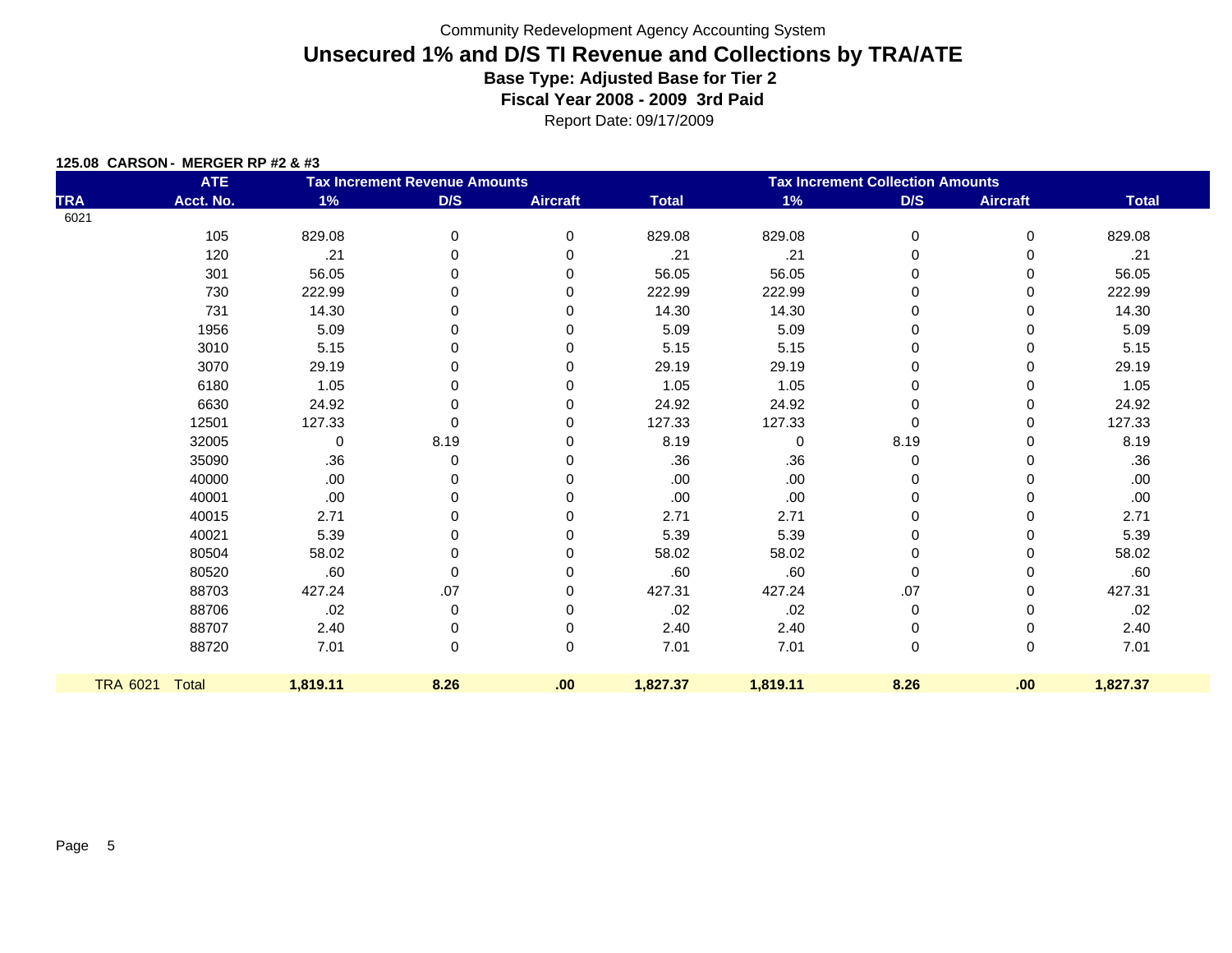Community Redevelopment Agency Accounting System

# Unsecured 1% and D/S TI Revenue and Collections by TRA/ATE

**Base Type: Adjusted Base for Tier 2**

**Fiscal Year 2008 - 2009 3rd Paid**

Report Date: 09/17/2009

**125.08 CARSON - MERGER RP #2 & #3**

| TRA | ATE Acct. No. | Tax Increment Revenue Amounts 1% | D/S | Aircraft | Total | Tax Increment Collection Amounts 1% | D/S | Aircraft | Total |
|---|---|---|---|---|---|---|---|---|---|
| 6021 | | | | | | | | | |
| | 105 | 829.08 | 0 | 0 | 829.08 | 829.08 | 0 | 0 | 829.08 |
| | 120 | .21 | 0 | 0 | .21 | .21 | 0 | 0 | .21 |
| | 301 | 56.05 | 0 | 0 | 56.05 | 56.05 | 0 | 0 | 56.05 |
| | 730 | 222.99 | 0 | 0 | 222.99 | 222.99 | 0 | 0 | 222.99 |
| | 731 | 14.30 | 0 | 0 | 14.30 | 14.30 | 0 | 0 | 14.30 |
| | 1956 | 5.09 | 0 | 0 | 5.09 | 5.09 | 0 | 0 | 5.09 |
| | 3010 | 5.15 | 0 | 0 | 5.15 | 5.15 | 0 | 0 | 5.15 |
| | 3070 | 29.19 | 0 | 0 | 29.19 | 29.19 | 0 | 0 | 29.19 |
| | 6180 | 1.05 | 0 | 0 | 1.05 | 1.05 | 0 | 0 | 1.05 |
| | 6630 | 24.92 | 0 | 0 | 24.92 | 24.92 | 0 | 0 | 24.92 |
| | 12501 | 127.33 | 0 | 0 | 127.33 | 127.33 | 0 | 0 | 127.33 |
| | 32005 | 0 | 8.19 | 0 | 8.19 | 0 | 8.19 | 0 | 8.19 |
| | 35090 | .36 | 0 | 0 | .36 | .36 | 0 | 0 | .36 |
| | 40000 | .00 | 0 | 0 | .00 | .00 | 0 | 0 | .00 |
| | 40001 | .00 | 0 | 0 | .00 | .00 | 0 | 0 | .00 |
| | 40015 | 2.71 | 0 | 0 | 2.71 | 2.71 | 0 | 0 | 2.71 |
| | 40021 | 5.39 | 0 | 0 | 5.39 | 5.39 | 0 | 0 | 5.39 |
| | 80504 | 58.02 | 0 | 0 | 58.02 | 58.02 | 0 | 0 | 58.02 |
| | 80520 | .60 | 0 | 0 | .60 | .60 | 0 | 0 | .60 |
| | 88703 | 427.24 | .07 | 0 | 427.31 | 427.24 | .07 | 0 | 427.31 |
| | 88706 | .02 | 0 | 0 | .02 | .02 | 0 | 0 | .02 |
| | 88707 | 2.40 | 0 | 0 | 2.40 | 2.40 | 0 | 0 | 2.40 |
| | 88720 | 7.01 | 0 | 0 | 7.01 | 7.01 | 0 | 0 | 7.01 |
| TRA 6021 | Total | **1,819.11** | **8.26** | **.00** | **1,827.37** | **1,819.11** | **8.26** | **.00** | **1,827.37** |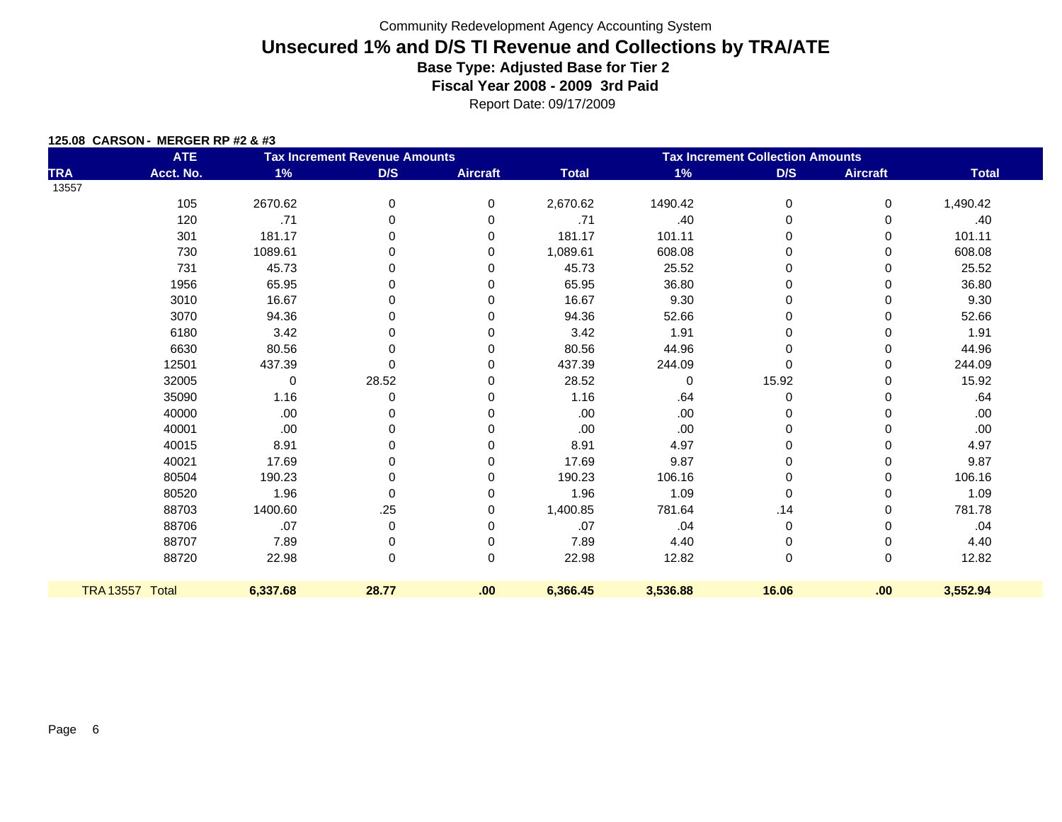Community Redevelopment Agency Accounting System

# Unsecured 1% and D/S TI Revenue and Collections by TRA/ATE

**Base Type: Adjusted Base for Tier 2**

**Fiscal Year 2008 - 2009 3rd Paid**

Report Date: 09/17/2009

**125.08 CARSON - MERGER RP #2 & #3**

| TRA | ATE Acct. No. | Tax Increment Revenue Amounts 1% | D/S | Aircraft | Total | Tax Increment Collection Amounts 1% | D/S | Aircraft | Total |
|---|---|---|---|---|---|---|---|---|---|
| 13557 | | | | | | | | | |
| | 105 | 2670.62 | 0 | 0 | 2,670.62 | 1490.42 | 0 | 0 | 1,490.42 |
| | 120 | .71 | 0 | 0 | .71 | .40 | 0 | 0 | .40 |
| | 301 | 181.17 | 0 | 0 | 181.17 | 101.11 | 0 | 0 | 101.11 |
| | 730 | 1089.61 | 0 | 0 | 1,089.61 | 608.08 | 0 | 0 | 608.08 |
| | 731 | 45.73 | 0 | 0 | 45.73 | 25.52 | 0 | 0 | 25.52 |
| | 1956 | 65.95 | 0 | 0 | 65.95 | 36.80 | 0 | 0 | 36.80 |
| | 3010 | 16.67 | 0 | 0 | 16.67 | 9.30 | 0 | 0 | 9.30 |
| | 3070 | 94.36 | 0 | 0 | 94.36 | 52.66 | 0 | 0 | 52.66 |
| | 6180 | 3.42 | 0 | 0 | 3.42 | 1.91 | 0 | 0 | 1.91 |
| | 6630 | 80.56 | 0 | 0 | 80.56 | 44.96 | 0 | 0 | 44.96 |
| | 12501 | 437.39 | 0 | 0 | 437.39 | 244.09 | 0 | 0 | 244.09 |
| | 32005 | 0 | 28.52 | 0 | 28.52 | 0 | 15.92 | 0 | 15.92 |
| | 35090 | 1.16 | 0 | 0 | 1.16 | .64 | 0 | 0 | .64 |
| | 40000 | .00 | 0 | 0 | .00 | .00 | 0 | 0 | .00 |
| | 40001 | .00 | 0 | 0 | .00 | .00 | 0 | 0 | .00 |
| | 40015 | 8.91 | 0 | 0 | 8.91 | 4.97 | 0 | 0 | 4.97 |
| | 40021 | 17.69 | 0 | 0 | 17.69 | 9.87 | 0 | 0 | 9.87 |
| | 80504 | 190.23 | 0 | 0 | 190.23 | 106.16 | 0 | 0 | 106.16 |
| | 80520 | 1.96 | 0 | 0 | 1.96 | 1.09 | 0 | 0 | 1.09 |
| | 88703 | 1400.60 | .25 | 0 | 1,400.85 | 781.64 | .14 | 0 | 781.78 |
| | 88706 | .07 | 0 | 0 | .07 | .04 | 0 | 0 | .04 |
| | 88707 | 7.89 | 0 | 0 | 7.89 | 4.40 | 0 | 0 | 4.40 |
| | 88720 | 22.98 | 0 | 0 | 22.98 | 12.82 | 0 | 0 | 12.82 |
| **TRA 13557 Total** | | **6,337.68** | **28.77** | **.00** | **6,366.45** | **3,536.88** | **16.06** | **.00** | **3,552.94** |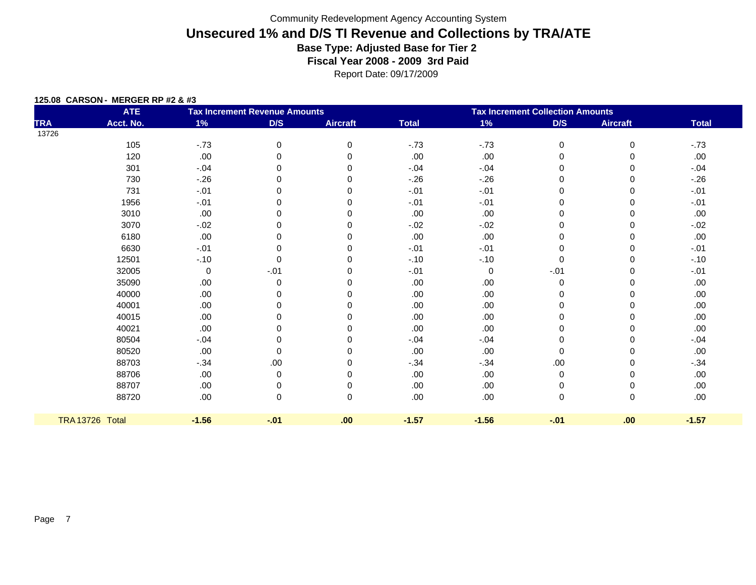Community Redevelopment Agency Accounting System

# Unsecured 1% and D/S TI Revenue and Collections by TRA/ATE

### Base Type: Adjusted Base for Tier 2

### Fiscal Year 2008 - 2009 3rd Paid

Report Date: 09/17/2009

**125.08 CARSON - MERGER RP #2 & #3**

| | ATE | Tax Increment Revenue Amounts | | | | Tax Increment Collection Amounts | | | |
|---|---|---|---|---|---|---|---|---|---|
| TRA | Acct. No. | 1% | D/S | Aircraft | Total | 1% | D/S | Aircraft | Total |
| 13726 | | | | | | | | | |
| | 105 | -.73 | 0 | 0 | -.73 | -.73 | 0 | 0 | -.73 |
| | 120 | .00 | 0 | 0 | .00 | .00 | 0 | 0 | .00 |
| | 301 | -.04 | 0 | 0 | -.04 | -.04 | 0 | 0 | -.04 |
| | 730 | -.26 | 0 | 0 | -.26 | -.26 | 0 | 0 | -.26 |
| | 731 | -.01 | 0 | 0 | -.01 | -.01 | 0 | 0 | -.01 |
| | 1956 | -.01 | 0 | 0 | -.01 | -.01 | 0 | 0 | -.01 |
| | 3010 | .00 | 0 | 0 | .00 | .00 | 0 | 0 | .00 |
| | 3070 | -.02 | 0 | 0 | -.02 | -.02 | 0 | 0 | -.02 |
| | 6180 | .00 | 0 | 0 | .00 | .00 | 0 | 0 | .00 |
| | 6630 | -.01 | 0 | 0 | -.01 | -.01 | 0 | 0 | -.01 |
| | 12501 | -.10 | 0 | 0 | -.10 | -.10 | 0 | 0 | -.10 |
| | 32005 | 0 | -.01 | 0 | -.01 | 0 | -.01 | 0 | -.01 |
| | 35090 | .00 | 0 | 0 | .00 | .00 | 0 | 0 | .00 |
| | 40000 | .00 | 0 | 0 | .00 | .00 | 0 | 0 | .00 |
| | 40001 | .00 | 0 | 0 | .00 | .00 | 0 | 0 | .00 |
| | 40015 | .00 | 0 | 0 | .00 | .00 | 0 | 0 | .00 |
| | 40021 | .00 | 0 | 0 | .00 | .00 | 0 | 0 | .00 |
| | 80504 | -.04 | 0 | 0 | -.04 | -.04 | 0 | 0 | -.04 |
| | 80520 | .00 | 0 | 0 | .00 | .00 | 0 | 0 | .00 |
| | 88703 | -.34 | .00 | 0 | -.34 | -.34 | .00 | 0 | -.34 |
| | 88706 | .00 | 0 | 0 | .00 | .00 | 0 | 0 | .00 |
| | 88707 | .00 | 0 | 0 | .00 | .00 | 0 | 0 | .00 |
| | 88720 | .00 | 0 | 0 | .00 | .00 | 0 | 0 | .00 |
| TRA 13726 Total | | **-1.56** | **-.01** | **.00** | **-1.57** | **-1.56** | **-.01** | **.00** | **-1.57** |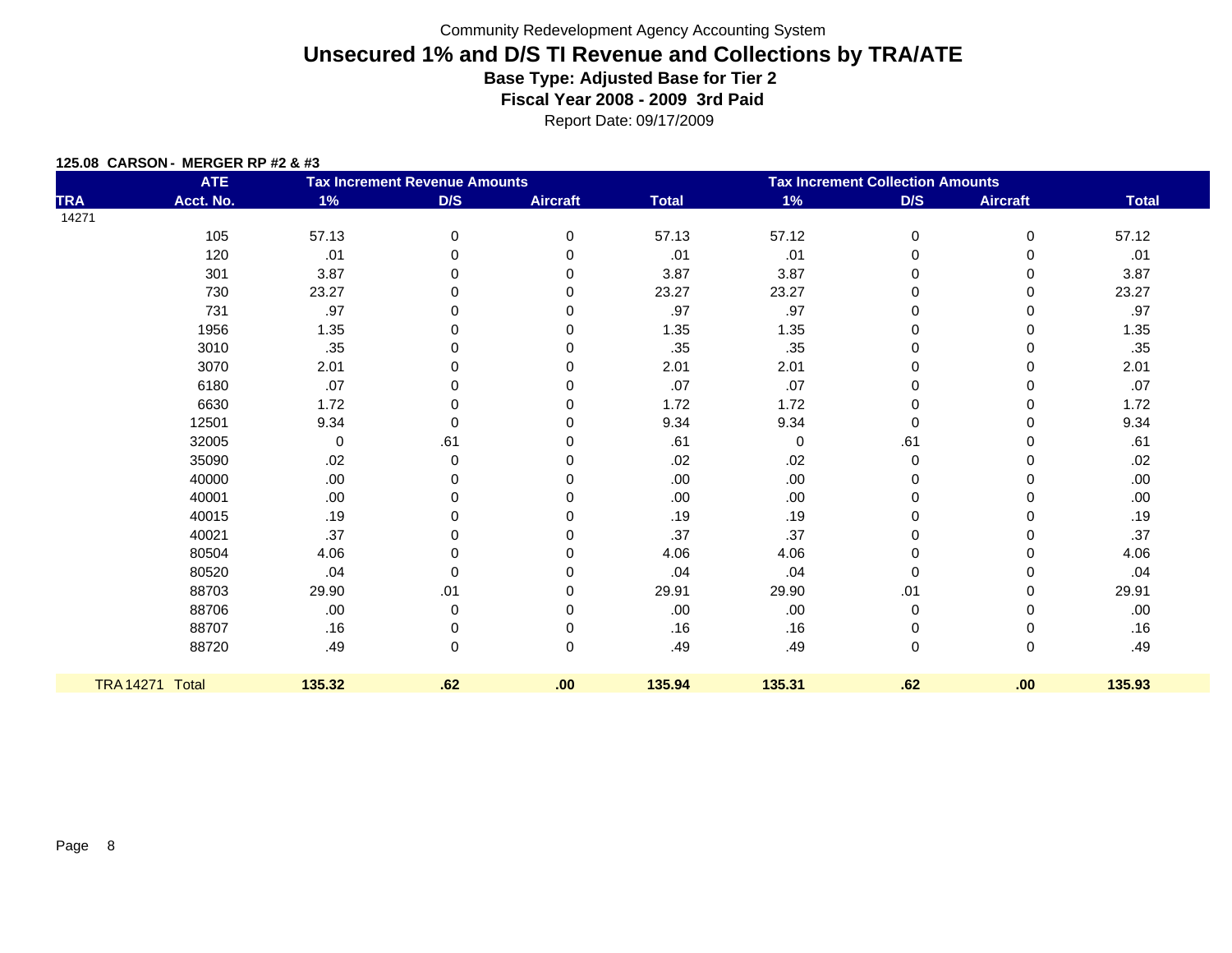Community Redevelopment Agency Accounting System

# Unsecured 1% and D/S TI Revenue and Collections by TRA/ATE

### Base Type: Adjusted Base for Tier 2

### Fiscal Year 2008 - 2009 3rd Paid

Report Date: 09/17/2009

**125.08 CARSON - MERGER RP #2 & #3**

| TRA | ATE Acct. No. | Tax Increment Revenue Amounts 1% | D/S | Aircraft | Total | Tax Increment Collection Amounts 1% | D/S | Aircraft | Total |
|---|---|---|---|---|---|---|---|---|---|
| 14271 | | | | | | | | | |
| | 105 | 57.13 | 0 | 0 | 57.13 | 57.12 | 0 | 0 | 57.12 |
| | 120 | .01 | 0 | 0 | .01 | .01 | 0 | 0 | .01 |
| | 301 | 3.87 | 0 | 0 | 3.87 | 3.87 | 0 | 0 | 3.87 |
| | 730 | 23.27 | 0 | 0 | 23.27 | 23.27 | 0 | 0 | 23.27 |
| | 731 | .97 | 0 | 0 | .97 | .97 | 0 | 0 | .97 |
| | 1956 | 1.35 | 0 | 0 | 1.35 | 1.35 | 0 | 0 | 1.35 |
| | 3010 | .35 | 0 | 0 | .35 | .35 | 0 | 0 | .35 |
| | 3070 | 2.01 | 0 | 0 | 2.01 | 2.01 | 0 | 0 | 2.01 |
| | 6180 | .07 | 0 | 0 | .07 | .07 | 0 | 0 | .07 |
| | 6630 | 1.72 | 0 | 0 | 1.72 | 1.72 | 0 | 0 | 1.72 |
| | 12501 | 9.34 | 0 | 0 | 9.34 | 9.34 | 0 | 0 | 9.34 |
| | 32005 | 0 | .61 | 0 | .61 | 0 | .61 | 0 | .61 |
| | 35090 | .02 | 0 | 0 | .02 | .02 | 0 | 0 | .02 |
| | 40000 | .00 | 0 | 0 | .00 | .00 | 0 | 0 | .00 |
| | 40001 | .00 | 0 | 0 | .00 | .00 | 0 | 0 | .00 |
| | 40015 | .19 | 0 | 0 | .19 | .19 | 0 | 0 | .19 |
| | 40021 | .37 | 0 | 0 | .37 | .37 | 0 | 0 | .37 |
| | 80504 | 4.06 | 0 | 0 | 4.06 | 4.06 | 0 | 0 | 4.06 |
| | 80520 | .04 | 0 | 0 | .04 | .04 | 0 | 0 | .04 |
| | 88703 | 29.90 | .01 | 0 | 29.91 | 29.90 | .01 | 0 | 29.91 |
| | 88706 | .00 | 0 | 0 | .00 | .00 | 0 | 0 | .00 |
| | 88707 | .16 | 0 | 0 | .16 | .16 | 0 | 0 | .16 |
| | 88720 | .49 | 0 | 0 | .49 | .49 | 0 | 0 | .49 |
| **TRA 14271 Total** | | **135.32** | **.62** | **.00** | **135.94** | **135.31** | **.62** | **.00** | **135.93** |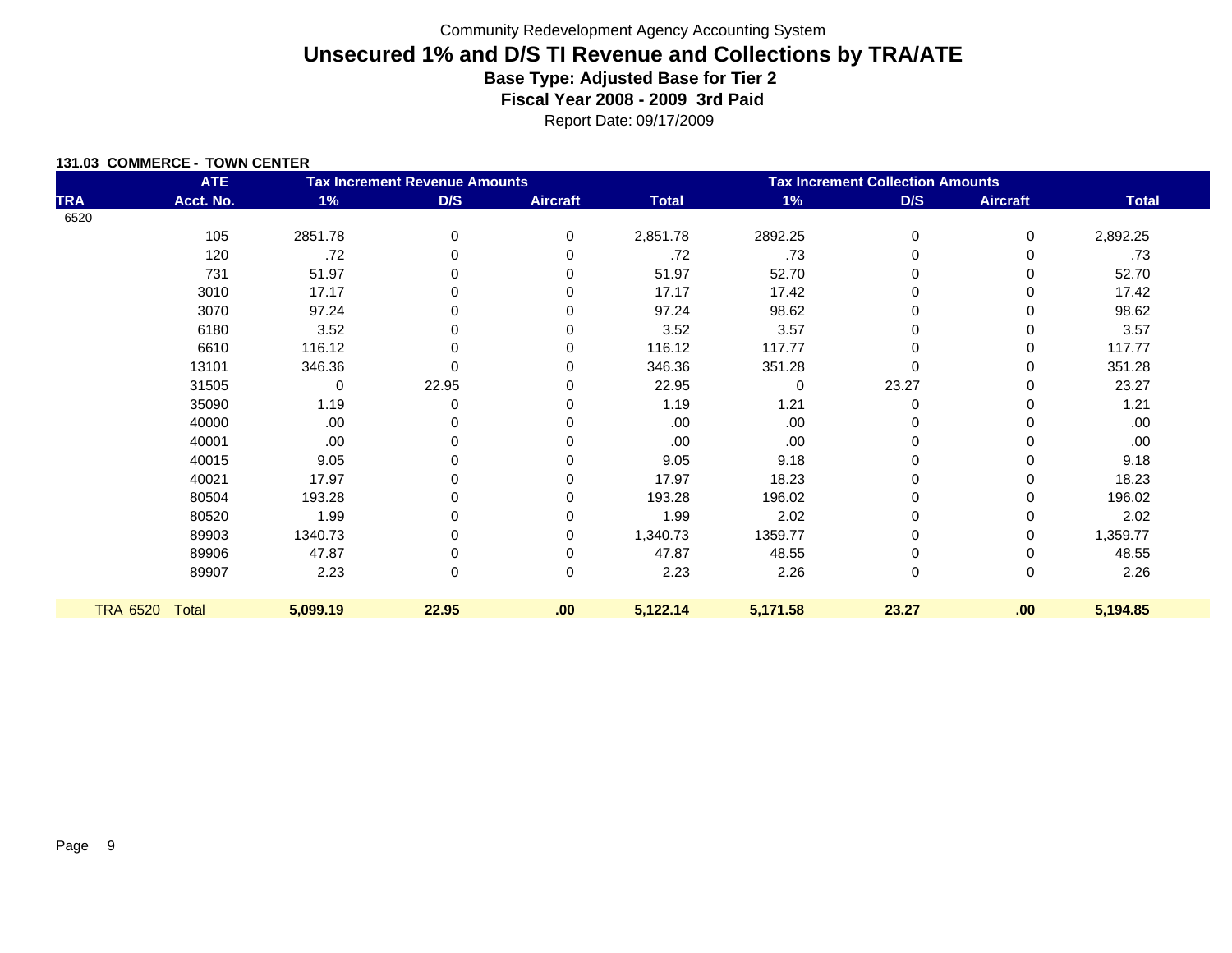Community Redevelopment Agency Accounting System

# Unsecured 1% and D/S TI Revenue and Collections by TRA/ATE

**Base Type: Adjusted Base for Tier 2**

**Fiscal Year 2008 - 2009 3rd Paid**

Report Date: 09/17/2009

**131.03 COMMERCE - TOWN CENTER**

| | ATE | Tax Increment Revenue Amounts | | | | Tax Increment Collection Amounts | | | |
|---|---|---|---|---|---|---|---|---|---|
| TRA | Acct. No. | 1% | D/S | Aircraft | Total | 1% | D/S | Aircraft | Total |
| 6520 | | | | | | | | | |
| | 105 | 2851.78 | 0 | 0 | 2,851.78 | 2892.25 | 0 | 0 | 2,892.25 |
| | 120 | .72 | 0 | 0 | .72 | .73 | 0 | 0 | .73 |
| | 731 | 51.97 | 0 | 0 | 51.97 | 52.70 | 0 | 0 | 52.70 |
| | 3010 | 17.17 | 0 | 0 | 17.17 | 17.42 | 0 | 0 | 17.42 |
| | 3070 | 97.24 | 0 | 0 | 97.24 | 98.62 | 0 | 0 | 98.62 |
| | 6180 | 3.52 | 0 | 0 | 3.52 | 3.57 | 0 | 0 | 3.57 |
| | 6610 | 116.12 | 0 | 0 | 116.12 | 117.77 | 0 | 0 | 117.77 |
| | 13101 | 346.36 | 0 | 0 | 346.36 | 351.28 | 0 | 0 | 351.28 |
| | 31505 | 0 | 22.95 | 0 | 22.95 | 0 | 23.27 | 0 | 23.27 |
| | 35090 | 1.19 | 0 | 0 | 1.19 | 1.21 | 0 | 0 | 1.21 |
| | 40000 | .00 | 0 | 0 | .00 | .00 | 0 | 0 | .00 |
| | 40001 | .00 | 0 | 0 | .00 | .00 | 0 | 0 | .00 |
| | 40015 | 9.05 | 0 | 0 | 9.05 | 9.18 | 0 | 0 | 9.18 |
| | 40021 | 17.97 | 0 | 0 | 17.97 | 18.23 | 0 | 0 | 18.23 |
| | 80504 | 193.28 | 0 | 0 | 193.28 | 196.02 | 0 | 0 | 196.02 |
| | 80520 | 1.99 | 0 | 0 | 1.99 | 2.02 | 0 | 0 | 2.02 |
| | 89903 | 1340.73 | 0 | 0 | 1,340.73 | 1359.77 | 0 | 0 | 1,359.77 |
| | 89906 | 47.87 | 0 | 0 | 47.87 | 48.55 | 0 | 0 | 48.55 |
| | 89907 | 2.23 | 0 | 0 | 2.23 | 2.26 | 0 | 0 | 2.26 |
| TRA 6520 | Total | **5,099.19** | **22.95** | **.00** | **5,122.14** | **5,171.58** | **23.27** | **.00** | **5,194.85** |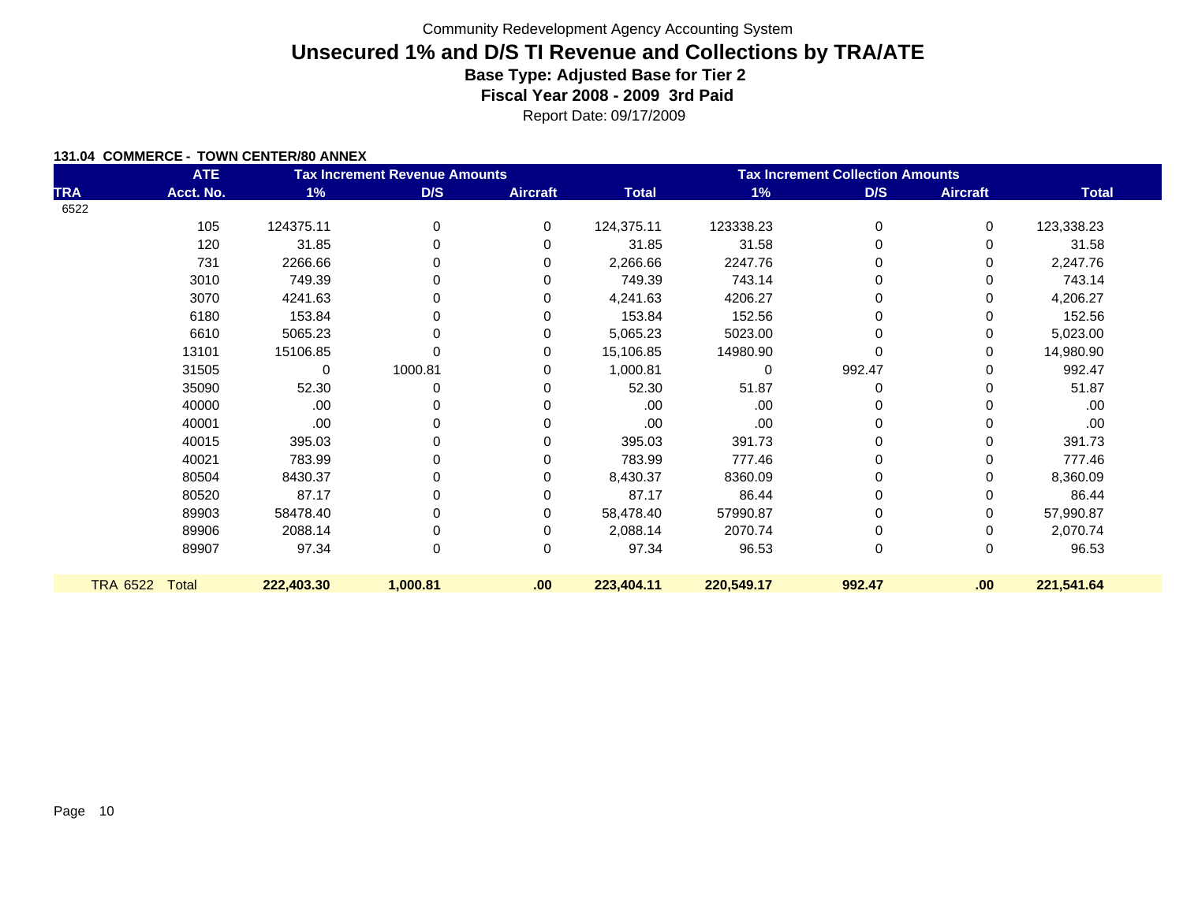Community Redevelopment Agency Accounting System

# Unsecured 1% and D/S TI Revenue and Collections by TRA/ATE

**Base Type: Adjusted Base for Tier 2**

**Fiscal Year 2008 - 2009 3rd Paid**

Report Date: 09/17/2009

**131.04 COMMERCE - TOWN CENTER/80 ANNEX**

| | ATE | Tax Increment Revenue Amounts | | | | Tax Increment Collection Amounts | | | |
|---|---|---|---|---|---|---|---|---|---|
| TRA | Acct. No. | 1% | D/S | Aircraft | Total | 1% | D/S | Aircraft | Total |
| 6522 | | | | | | | | | |
| | 105 | 124375.11 | 0 | 0 | 124,375.11 | 123338.23 | 0 | 0 | 123,338.23 |
| | 120 | 31.85 | 0 | 0 | 31.85 | 31.58 | 0 | 0 | 31.58 |
| | 731 | 2266.66 | 0 | 0 | 2,266.66 | 2247.76 | 0 | 0 | 2,247.76 |
| | 3010 | 749.39 | 0 | 0 | 749.39 | 743.14 | 0 | 0 | 743.14 |
| | 3070 | 4241.63 | 0 | 0 | 4,241.63 | 4206.27 | 0 | 0 | 4,206.27 |
| | 6180 | 153.84 | 0 | 0 | 153.84 | 152.56 | 0 | 0 | 152.56 |
| | 6610 | 5065.23 | 0 | 0 | 5,065.23 | 5023.00 | 0 | 0 | 5,023.00 |
| | 13101 | 15106.85 | 0 | 0 | 15,106.85 | 14980.90 | 0 | 0 | 14,980.90 |
| | 31505 | 0 | 1000.81 | 0 | 1,000.81 | 0 | 992.47 | 0 | 992.47 |
| | 35090 | 52.30 | 0 | 0 | 52.30 | 51.87 | 0 | 0 | 51.87 |
| | 40000 | .00 | 0 | 0 | .00 | .00 | 0 | 0 | .00 |
| | 40001 | .00 | 0 | 0 | .00 | .00 | 0 | 0 | .00 |
| | 40015 | 395.03 | 0 | 0 | 395.03 | 391.73 | 0 | 0 | 391.73 |
| | 40021 | 783.99 | 0 | 0 | 783.99 | 777.46 | 0 | 0 | 777.46 |
| | 80504 | 8430.37 | 0 | 0 | 8,430.37 | 8360.09 | 0 | 0 | 8,360.09 |
| | 80520 | 87.17 | 0 | 0 | 87.17 | 86.44 | 0 | 0 | 86.44 |
| | 89903 | 58478.40 | 0 | 0 | 58,478.40 | 57990.87 | 0 | 0 | 57,990.87 |
| | 89906 | 2088.14 | 0 | 0 | 2,088.14 | 2070.74 | 0 | 0 | 2,070.74 |
| | 89907 | 97.34 | 0 | 0 | 97.34 | 96.53 | 0 | 0 | 96.53 |
| TRA 6522 | Total | **222,403.30** | **1,000.81** | **.00** | **223,404.11** | **220,549.17** | **992.47** | **.00** | **221,541.64** |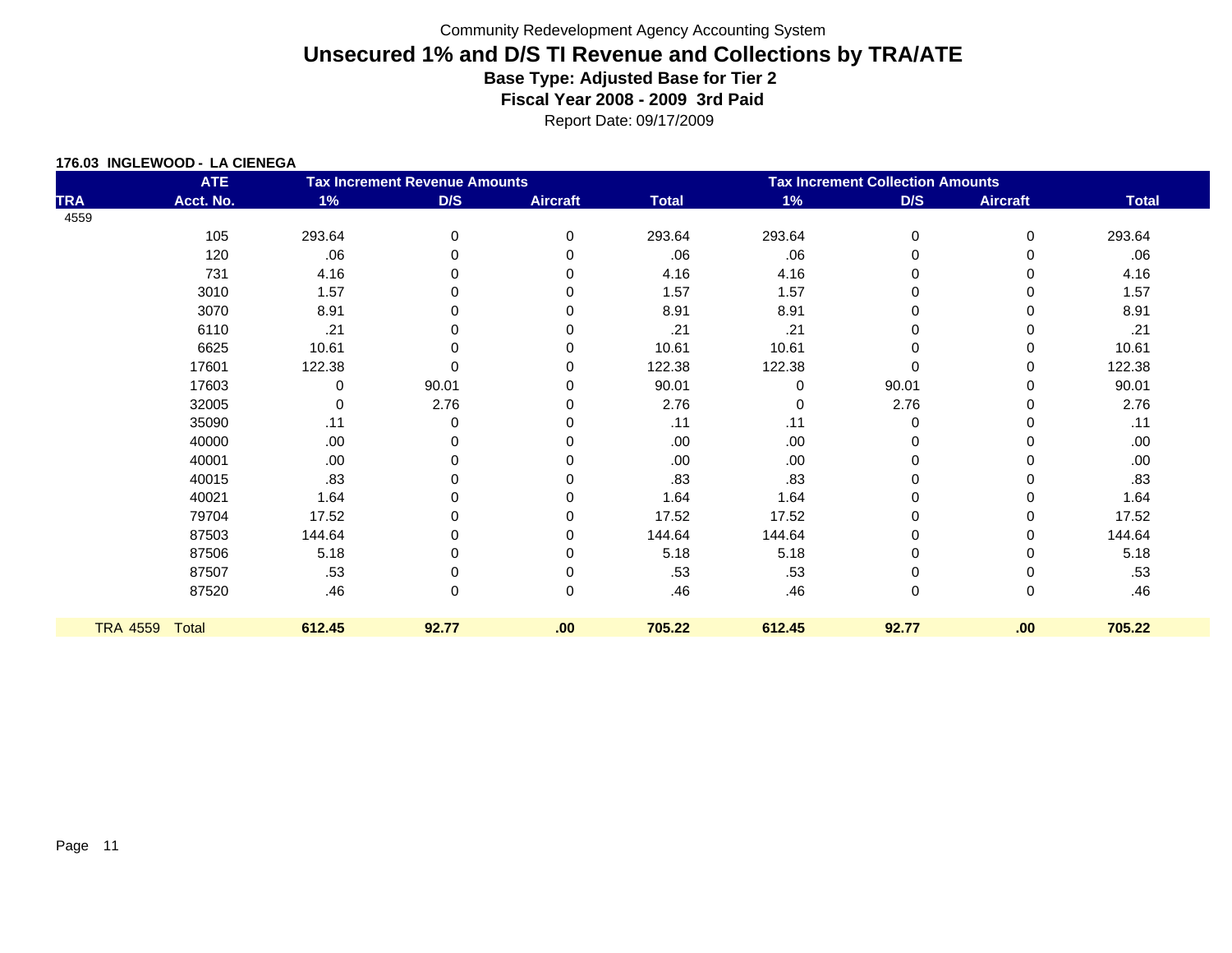Community Redevelopment Agency Accounting System

# Unsecured 1% and D/S TI Revenue and Collections by TRA/ATE

**Base Type: Adjusted Base for Tier 2**

**Fiscal Year 2008 - 2009 3rd Paid**

Report Date: 09/17/2009

**176.03 INGLEWOOD - LA CIENEGA**

| | ATE | Tax Increment Revenue Amounts | | | | Tax Increment Collection Amounts | | | |
|---|---|---|---|---|---|---|---|---|---|
| TRA | Acct. No. | 1% | D/S | Aircraft | Total | 1% | D/S | Aircraft | Total |
| 4559 | | | | | | | | | |
| | 105 | 293.64 | 0 | 0 | 293.64 | 293.64 | 0 | 0 | 293.64 |
| | 120 | .06 | 0 | 0 | .06 | .06 | 0 | 0 | .06 |
| | 731 | 4.16 | 0 | 0 | 4.16 | 4.16 | 0 | 0 | 4.16 |
| | 3010 | 1.57 | 0 | 0 | 1.57 | 1.57 | 0 | 0 | 1.57 |
| | 3070 | 8.91 | 0 | 0 | 8.91 | 8.91 | 0 | 0 | 8.91 |
| | 6110 | .21 | 0 | 0 | .21 | .21 | 0 | 0 | .21 |
| | 6625 | 10.61 | 0 | 0 | 10.61 | 10.61 | 0 | 0 | 10.61 |
| | 17601 | 122.38 | 0 | 0 | 122.38 | 122.38 | 0 | 0 | 122.38 |
| | 17603 | 0 | 90.01 | 0 | 90.01 | 0 | 90.01 | 0 | 90.01 |
| | 32005 | 0 | 2.76 | 0 | 2.76 | 0 | 2.76 | 0 | 2.76 |
| | 35090 | .11 | 0 | 0 | .11 | .11 | 0 | 0 | .11 |
| | 40000 | .00 | 0 | 0 | .00 | .00 | 0 | 0 | .00 |
| | 40001 | .00 | 0 | 0 | .00 | .00 | 0 | 0 | .00 |
| | 40015 | .83 | 0 | 0 | .83 | .83 | 0 | 0 | .83 |
| | 40021 | 1.64 | 0 | 0 | 1.64 | 1.64 | 0 | 0 | 1.64 |
| | 79704 | 17.52 | 0 | 0 | 17.52 | 17.52 | 0 | 0 | 17.52 |
| | 87503 | 144.64 | 0 | 0 | 144.64 | 144.64 | 0 | 0 | 144.64 |
| | 87506 | 5.18 | 0 | 0 | 5.18 | 5.18 | 0 | 0 | 5.18 |
| | 87507 | .53 | 0 | 0 | .53 | .53 | 0 | 0 | .53 |
| | 87520 | .46 | 0 | 0 | .46 | .46 | 0 | 0 | .46 |
| TRA 4559 | Total | **612.45** | **92.77** | **.00** | **705.22** | **612.45** | **92.77** | **.00** | **705.22** |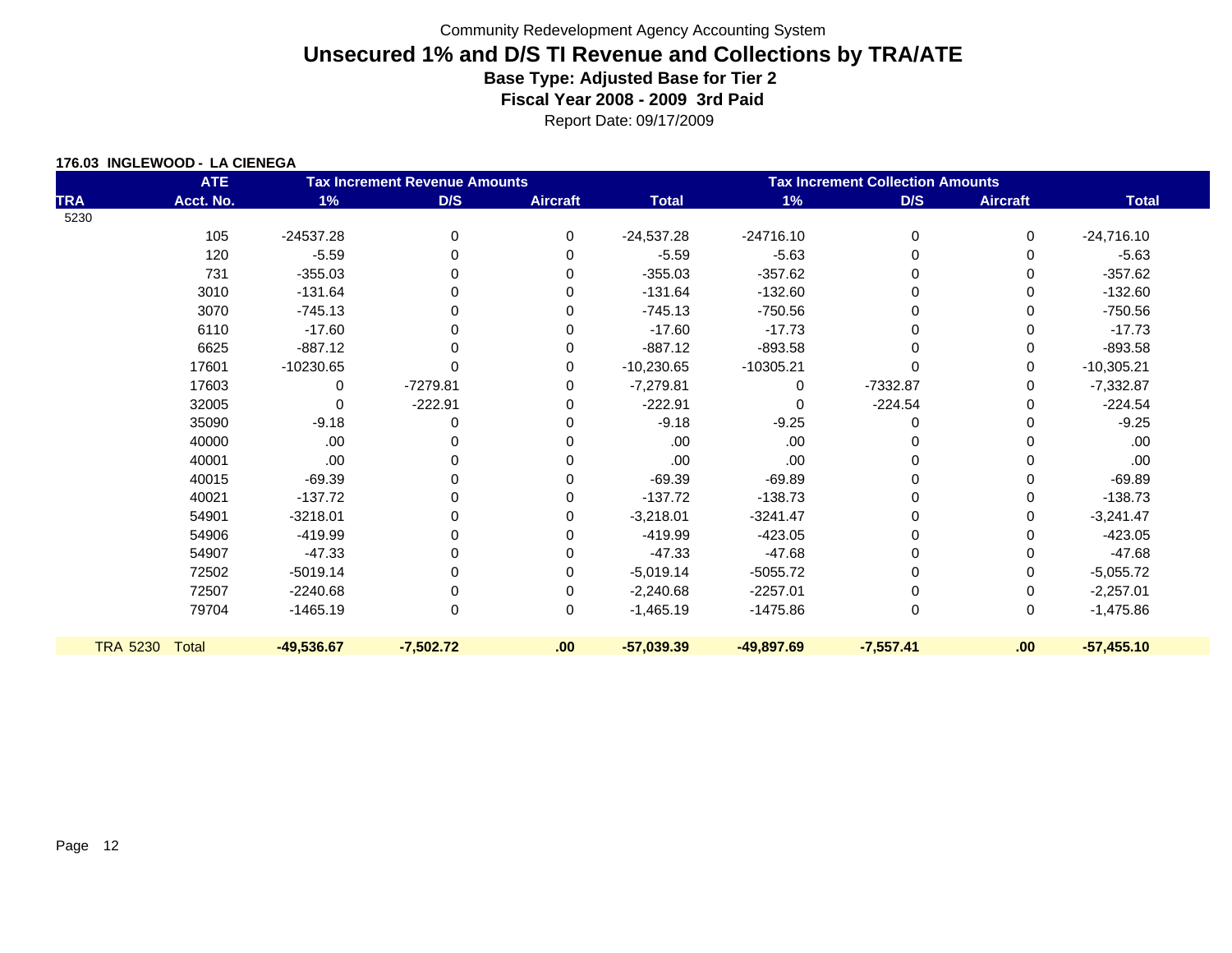Community Redevelopment Agency Accounting System

# Unsecured 1% and D/S TI Revenue and Collections by TRA/ATE

**Base Type: Adjusted Base for Tier 2**

**Fiscal Year 2008 - 2009 3rd Paid**

Report Date: 09/17/2009

**176.03 INGLEWOOD - LA CIENEGA**

| | ATE | Tax Increment Revenue Amounts | | | | Tax Increment Collection Amounts | | | |
|---|---|---|---|---|---|---|---|---|---|
| TRA | Acct. No. | 1% | D/S | Aircraft | Total | 1% | D/S | Aircraft | Total |
| 5230 | | | | | | | | | |
| | 105 | -24537.28 | 0 | 0 | -24,537.28 | -24716.10 | 0 | 0 | -24,716.10 |
| | 120 | -5.59 | 0 | 0 | -5.59 | -5.63 | 0 | 0 | -5.63 |
| | 731 | -355.03 | 0 | 0 | -355.03 | -357.62 | 0 | 0 | -357.62 |
| | 3010 | -131.64 | 0 | 0 | -131.64 | -132.60 | 0 | 0 | -132.60 |
| | 3070 | -745.13 | 0 | 0 | -745.13 | -750.56 | 0 | 0 | -750.56 |
| | 6110 | -17.60 | 0 | 0 | -17.60 | -17.73 | 0 | 0 | -17.73 |
| | 6625 | -887.12 | 0 | 0 | -887.12 | -893.58 | 0 | 0 | -893.58 |
| | 17601 | -10230.65 | 0 | 0 | -10,230.65 | -10305.21 | 0 | 0 | -10,305.21 |
| | 17603 | 0 | -7279.81 | 0 | -7,279.81 | 0 | -7332.87 | 0 | -7,332.87 |
| | 32005 | 0 | -222.91 | 0 | -222.91 | 0 | -224.54 | 0 | -224.54 |
| | 35090 | -9.18 | 0 | 0 | -9.18 | -9.25 | 0 | 0 | -9.25 |
| | 40000 | .00 | 0 | 0 | .00 | .00 | 0 | 0 | .00 |
| | 40001 | .00 | 0 | 0 | .00 | .00 | 0 | 0 | .00 |
| | 40015 | -69.39 | 0 | 0 | -69.39 | -69.89 | 0 | 0 | -69.89 |
| | 40021 | -137.72 | 0 | 0 | -137.72 | -138.73 | 0 | 0 | -138.73 |
| | 54901 | -3218.01 | 0 | 0 | -3,218.01 | -3241.47 | 0 | 0 | -3,241.47 |
| | 54906 | -419.99 | 0 | 0 | -419.99 | -423.05 | 0 | 0 | -423.05 |
| | 54907 | -47.33 | 0 | 0 | -47.33 | -47.68 | 0 | 0 | -47.68 |
| | 72502 | -5019.14 | 0 | 0 | -5,019.14 | -5055.72 | 0 | 0 | -5,055.72 |
| | 72507 | -2240.68 | 0 | 0 | -2,240.68 | -2257.01 | 0 | 0 | -2,257.01 |
| | 79704 | -1465.19 | 0 | 0 | -1,465.19 | -1475.86 | 0 | 0 | -1,475.86 |
| TRA 5230 | Total | **-49,536.67** | **-7,502.72** | **.00** | **-57,039.39** | **-49,897.69** | **-7,557.41** | **.00** | **-57,455.10** |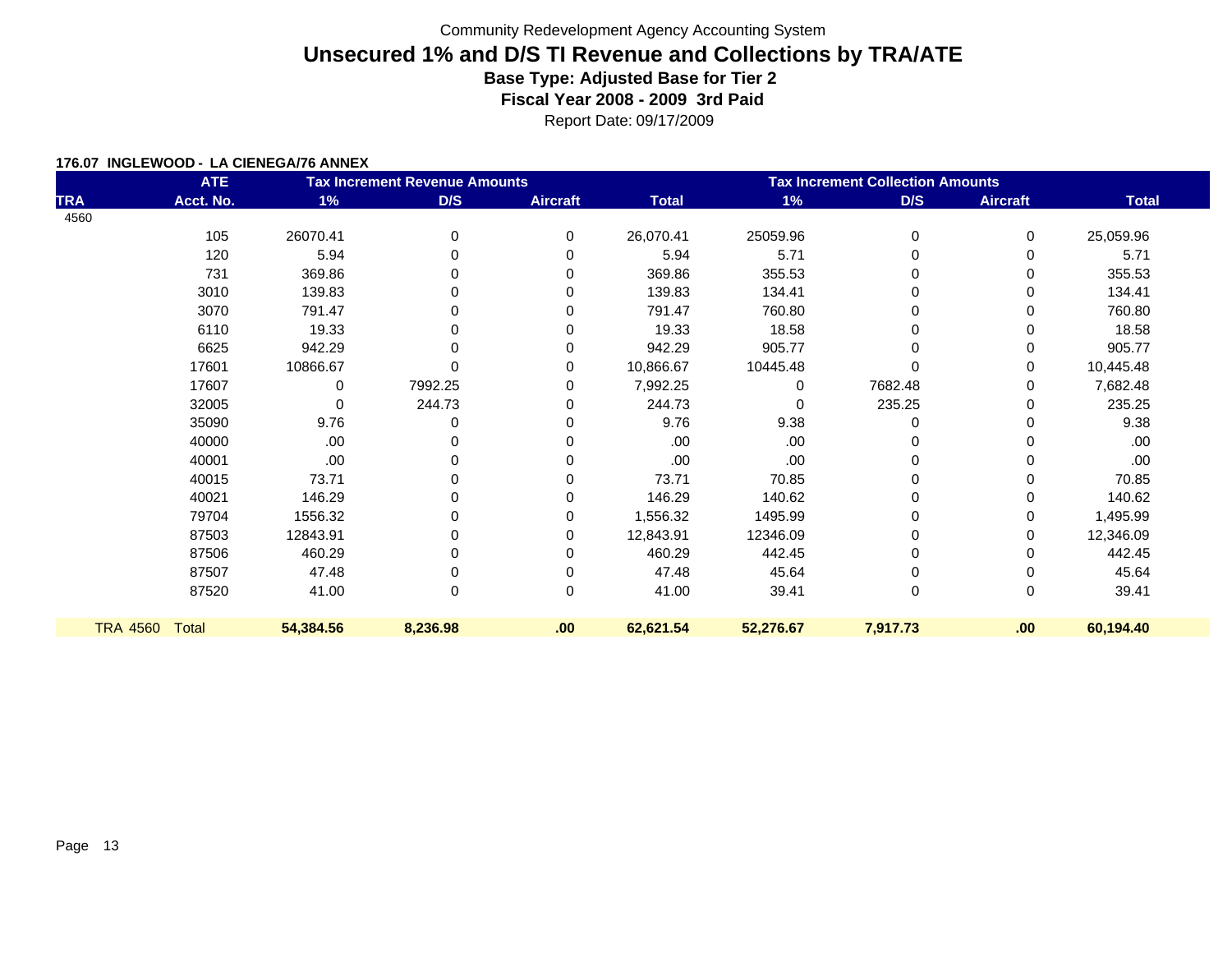Community Redevelopment Agency Accounting System

# Unsecured 1% and D/S TI Revenue and Collections by TRA/ATE

### Base Type: Adjusted Base for Tier 2

### Fiscal Year 2008 - 2009 3rd Paid

Report Date: 09/17/2009

**176.07 INGLEWOOD - LA CIENEGA/76 ANNEX**

| | ATE | Tax Increment Revenue Amounts | | | | Tax Increment Collection Amounts | | | |
|---|---|---|---|---|---|---|---|---|---|
| TRA | Acct. No. | 1% | D/S | Aircraft | Total | 1% | D/S | Aircraft | Total |
| 4560 | | | | | | | | | |
| | 105 | 26070.41 | 0 | 0 | 26,070.41 | 25059.96 | 0 | 0 | 25,059.96 |
| | 120 | 5.94 | 0 | 0 | 5.94 | 5.71 | 0 | 0 | 5.71 |
| | 731 | 369.86 | 0 | 0 | 369.86 | 355.53 | 0 | 0 | 355.53 |
| | 3010 | 139.83 | 0 | 0 | 139.83 | 134.41 | 0 | 0 | 134.41 |
| | 3070 | 791.47 | 0 | 0 | 791.47 | 760.80 | 0 | 0 | 760.80 |
| | 6110 | 19.33 | 0 | 0 | 19.33 | 18.58 | 0 | 0 | 18.58 |
| | 6625 | 942.29 | 0 | 0 | 942.29 | 905.77 | 0 | 0 | 905.77 |
| | 17601 | 10866.67 | 0 | 0 | 10,866.67 | 10445.48 | 0 | 0 | 10,445.48 |
| | 17607 | 0 | 7992.25 | 0 | 7,992.25 | 0 | 7682.48 | 0 | 7,682.48 |
| | 32005 | 0 | 244.73 | 0 | 244.73 | 0 | 235.25 | 0 | 235.25 |
| | 35090 | 9.76 | 0 | 0 | 9.76 | 9.38 | 0 | 0 | 9.38 |
| | 40000 | .00 | 0 | 0 | .00 | .00 | 0 | 0 | .00 |
| | 40001 | .00 | 0 | 0 | .00 | .00 | 0 | 0 | .00 |
| | 40015 | 73.71 | 0 | 0 | 73.71 | 70.85 | 0 | 0 | 70.85 |
| | 40021 | 146.29 | 0 | 0 | 146.29 | 140.62 | 0 | 0 | 140.62 |
| | 79704 | 1556.32 | 0 | 0 | 1,556.32 | 1495.99 | 0 | 0 | 1,495.99 |
| | 87503 | 12843.91 | 0 | 0 | 12,843.91 | 12346.09 | 0 | 0 | 12,346.09 |
| | 87506 | 460.29 | 0 | 0 | 460.29 | 442.45 | 0 | 0 | 442.45 |
| | 87507 | 47.48 | 0 | 0 | 47.48 | 45.64 | 0 | 0 | 45.64 |
| | 87520 | 41.00 | 0 | 0 | 41.00 | 39.41 | 0 | 0 | 39.41 |
| TRA 4560 | Total | **54,384.56** | **8,236.98** | **.00** | **62,621.54** | **52,276.67** | **7,917.73** | **.00** | **60,194.40** |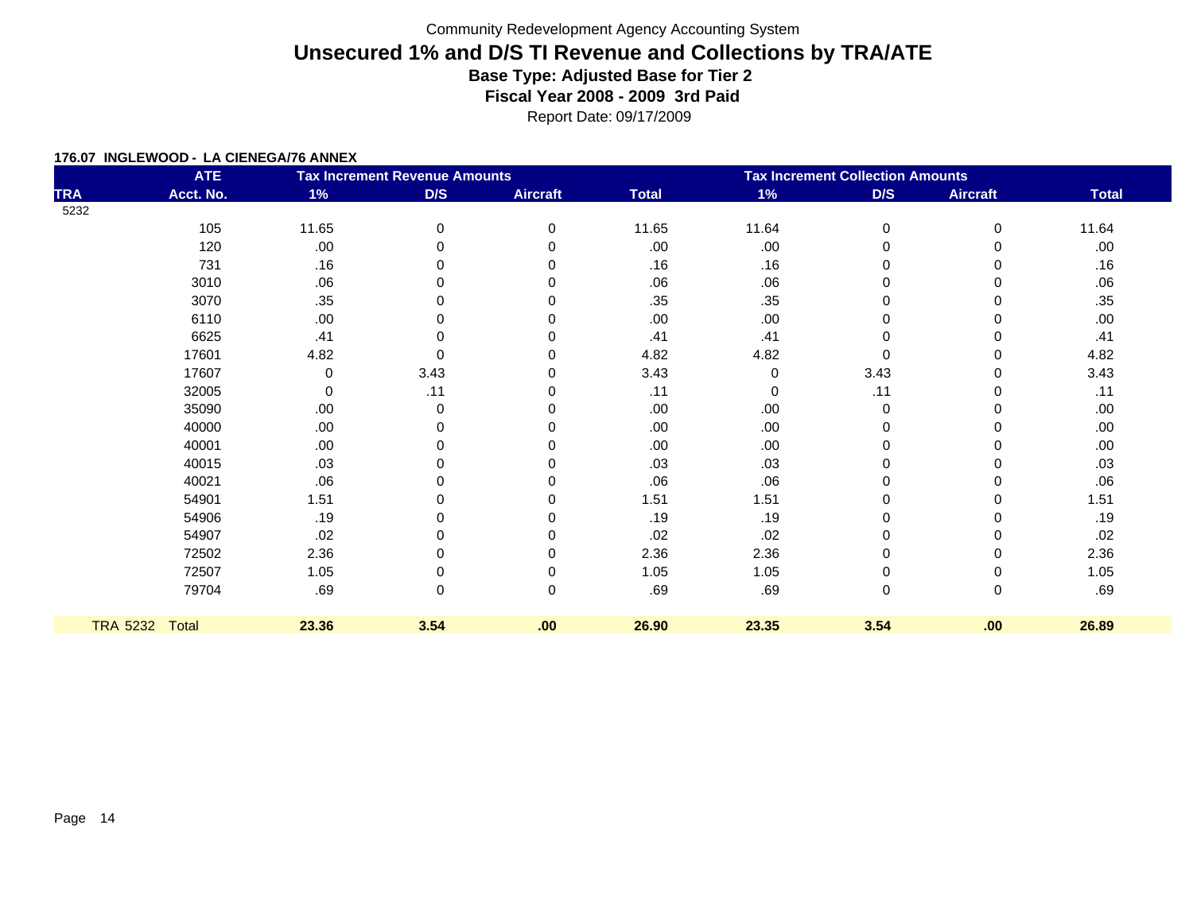Community Redevelopment Agency Accounting System

# Unsecured 1% and D/S TI Revenue and Collections by TRA/ATE

**Base Type: Adjusted Base for Tier 2**

**Fiscal Year 2008 - 2009 3rd Paid**

Report Date: 09/17/2009

**176.07 INGLEWOOD - LA CIENEGA/76 ANNEX**

| | ATE | Tax Increment Revenue Amounts | | | | Tax Increment Collection Amounts | | | |
|---|---|---|---|---|---|---|---|---|---|
| TRA | Acct. No. | 1% | D/S | Aircraft | Total | 1% | D/S | Aircraft | Total |
| 5232 | | | | | | | | | |
| | 105 | 11.65 | 0 | 0 | 11.65 | 11.64 | 0 | 0 | 11.64 |
| | 120 | .00 | 0 | 0 | .00 | .00 | 0 | 0 | .00 |
| | 731 | .16 | 0 | 0 | .16 | .16 | 0 | 0 | .16 |
| | 3010 | .06 | 0 | 0 | .06 | .06 | 0 | 0 | .06 |
| | 3070 | .35 | 0 | 0 | .35 | .35 | 0 | 0 | .35 |
| | 6110 | .00 | 0 | 0 | .00 | .00 | 0 | 0 | .00 |
| | 6625 | .41 | 0 | 0 | .41 | .41 | 0 | 0 | .41 |
| | 17601 | 4.82 | 0 | 0 | 4.82 | 4.82 | 0 | 0 | 4.82 |
| | 17607 | 0 | 3.43 | 0 | 3.43 | 0 | 3.43 | 0 | 3.43 |
| | 32005 | 0 | .11 | 0 | .11 | 0 | .11 | 0 | .11 |
| | 35090 | .00 | 0 | 0 | .00 | .00 | 0 | 0 | .00 |
| | 40000 | .00 | 0 | 0 | .00 | .00 | 0 | 0 | .00 |
| | 40001 | .00 | 0 | 0 | .00 | .00 | 0 | 0 | .00 |
| | 40015 | .03 | 0 | 0 | .03 | .03 | 0 | 0 | .03 |
| | 40021 | .06 | 0 | 0 | .06 | .06 | 0 | 0 | .06 |
| | 54901 | 1.51 | 0 | 0 | 1.51 | 1.51 | 0 | 0 | 1.51 |
| | 54906 | .19 | 0 | 0 | .19 | .19 | 0 | 0 | .19 |
| | 54907 | .02 | 0 | 0 | .02 | .02 | 0 | 0 | .02 |
| | 72502 | 2.36 | 0 | 0 | 2.36 | 2.36 | 0 | 0 | 2.36 |
| | 72507 | 1.05 | 0 | 0 | 1.05 | 1.05 | 0 | 0 | 1.05 |
| | 79704 | .69 | 0 | 0 | .69 | .69 | 0 | 0 | .69 |
| TRA 5232 | Total | **23.36** | **3.54** | **.00** | **26.90** | **23.35** | **3.54** | **.00** | **26.89** |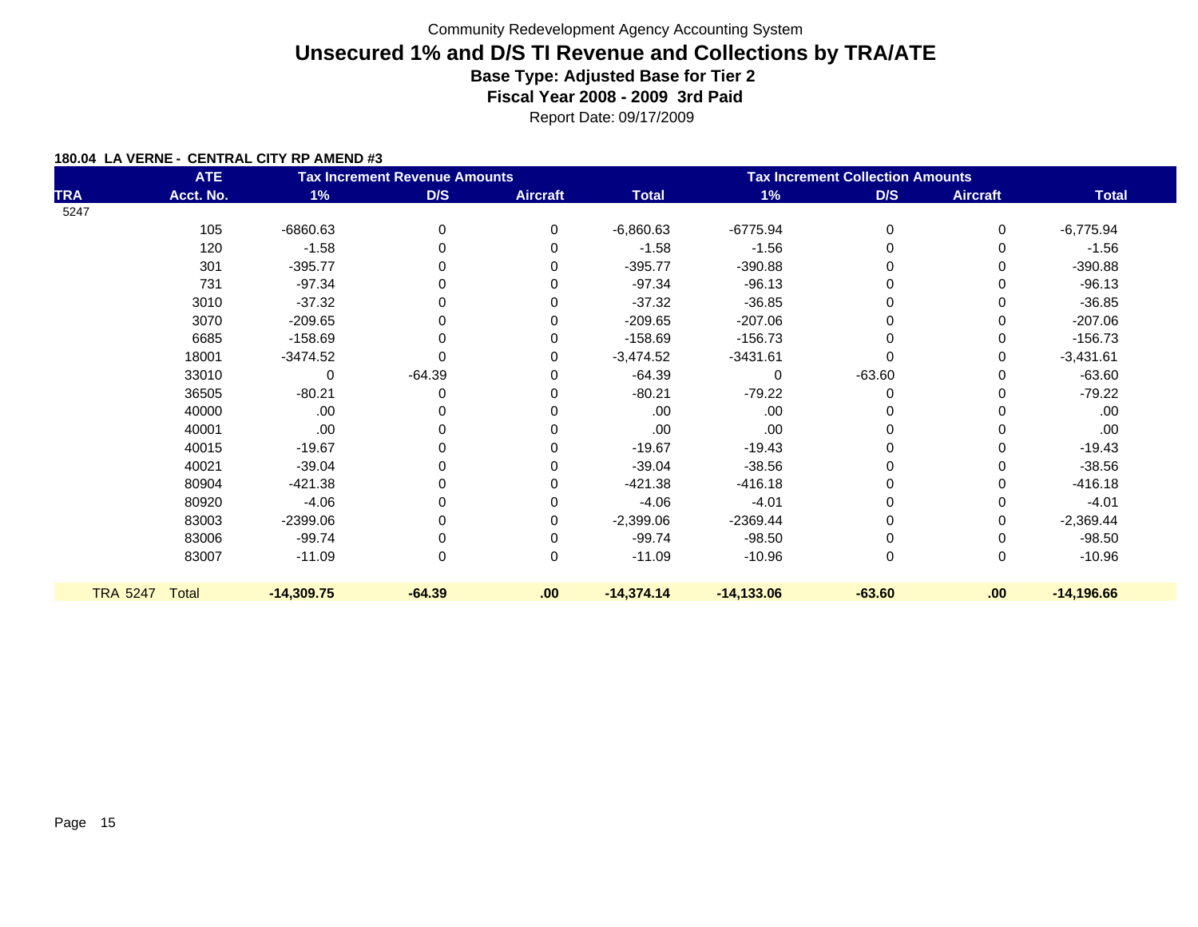Community Redevelopment Agency Accounting System

# Unsecured 1% and D/S TI Revenue and Collections by TRA/ATE

### Base Type: Adjusted Base for Tier 2

### Fiscal Year 2008 - 2009 3rd Paid

Report Date: 09/17/2009

**180.04 LA VERNE - CENTRAL CITY RP AMEND #3**

| | ATE | Tax Increment Revenue Amounts | | | | Tax Increment Collection Amounts | | | |
|---|---|---|---|---|---|---|---|---|---|
| TRA | Acct. No. | 1% | D/S | Aircraft | Total | 1% | D/S | Aircraft | Total |
| 5247 | | | | | | | | | |
| | 105 | -6860.63 | 0 | 0 | -6,860.63 | -6775.94 | 0 | 0 | -6,775.94 |
| | 120 | -1.58 | 0 | 0 | -1.58 | -1.56 | 0 | 0 | -1.56 |
| | 301 | -395.77 | 0 | 0 | -395.77 | -390.88 | 0 | 0 | -390.88 |
| | 731 | -97.34 | 0 | 0 | -97.34 | -96.13 | 0 | 0 | -96.13 |
| | 3010 | -37.32 | 0 | 0 | -37.32 | -36.85 | 0 | 0 | -36.85 |
| | 3070 | -209.65 | 0 | 0 | -209.65 | -207.06 | 0 | 0 | -207.06 |
| | 6685 | -158.69 | 0 | 0 | -158.69 | -156.73 | 0 | 0 | -156.73 |
| | 18001 | -3474.52 | 0 | 0 | -3,474.52 | -3431.61 | 0 | 0 | -3,431.61 |
| | 33010 | 0 | -64.39 | 0 | -64.39 | 0 | -63.60 | 0 | -63.60 |
| | 36505 | -80.21 | 0 | 0 | -80.21 | -79.22 | 0 | 0 | -79.22 |
| | 40000 | .00 | 0 | 0 | .00 | .00 | 0 | 0 | .00 |
| | 40001 | .00 | 0 | 0 | .00 | .00 | 0 | 0 | .00 |
| | 40015 | -19.67 | 0 | 0 | -19.67 | -19.43 | 0 | 0 | -19.43 |
| | 40021 | -39.04 | 0 | 0 | -39.04 | -38.56 | 0 | 0 | -38.56 |
| | 80904 | -421.38 | 0 | 0 | -421.38 | -416.18 | 0 | 0 | -416.18 |
| | 80920 | -4.06 | 0 | 0 | -4.06 | -4.01 | 0 | 0 | -4.01 |
| | 83003 | -2399.06 | 0 | 0 | -2,399.06 | -2369.44 | 0 | 0 | -2,369.44 |
| | 83006 | -99.74 | 0 | 0 | -99.74 | -98.50 | 0 | 0 | -98.50 |
| | 83007 | -11.09 | 0 | 0 | -11.09 | -10.96 | 0 | 0 | -10.96 |
| **TRA 5247** | **Total** | **-14,309.75** | **-64.39** | **.00** | **-14,374.14** | **-14,133.06** | **-63.60** | **.00** | **-14,196.66** |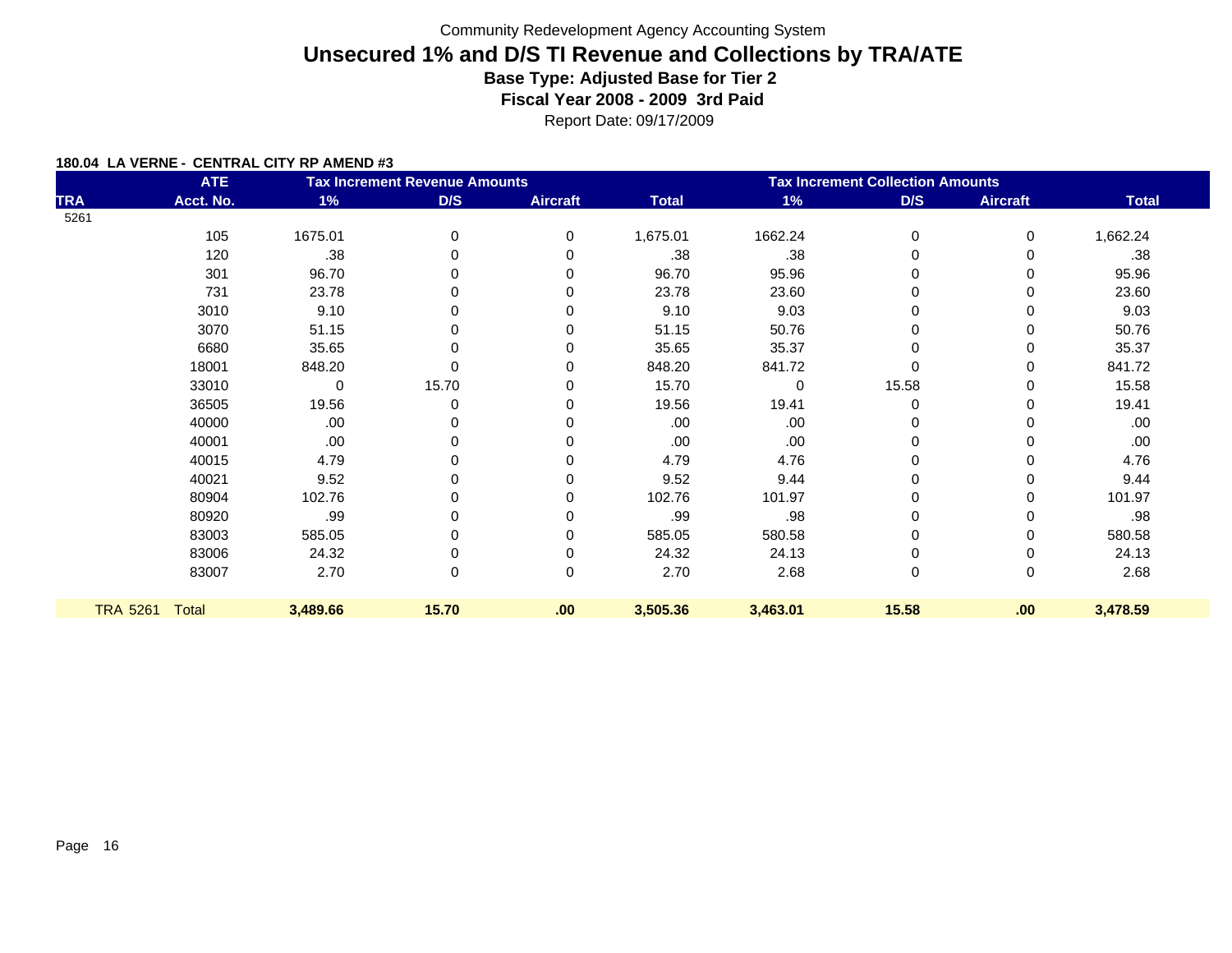Community Redevelopment Agency Accounting System

# Unsecured 1% and D/S TI Revenue and Collections by TRA/ATE

### Base Type: Adjusted Base for Tier 2

### Fiscal Year 2008 - 2009 3rd Paid

Report Date: 09/17/2009

**180.04 LA VERNE - CENTRAL CITY RP AMEND #3**

| | ATE | Tax Increment Revenue Amounts | | | | Tax Increment Collection Amounts | | | |
|---|---|---|---|---|---|---|---|---|---|
| TRA | Acct. No. | 1% | D/S | Aircraft | Total | 1% | D/S | Aircraft | Total |
| 5261 | | | | | | | | | |
| | 105 | 1675.01 | 0 | 0 | 1,675.01 | 1662.24 | 0 | 0 | 1,662.24 |
| | 120 | .38 | 0 | 0 | .38 | .38 | 0 | 0 | .38 |
| | 301 | 96.70 | 0 | 0 | 96.70 | 95.96 | 0 | 0 | 95.96 |
| | 731 | 23.78 | 0 | 0 | 23.78 | 23.60 | 0 | 0 | 23.60 |
| | 3010 | 9.10 | 0 | 0 | 9.10 | 9.03 | 0 | 0 | 9.03 |
| | 3070 | 51.15 | 0 | 0 | 51.15 | 50.76 | 0 | 0 | 50.76 |
| | 6680 | 35.65 | 0 | 0 | 35.65 | 35.37 | 0 | 0 | 35.37 |
| | 18001 | 848.20 | 0 | 0 | 848.20 | 841.72 | 0 | 0 | 841.72 |
| | 33010 | 0 | 15.70 | 0 | 15.70 | 0 | 15.58 | 0 | 15.58 |
| | 36505 | 19.56 | 0 | 0 | 19.56 | 19.41 | 0 | 0 | 19.41 |
| | 40000 | .00 | 0 | 0 | .00 | .00 | 0 | 0 | .00 |
| | 40001 | .00 | 0 | 0 | .00 | .00 | 0 | 0 | .00 |
| | 40015 | 4.79 | 0 | 0 | 4.79 | 4.76 | 0 | 0 | 4.76 |
| | 40021 | 9.52 | 0 | 0 | 9.52 | 9.44 | 0 | 0 | 9.44 |
| | 80904 | 102.76 | 0 | 0 | 102.76 | 101.97 | 0 | 0 | 101.97 |
| | 80920 | .99 | 0 | 0 | .99 | .98 | 0 | 0 | .98 |
| | 83003 | 585.05 | 0 | 0 | 585.05 | 580.58 | 0 | 0 | 580.58 |
| | 83006 | 24.32 | 0 | 0 | 24.32 | 24.13 | 0 | 0 | 24.13 |
| | 83007 | 2.70 | 0 | 0 | 2.70 | 2.68 | 0 | 0 | 2.68 |
| TRA 5261 | Total | **3,489.66** | **15.70** | **.00** | **3,505.36** | **3,463.01** | **15.58** | **.00** | **3,478.59** |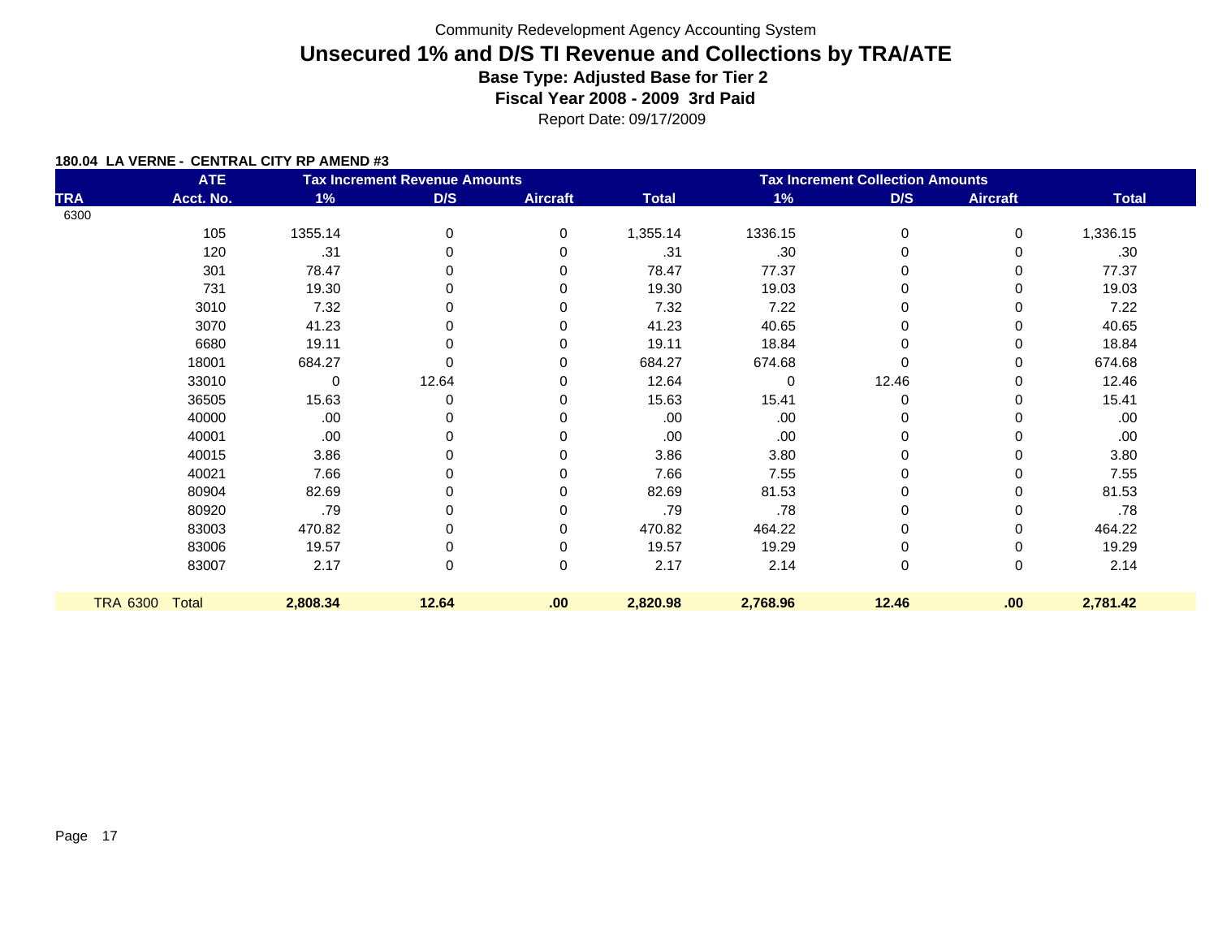Community Redevelopment Agency Accounting System

# Unsecured 1% and D/S TI Revenue and Collections by TRA/ATE

**Base Type: Adjusted Base for Tier 2**

**Fiscal Year 2008 - 2009 3rd Paid**

Report Date: 09/17/2009

**180.04 LA VERNE - CENTRAL CITY RP AMEND #3**

| | ATE | Tax Increment Revenue Amounts | | | | Tax Increment Collection Amounts | | | |
|---|---|---|---|---|---|---|---|---|---|
| TRA | Acct. No. | 1% | D/S | Aircraft | Total | 1% | D/S | Aircraft | Total |
| 6300 | | | | | | | | | |
| | 105 | 1355.14 | 0 | 0 | 1,355.14 | 1336.15 | 0 | 0 | 1,336.15 |
| | 120 | .31 | 0 | 0 | .31 | .30 | 0 | 0 | .30 |
| | 301 | 78.47 | 0 | 0 | 78.47 | 77.37 | 0 | 0 | 77.37 |
| | 731 | 19.30 | 0 | 0 | 19.30 | 19.03 | 0 | 0 | 19.03 |
| | 3010 | 7.32 | 0 | 0 | 7.32 | 7.22 | 0 | 0 | 7.22 |
| | 3070 | 41.23 | 0 | 0 | 41.23 | 40.65 | 0 | 0 | 40.65 |
| | 6680 | 19.11 | 0 | 0 | 19.11 | 18.84 | 0 | 0 | 18.84 |
| | 18001 | 684.27 | 0 | 0 | 684.27 | 674.68 | 0 | 0 | 674.68 |
| | 33010 | 0 | 12.64 | 0 | 12.64 | 0 | 12.46 | 0 | 12.46 |
| | 36505 | 15.63 | 0 | 0 | 15.63 | 15.41 | 0 | 0 | 15.41 |
| | 40000 | .00 | 0 | 0 | .00 | .00 | 0 | 0 | .00 |
| | 40001 | .00 | 0 | 0 | .00 | .00 | 0 | 0 | .00 |
| | 40015 | 3.86 | 0 | 0 | 3.86 | 3.80 | 0 | 0 | 3.80 |
| | 40021 | 7.66 | 0 | 0 | 7.66 | 7.55 | 0 | 0 | 7.55 |
| | 80904 | 82.69 | 0 | 0 | 82.69 | 81.53 | 0 | 0 | 81.53 |
| | 80920 | .79 | 0 | 0 | .79 | .78 | 0 | 0 | .78 |
| | 83003 | 470.82 | 0 | 0 | 470.82 | 464.22 | 0 | 0 | 464.22 |
| | 83006 | 19.57 | 0 | 0 | 19.57 | 19.29 | 0 | 0 | 19.29 |
| | 83007 | 2.17 | 0 | 0 | 2.17 | 2.14 | 0 | 0 | 2.14 |
| TRA 6300 | Total | **2,808.34** | **12.64** | **.00** | **2,820.98** | **2,768.96** | **12.46** | **.00** | **2,781.42** |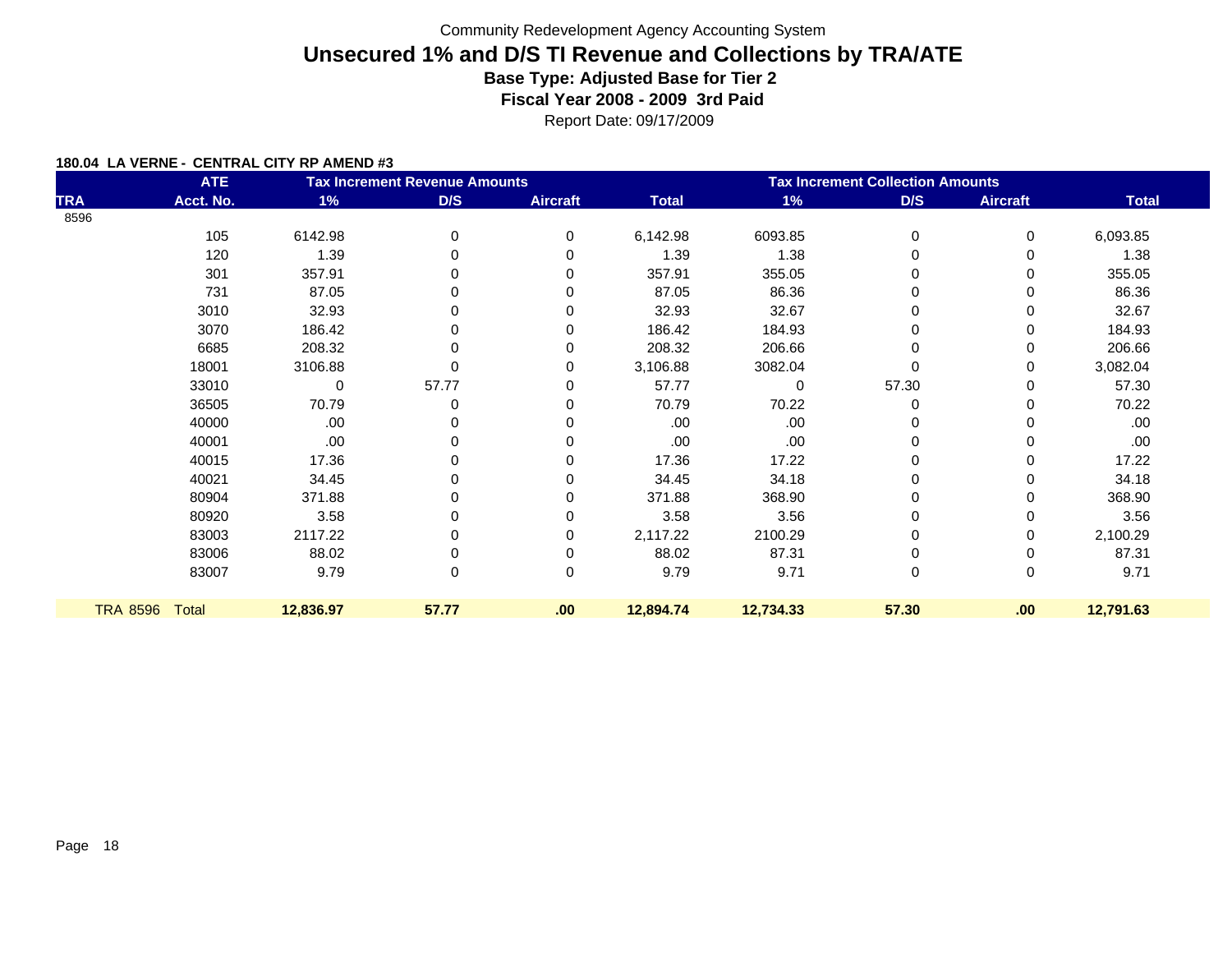Community Redevelopment Agency Accounting System

# Unsecured 1% and D/S TI Revenue and Collections by TRA/ATE

### Base Type: Adjusted Base for Tier 2

### Fiscal Year 2008 - 2009 3rd Paid

Report Date: 09/17/2009

**180.04 LA VERNE - CENTRAL CITY RP AMEND #3**

| | ATE | Tax Increment Revenue Amounts | | | | Tax Increment Collection Amounts | | | |
|---|---|---|---|---|---|---|---|---|---|
| TRA | Acct. No. | 1% | D/S | Aircraft | Total | 1% | D/S | Aircraft | Total |
| 8596 | | | | | | | | | |
| | 105 | 6142.98 | 0 | 0 | 6,142.98 | 6093.85 | 0 | 0 | 6,093.85 |
| | 120 | 1.39 | 0 | 0 | 1.39 | 1.38 | 0 | 0 | 1.38 |
| | 301 | 357.91 | 0 | 0 | 357.91 | 355.05 | 0 | 0 | 355.05 |
| | 731 | 87.05 | 0 | 0 | 87.05 | 86.36 | 0 | 0 | 86.36 |
| | 3010 | 32.93 | 0 | 0 | 32.93 | 32.67 | 0 | 0 | 32.67 |
| | 3070 | 186.42 | 0 | 0 | 186.42 | 184.93 | 0 | 0 | 184.93 |
| | 6685 | 208.32 | 0 | 0 | 208.32 | 206.66 | 0 | 0 | 206.66 |
| | 18001 | 3106.88 | 0 | 0 | 3,106.88 | 3082.04 | 0 | 0 | 3,082.04 |
| | 33010 | 0 | 57.77 | 0 | 57.77 | 0 | 57.30 | 0 | 57.30 |
| | 36505 | 70.79 | 0 | 0 | 70.79 | 70.22 | 0 | 0 | 70.22 |
| | 40000 | .00 | 0 | 0 | .00 | .00 | 0 | 0 | .00 |
| | 40001 | .00 | 0 | 0 | .00 | .00 | 0 | 0 | .00 |
| | 40015 | 17.36 | 0 | 0 | 17.36 | 17.22 | 0 | 0 | 17.22 |
| | 40021 | 34.45 | 0 | 0 | 34.45 | 34.18 | 0 | 0 | 34.18 |
| | 80904 | 371.88 | 0 | 0 | 371.88 | 368.90 | 0 | 0 | 368.90 |
| | 80920 | 3.58 | 0 | 0 | 3.58 | 3.56 | 0 | 0 | 3.56 |
| | 83003 | 2117.22 | 0 | 0 | 2,117.22 | 2100.29 | 0 | 0 | 2,100.29 |
| | 83006 | 88.02 | 0 | 0 | 88.02 | 87.31 | 0 | 0 | 87.31 |
| | 83007 | 9.79 | 0 | 0 | 9.79 | 9.71 | 0 | 0 | 9.71 |
| **TRA 8596** | **Total** | **12,836.97** | **57.77** | **.00** | **12,894.74** | **12,734.33** | **57.30** | **.00** | **12,791.63** |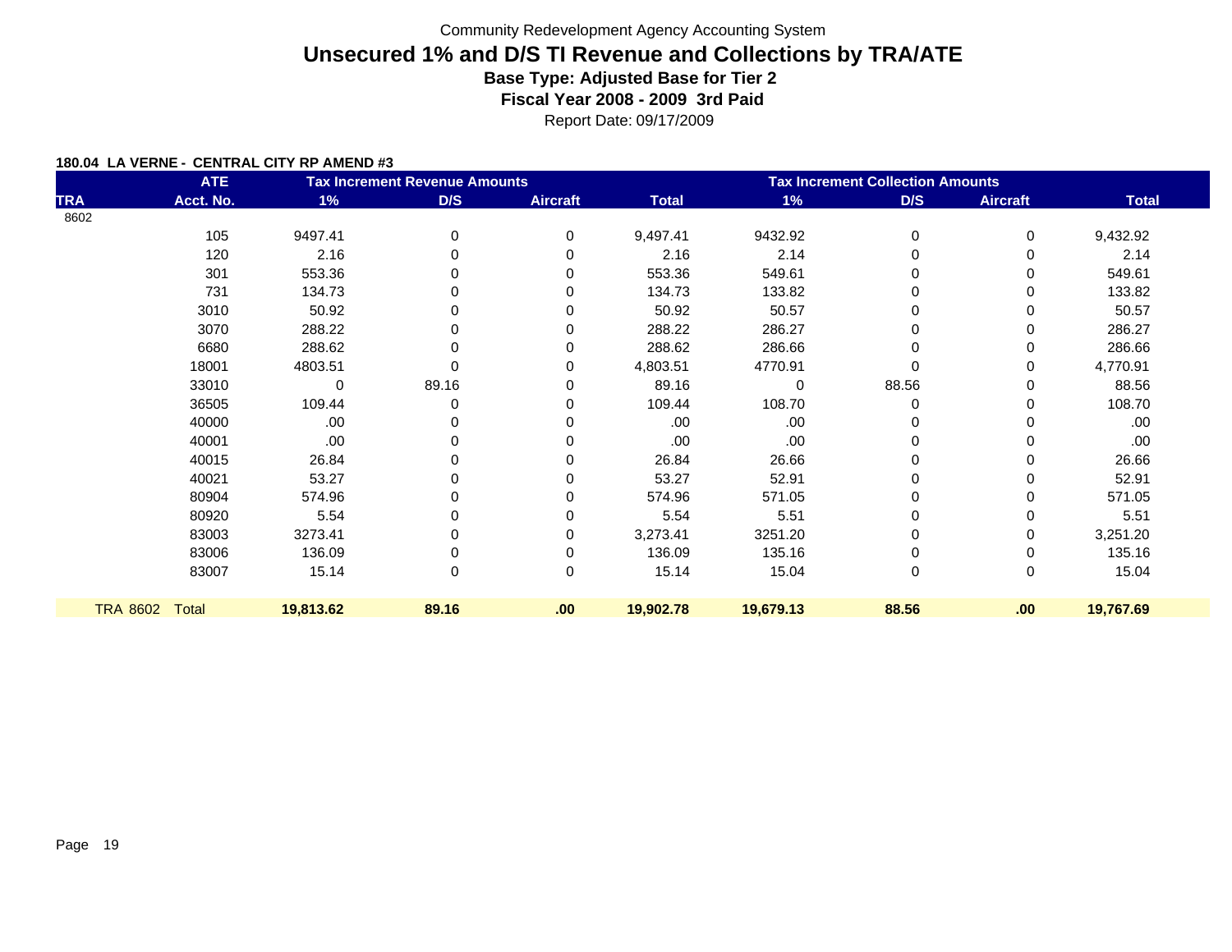Community Redevelopment Agency Accounting System

# Unsecured 1% and D/S TI Revenue and Collections by TRA/ATE

### Base Type: Adjusted Base for Tier 2

### Fiscal Year 2008 - 2009 3rd Paid

Report Date: 09/17/2009

**180.04 LA VERNE - CENTRAL CITY RP AMEND #3**

| | ATE | Tax Increment Revenue Amounts | | | | Tax Increment Collection Amounts | | | |
|---|---|---|---|---|---|---|---|---|---|
| TRA | Acct. No. | 1% | D/S | Aircraft | Total | 1% | D/S | Aircraft | Total |
| 8602 | | | | | | | | | |
| | 105 | 9497.41 | 0 | 0 | 9,497.41 | 9432.92 | 0 | 0 | 9,432.92 |
| | 120 | 2.16 | 0 | 0 | 2.16 | 2.14 | 0 | 0 | 2.14 |
| | 301 | 553.36 | 0 | 0 | 553.36 | 549.61 | 0 | 0 | 549.61 |
| | 731 | 134.73 | 0 | 0 | 134.73 | 133.82 | 0 | 0 | 133.82 |
| | 3010 | 50.92 | 0 | 0 | 50.92 | 50.57 | 0 | 0 | 50.57 |
| | 3070 | 288.22 | 0 | 0 | 288.22 | 286.27 | 0 | 0 | 286.27 |
| | 6680 | 288.62 | 0 | 0 | 288.62 | 286.66 | 0 | 0 | 286.66 |
| | 18001 | 4803.51 | 0 | 0 | 4,803.51 | 4770.91 | 0 | 0 | 4,770.91 |
| | 33010 | 0 | 89.16 | 0 | 89.16 | 0 | 88.56 | 0 | 88.56 |
| | 36505 | 109.44 | 0 | 0 | 109.44 | 108.70 | 0 | 0 | 108.70 |
| | 40000 | .00 | 0 | 0 | .00 | .00 | 0 | 0 | .00 |
| | 40001 | .00 | 0 | 0 | .00 | .00 | 0 | 0 | .00 |
| | 40015 | 26.84 | 0 | 0 | 26.84 | 26.66 | 0 | 0 | 26.66 |
| | 40021 | 53.27 | 0 | 0 | 53.27 | 52.91 | 0 | 0 | 52.91 |
| | 80904 | 574.96 | 0 | 0 | 574.96 | 571.05 | 0 | 0 | 571.05 |
| | 80920 | 5.54 | 0 | 0 | 5.54 | 5.51 | 0 | 0 | 5.51 |
| | 83003 | 3273.41 | 0 | 0 | 3,273.41 | 3251.20 | 0 | 0 | 3,251.20 |
| | 83006 | 136.09 | 0 | 0 | 136.09 | 135.16 | 0 | 0 | 135.16 |
| | 83007 | 15.14 | 0 | 0 | 15.14 | 15.04 | 0 | 0 | 15.04 |
| TRA 8602 | Total | **19,813.62** | **89.16** | **.00** | **19,902.78** | **19,679.13** | **88.56** | **.00** | **19,767.69** |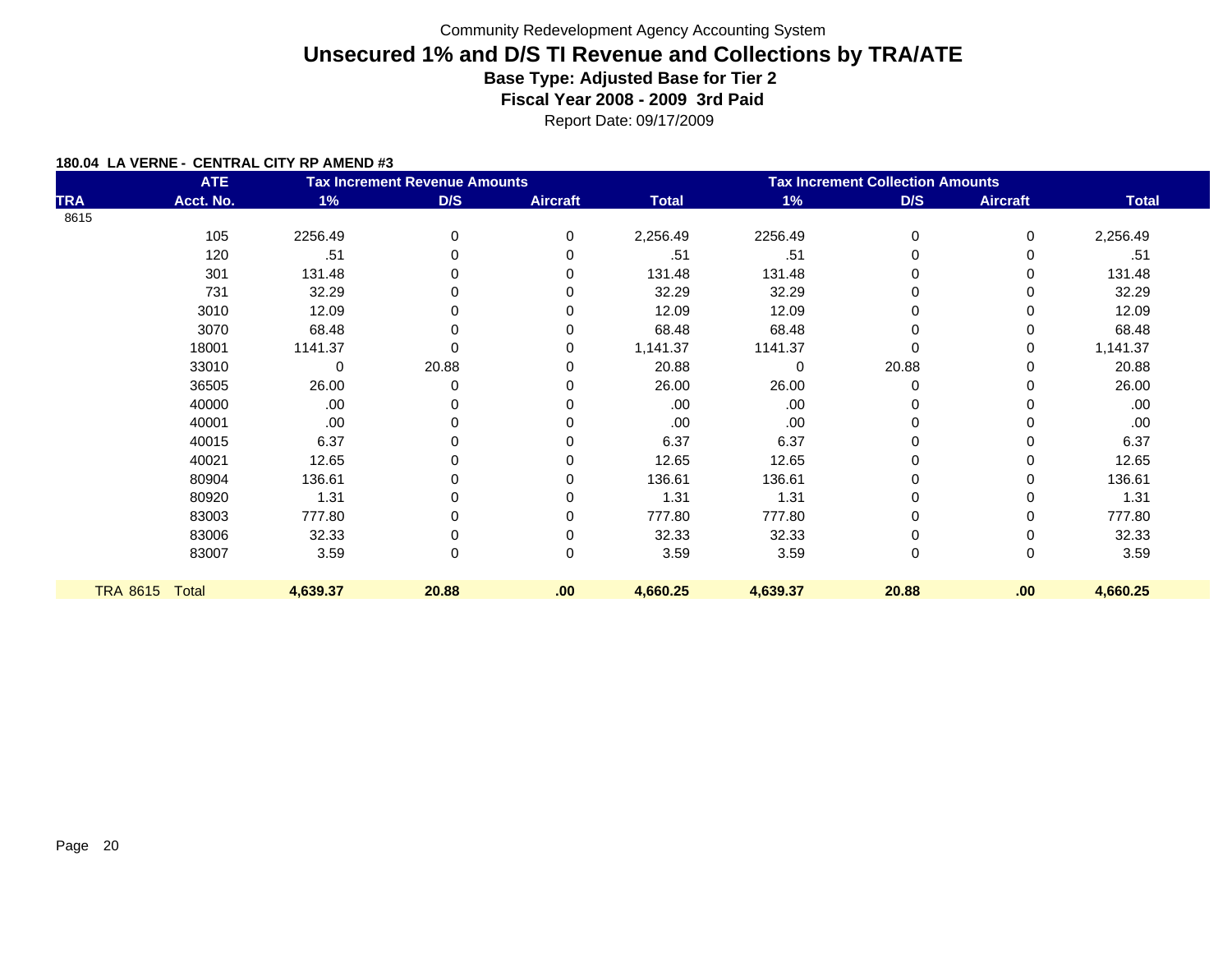Community Redevelopment Agency Accounting System

# Unsecured 1% and D/S TI Revenue and Collections by TRA/ATE

**Base Type: Adjusted Base for Tier 2**

**Fiscal Year 2008 - 2009 3rd Paid**

Report Date: 09/17/2009

**180.04 LA VERNE - CENTRAL CITY RP AMEND #3**

| | ATE | Tax Increment Revenue Amounts | | | | Tax Increment Collection Amounts | | | |
|---|---|---|---|---|---|---|---|---|---|
| TRA | Acct. No. | 1% | D/S | Aircraft | Total | 1% | D/S | Aircraft | Total |
| 8615 | | | | | | | | | |
| | 105 | 2256.49 | 0 | 0 | 2,256.49 | 2256.49 | 0 | 0 | 2,256.49 |
| | 120 | .51 | 0 | 0 | .51 | .51 | 0 | 0 | .51 |
| | 301 | 131.48 | 0 | 0 | 131.48 | 131.48 | 0 | 0 | 131.48 |
| | 731 | 32.29 | 0 | 0 | 32.29 | 32.29 | 0 | 0 | 32.29 |
| | 3010 | 12.09 | 0 | 0 | 12.09 | 12.09 | 0 | 0 | 12.09 |
| | 3070 | 68.48 | 0 | 0 | 68.48 | 68.48 | 0 | 0 | 68.48 |
| | 18001 | 1141.37 | 0 | 0 | 1,141.37 | 1141.37 | 0 | 0 | 1,141.37 |
| | 33010 | 0 | 20.88 | 0 | 20.88 | 0 | 20.88 | 0 | 20.88 |
| | 36505 | 26.00 | 0 | 0 | 26.00 | 26.00 | 0 | 0 | 26.00 |
| | 40000 | .00 | 0 | 0 | .00 | .00 | 0 | 0 | .00 |
| | 40001 | .00 | 0 | 0 | .00 | .00 | 0 | 0 | .00 |
| | 40015 | 6.37 | 0 | 0 | 6.37 | 6.37 | 0 | 0 | 6.37 |
| | 40021 | 12.65 | 0 | 0 | 12.65 | 12.65 | 0 | 0 | 12.65 |
| | 80904 | 136.61 | 0 | 0 | 136.61 | 136.61 | 0 | 0 | 136.61 |
| | 80920 | 1.31 | 0 | 0 | 1.31 | 1.31 | 0 | 0 | 1.31 |
| | 83003 | 777.80 | 0 | 0 | 777.80 | 777.80 | 0 | 0 | 777.80 |
| | 83006 | 32.33 | 0 | 0 | 32.33 | 32.33 | 0 | 0 | 32.33 |
| | 83007 | 3.59 | 0 | 0 | 3.59 | 3.59 | 0 | 0 | 3.59 |
| TRA 8615 | Total | **4,639.37** | **20.88** | **.00** | **4,660.25** | **4,639.37** | **20.88** | **.00** | **4,660.25** |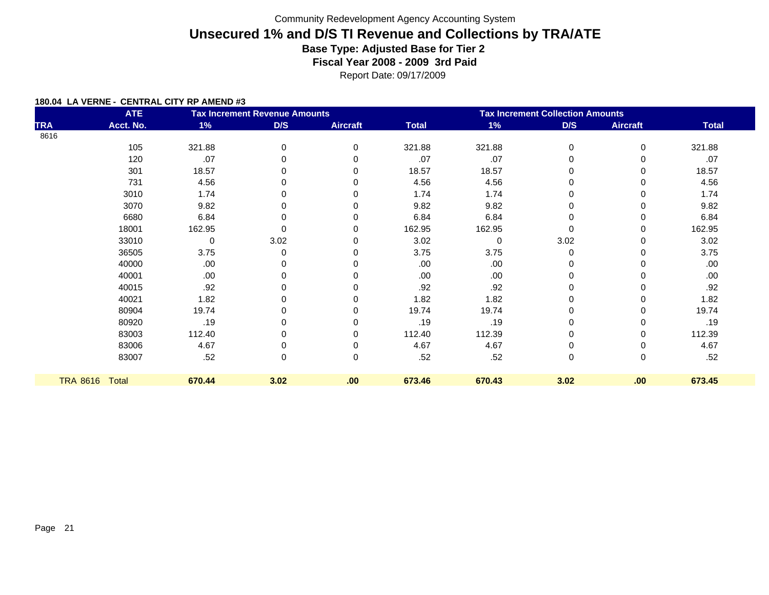Community Redevelopment Agency Accounting System

# Unsecured 1% and D/S TI Revenue and Collections by TRA/ATE

**Base Type: Adjusted Base for Tier 2**

**Fiscal Year 2008 - 2009 3rd Paid**

Report Date: 09/17/2009

**180.04 LA VERNE - CENTRAL CITY RP AMEND #3**

| | ATE | Tax Increment Revenue Amounts | | | | Tax Increment Collection Amounts | | | |
|---|---|---|---|---|---|---|---|---|---|
| TRA | Acct. No. | 1% | D/S | Aircraft | Total | 1% | D/S | Aircraft | Total |
| 8616 | | | | | | | | | |
| | 105 | 321.88 | 0 | 0 | 321.88 | 321.88 | 0 | 0 | 321.88 |
| | 120 | .07 | 0 | 0 | .07 | .07 | 0 | 0 | .07 |
| | 301 | 18.57 | 0 | 0 | 18.57 | 18.57 | 0 | 0 | 18.57 |
| | 731 | 4.56 | 0 | 0 | 4.56 | 4.56 | 0 | 0 | 4.56 |
| | 3010 | 1.74 | 0 | 0 | 1.74 | 1.74 | 0 | 0 | 1.74 |
| | 3070 | 9.82 | 0 | 0 | 9.82 | 9.82 | 0 | 0 | 9.82 |
| | 6680 | 6.84 | 0 | 0 | 6.84 | 6.84 | 0 | 0 | 6.84 |
| | 18001 | 162.95 | 0 | 0 | 162.95 | 162.95 | 0 | 0 | 162.95 |
| | 33010 | 0 | 3.02 | 0 | 3.02 | 0 | 3.02 | 0 | 3.02 |
| | 36505 | 3.75 | 0 | 0 | 3.75 | 3.75 | 0 | 0 | 3.75 |
| | 40000 | .00 | 0 | 0 | .00 | .00 | 0 | 0 | .00 |
| | 40001 | .00 | 0 | 0 | .00 | .00 | 0 | 0 | .00 |
| | 40015 | .92 | 0 | 0 | .92 | .92 | 0 | 0 | .92 |
| | 40021 | 1.82 | 0 | 0 | 1.82 | 1.82 | 0 | 0 | 1.82 |
| | 80904 | 19.74 | 0 | 0 | 19.74 | 19.74 | 0 | 0 | 19.74 |
| | 80920 | .19 | 0 | 0 | .19 | .19 | 0 | 0 | .19 |
| | 83003 | 112.40 | 0 | 0 | 112.40 | 112.39 | 0 | 0 | 112.39 |
| | 83006 | 4.67 | 0 | 0 | 4.67 | 4.67 | 0 | 0 | 4.67 |
| | 83007 | .52 | 0 | 0 | .52 | .52 | 0 | 0 | .52 |
| TRA 8616 | Total | **670.44** | **3.02** | **.00** | **673.46** | **670.43** | **3.02** | **.00** | **673.45** |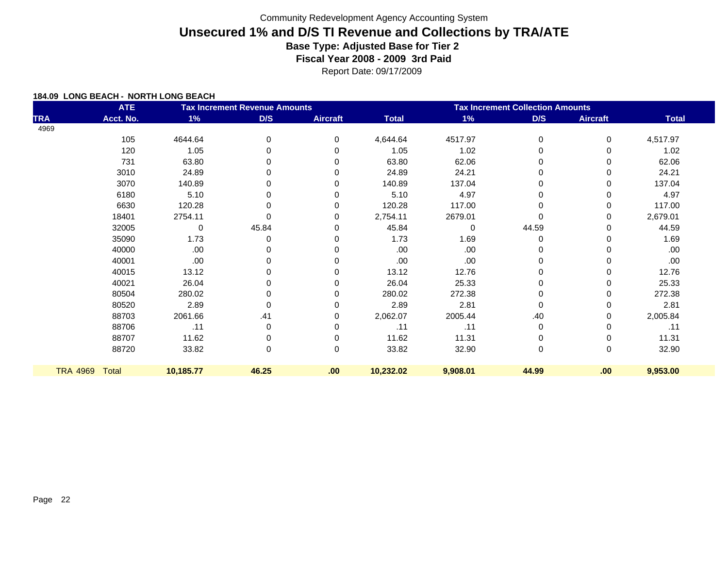Community Redevelopment Agency Accounting System

# Unsecured 1% and D/S TI Revenue and Collections by TRA/ATE

**Base Type: Adjusted Base for Tier 2**

**Fiscal Year 2008 - 2009 3rd Paid**

Report Date: 09/17/2009

**184.09 LONG BEACH - NORTH LONG BEACH**

| TRA | ATE Acct. No. | Tax Increment Revenue Amounts 1% | D/S | Aircraft | Total | Tax Increment Collection Amounts 1% | D/S | Aircraft | Total |
|---|---|---|---|---|---|---|---|---|---|
| 4969 | | | | | | | | | |
| | 105 | 4644.64 | 0 | 0 | 4,644.64 | 4517.97 | 0 | 0 | 4,517.97 |
| | 120 | 1.05 | 0 | 0 | 1.05 | 1.02 | 0 | 0 | 1.02 |
| | 731 | 63.80 | 0 | 0 | 63.80 | 62.06 | 0 | 0 | 62.06 |
| | 3010 | 24.89 | 0 | 0 | 24.89 | 24.21 | 0 | 0 | 24.21 |
| | 3070 | 140.89 | 0 | 0 | 140.89 | 137.04 | 0 | 0 | 137.04 |
| | 6180 | 5.10 | 0 | 0 | 5.10 | 4.97 | 0 | 0 | 4.97 |
| | 6630 | 120.28 | 0 | 0 | 120.28 | 117.00 | 0 | 0 | 117.00 |
| | 18401 | 2754.11 | 0 | 0 | 2,754.11 | 2679.01 | 0 | 0 | 2,679.01 |
| | 32005 | 0 | 45.84 | 0 | 45.84 | 0 | 44.59 | 0 | 44.59 |
| | 35090 | 1.73 | 0 | 0 | 1.73 | 1.69 | 0 | 0 | 1.69 |
| | 40000 | .00 | 0 | 0 | .00 | .00 | 0 | 0 | .00 |
| | 40001 | .00 | 0 | 0 | .00 | .00 | 0 | 0 | .00 |
| | 40015 | 13.12 | 0 | 0 | 13.12 | 12.76 | 0 | 0 | 12.76 |
| | 40021 | 26.04 | 0 | 0 | 26.04 | 25.33 | 0 | 0 | 25.33 |
| | 80504 | 280.02 | 0 | 0 | 280.02 | 272.38 | 0 | 0 | 272.38 |
| | 80520 | 2.89 | 0 | 0 | 2.89 | 2.81 | 0 | 0 | 2.81 |
| | 88703 | 2061.66 | .41 | 0 | 2,062.07 | 2005.44 | .40 | 0 | 2,005.84 |
| | 88706 | .11 | 0 | 0 | .11 | .11 | 0 | 0 | .11 |
| | 88707 | 11.62 | 0 | 0 | 11.62 | 11.31 | 0 | 0 | 11.31 |
| | 88720 | 33.82 | 0 | 0 | 33.82 | 32.90 | 0 | 0 | 32.90 |
| **TRA 4969** | **Total** | **10,185.77** | **46.25** | **.00** | **10,232.02** | **9,908.01** | **44.99** | **.00** | **9,953.00** |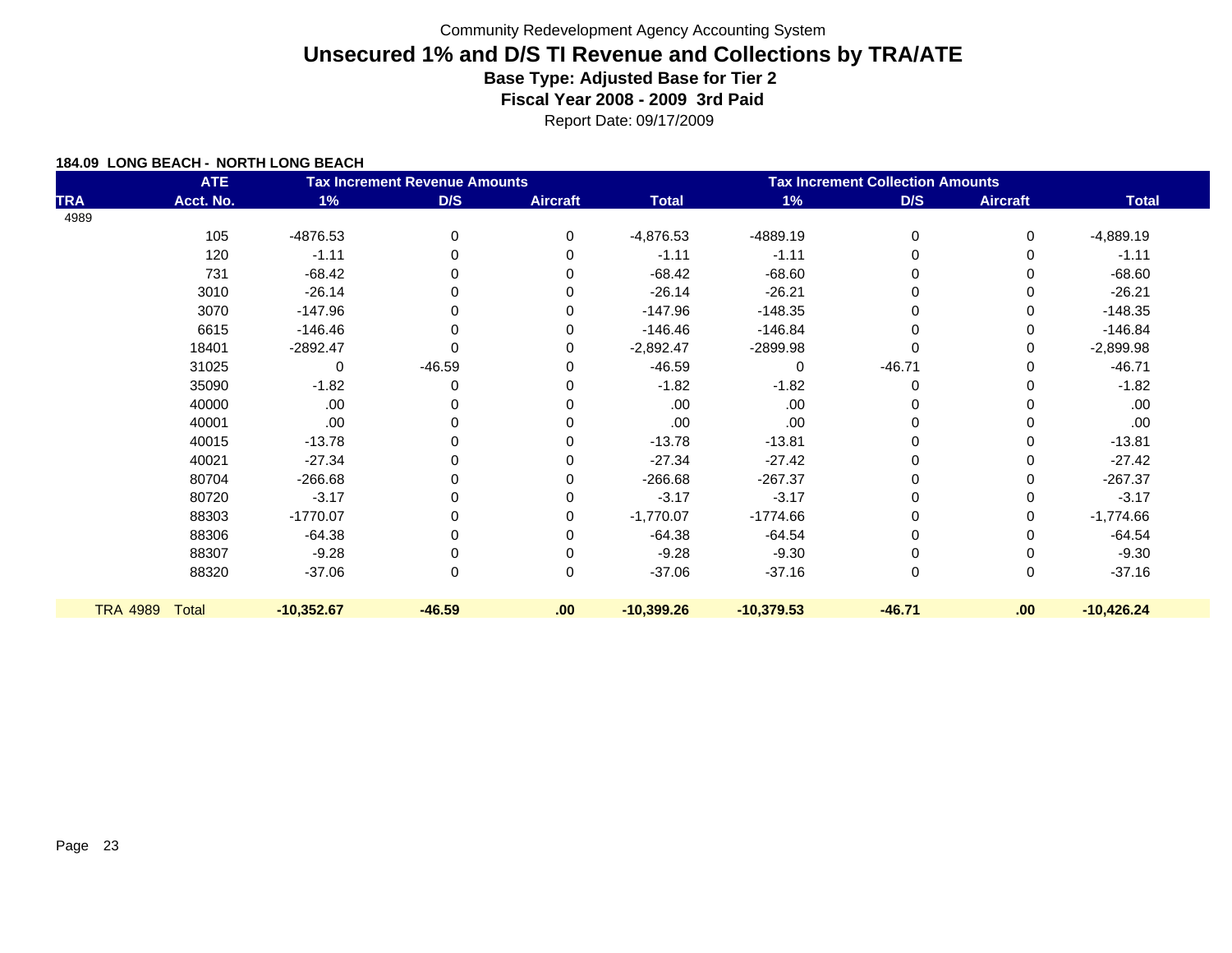Community Redevelopment Agency Accounting System

# Unsecured 1% and D/S TI Revenue and Collections by TRA/ATE

### Base Type: Adjusted Base for Tier 2

### Fiscal Year 2008 - 2009 3rd Paid

Report Date: 09/17/2009

**184.09 LONG BEACH - NORTH LONG BEACH**

| | ATE | Tax Increment Revenue Amounts | | | | Tax Increment Collection Amounts | | | |
|---|---|---|---|---|---|---|---|---|---|
| TRA | Acct. No. | 1% | D/S | Aircraft | Total | 1% | D/S | Aircraft | Total |
| 4989 | | | | | | | | | |
| | 105 | -4876.53 | 0 | 0 | -4,876.53 | -4889.19 | 0 | 0 | -4,889.19 |
| | 120 | -1.11 | 0 | 0 | -1.11 | -1.11 | 0 | 0 | -1.11 |
| | 731 | -68.42 | 0 | 0 | -68.42 | -68.60 | 0 | 0 | -68.60 |
| | 3010 | -26.14 | 0 | 0 | -26.14 | -26.21 | 0 | 0 | -26.21 |
| | 3070 | -147.96 | 0 | 0 | -147.96 | -148.35 | 0 | 0 | -148.35 |
| | 6615 | -146.46 | 0 | 0 | -146.46 | -146.84 | 0 | 0 | -146.84 |
| | 18401 | -2892.47 | 0 | 0 | -2,892.47 | -2899.98 | 0 | 0 | -2,899.98 |
| | 31025 | 0 | -46.59 | 0 | -46.59 | 0 | -46.71 | 0 | -46.71 |
| | 35090 | -1.82 | 0 | 0 | -1.82 | -1.82 | 0 | 0 | -1.82 |
| | 40000 | .00 | 0 | 0 | .00 | .00 | 0 | 0 | .00 |
| | 40001 | .00 | 0 | 0 | .00 | .00 | 0 | 0 | .00 |
| | 40015 | -13.78 | 0 | 0 | -13.78 | -13.81 | 0 | 0 | -13.81 |
| | 40021 | -27.34 | 0 | 0 | -27.34 | -27.42 | 0 | 0 | -27.42 |
| | 80704 | -266.68 | 0 | 0 | -266.68 | -267.37 | 0 | 0 | -267.37 |
| | 80720 | -3.17 | 0 | 0 | -3.17 | -3.17 | 0 | 0 | -3.17 |
| | 88303 | -1770.07 | 0 | 0 | -1,770.07 | -1774.66 | 0 | 0 | -1,774.66 |
| | 88306 | -64.38 | 0 | 0 | -64.38 | -64.54 | 0 | 0 | -64.54 |
| | 88307 | -9.28 | 0 | 0 | -9.28 | -9.30 | 0 | 0 | -9.30 |
| | 88320 | -37.06 | 0 | 0 | -37.06 | -37.16 | 0 | 0 | -37.16 |
| **TRA 4989** | **Total** | **-10,352.67** | **-46.59** | **.00** | **-10,399.26** | **-10,379.53** | **-46.71** | **.00** | **-10,426.24** |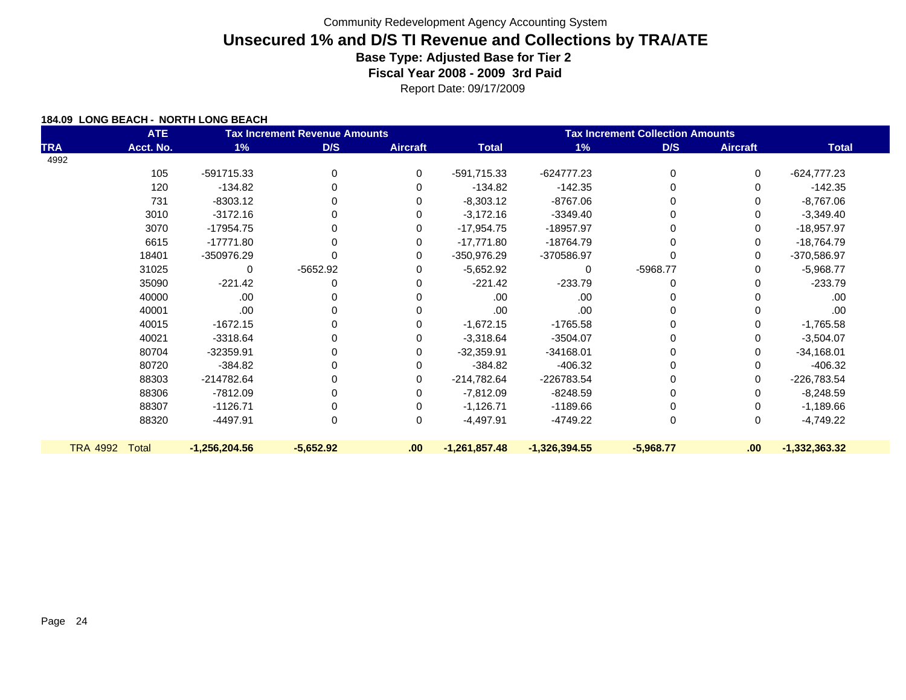Community Redevelopment Agency Accounting System

# Unsecured 1% and D/S TI Revenue and Collections by TRA/ATE

### Base Type: Adjusted Base for Tier 2

### Fiscal Year 2008 - 2009 3rd Paid

Report Date: 09/17/2009

**184.09 LONG BEACH - NORTH LONG BEACH**

| | ATE | Tax Increment Revenue Amounts | | | | Tax Increment Collection Amounts | | | |
|---|---|---|---|---|---|---|---|---|---|
| **TRA** | **Acct. No.** | **1%** | **D/S** | **Aircraft** | **Total** | **1%** | **D/S** | **Aircraft** | **Total** |
| 4992 | | | | | | | | | |
| | 105 | -591715.33 | 0 | 0 | -591,715.33 | -624777.23 | 0 | 0 | -624,777.23 |
| | 120 | -134.82 | 0 | 0 | -134.82 | -142.35 | 0 | 0 | -142.35 |
| | 731 | -8303.12 | 0 | 0 | -8,303.12 | -8767.06 | 0 | 0 | -8,767.06 |
| | 3010 | -3172.16 | 0 | 0 | -3,172.16 | -3349.40 | 0 | 0 | -3,349.40 |
| | 3070 | -17954.75 | 0 | 0 | -17,954.75 | -18957.97 | 0 | 0 | -18,957.97 |
| | 6615 | -17771.80 | 0 | 0 | -17,771.80 | -18764.79 | 0 | 0 | -18,764.79 |
| | 18401 | -350976.29 | 0 | 0 | -350,976.29 | -370586.97 | 0 | 0 | -370,586.97 |
| | 31025 | 0 | -5652.92 | 0 | -5,652.92 | 0 | -5968.77 | 0 | -5,968.77 |
| | 35090 | -221.42 | 0 | 0 | -221.42 | -233.79 | 0 | 0 | -233.79 |
| | 40000 | .00 | 0 | 0 | .00 | .00 | 0 | 0 | .00 |
| | 40001 | .00 | 0 | 0 | .00 | .00 | 0 | 0 | .00 |
| | 40015 | -1672.15 | 0 | 0 | -1,672.15 | -1765.58 | 0 | 0 | -1,765.58 |
| | 40021 | -3318.64 | 0 | 0 | -3,318.64 | -3504.07 | 0 | 0 | -3,504.07 |
| | 80704 | -32359.91 | 0 | 0 | -32,359.91 | -34168.01 | 0 | 0 | -34,168.01 |
| | 80720 | -384.82 | 0 | 0 | -384.82 | -406.32 | 0 | 0 | -406.32 |
| | 88303 | -214782.64 | 0 | 0 | -214,782.64 | -226783.54 | 0 | 0 | -226,783.54 |
| | 88306 | -7812.09 | 0 | 0 | -7,812.09 | -8248.59 | 0 | 0 | -8,248.59 |
| | 88307 | -1126.71 | 0 | 0 | -1,126.71 | -1189.66 | 0 | 0 | -1,189.66 |
| | 88320 | -4497.91 | 0 | 0 | -4,497.91 | -4749.22 | 0 | 0 | -4,749.22 |
| **TRA 4992** | **Total** | **-1,256,204.56** | **-5,652.92** | **.00** | **-1,261,857.48** | **-1,326,394.55** | **-5,968.77** | **.00** | **-1,332,363.32** |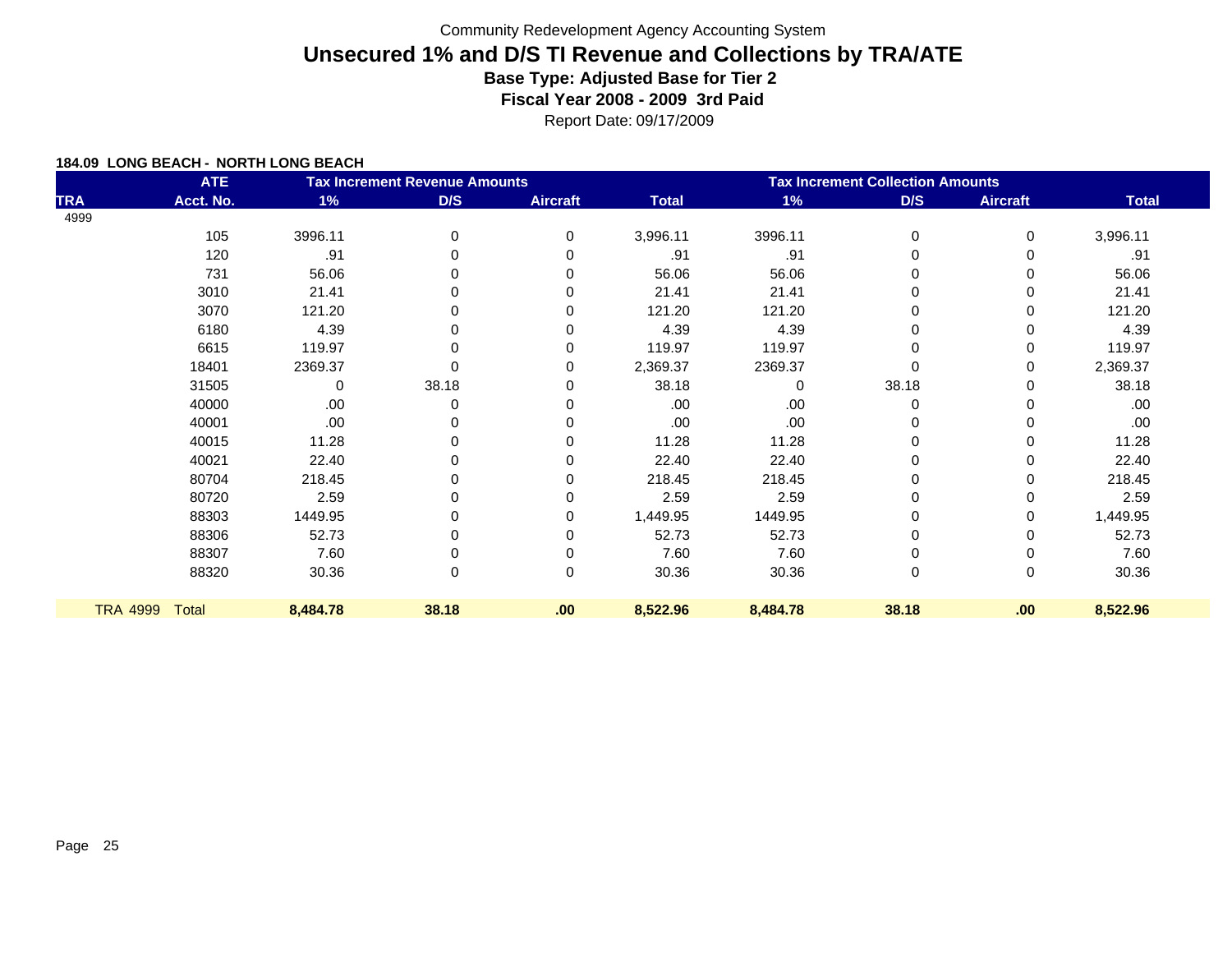Community Redevelopment Agency Accounting System

# Unsecured 1% and D/S TI Revenue and Collections by TRA/ATE

### Base Type: Adjusted Base for Tier 2

### Fiscal Year 2008 - 2009 3rd Paid

Report Date: 09/17/2009

**184.09 LONG BEACH - NORTH LONG BEACH**

| TRA | ATE Acct. No. | Tax Increment Revenue Amounts 1% | D/S | Aircraft | Total | Tax Increment Collection Amounts 1% | D/S | Aircraft | Total |
|---|---|---|---|---|---|---|---|---|---|
| 4999 | | | | | | | | | |
| | 105 | 3996.11 | 0 | 0 | 3,996.11 | 3996.11 | 0 | 0 | 3,996.11 |
| | 120 | .91 | 0 | 0 | .91 | .91 | 0 | 0 | .91 |
| | 731 | 56.06 | 0 | 0 | 56.06 | 56.06 | 0 | 0 | 56.06 |
| | 3010 | 21.41 | 0 | 0 | 21.41 | 21.41 | 0 | 0 | 21.41 |
| | 3070 | 121.20 | 0 | 0 | 121.20 | 121.20 | 0 | 0 | 121.20 |
| | 6180 | 4.39 | 0 | 0 | 4.39 | 4.39 | 0 | 0 | 4.39 |
| | 6615 | 119.97 | 0 | 0 | 119.97 | 119.97 | 0 | 0 | 119.97 |
| | 18401 | 2369.37 | 0 | 0 | 2,369.37 | 2369.37 | 0 | 0 | 2,369.37 |
| | 31505 | 0 | 38.18 | 0 | 38.18 | 0 | 38.18 | 0 | 38.18 |
| | 40000 | .00 | 0 | 0 | .00 | .00 | 0 | 0 | .00 |
| | 40001 | .00 | 0 | 0 | .00 | .00 | 0 | 0 | .00 |
| | 40015 | 11.28 | 0 | 0 | 11.28 | 11.28 | 0 | 0 | 11.28 |
| | 40021 | 22.40 | 0 | 0 | 22.40 | 22.40 | 0 | 0 | 22.40 |
| | 80704 | 218.45 | 0 | 0 | 218.45 | 218.45 | 0 | 0 | 218.45 |
| | 80720 | 2.59 | 0 | 0 | 2.59 | 2.59 | 0 | 0 | 2.59 |
| | 88303 | 1449.95 | 0 | 0 | 1,449.95 | 1449.95 | 0 | 0 | 1,449.95 |
| | 88306 | 52.73 | 0 | 0 | 52.73 | 52.73 | 0 | 0 | 52.73 |
| | 88307 | 7.60 | 0 | 0 | 7.60 | 7.60 | 0 | 0 | 7.60 |
| | 88320 | 30.36 | 0 | 0 | 30.36 | 30.36 | 0 | 0 | 30.36 |
| **TRA 4999** | **Total** | **8,484.78** | **38.18** | **.00** | **8,522.96** | **8,484.78** | **38.18** | **.00** | **8,522.96** |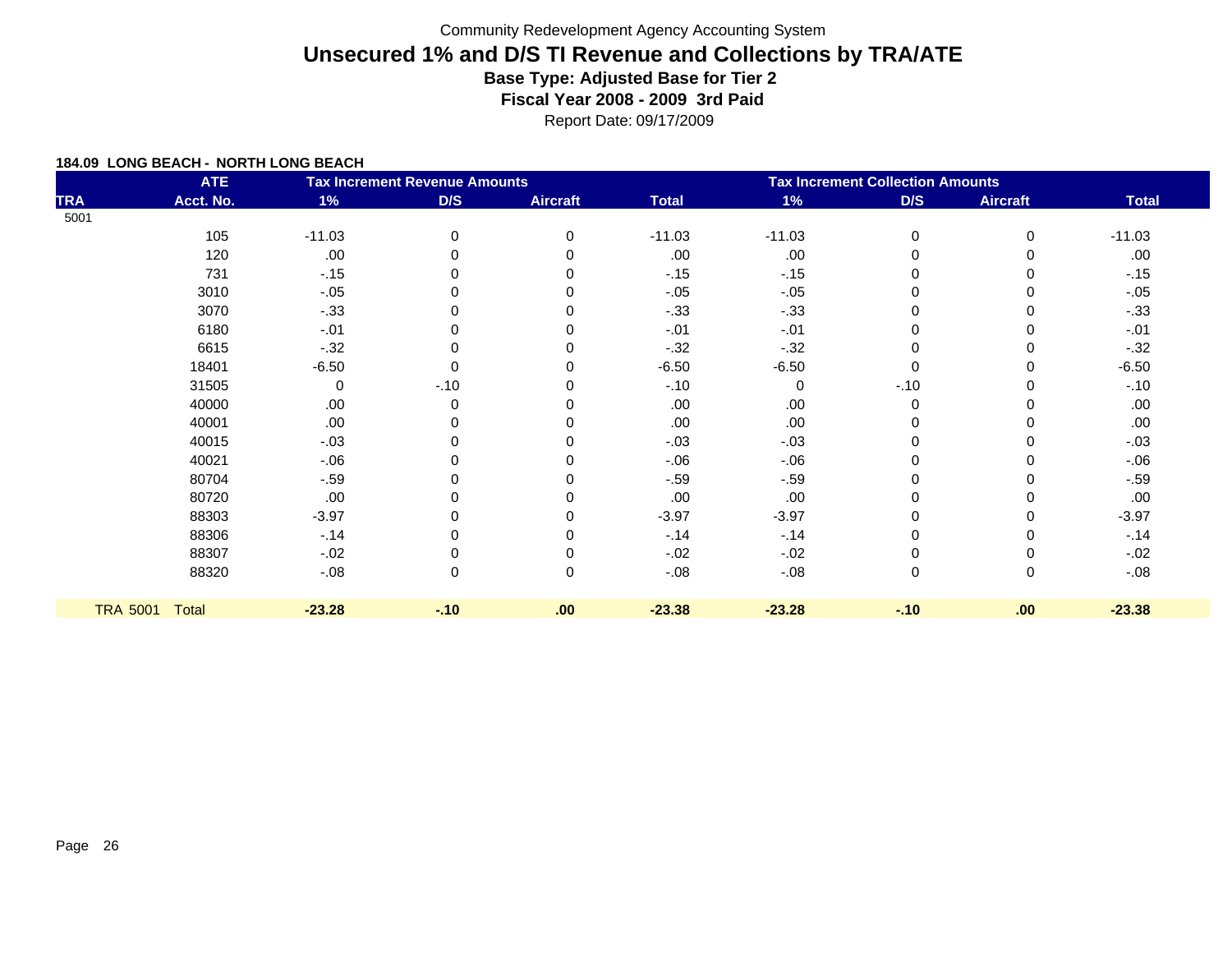Community Redevelopment Agency Accounting System

# Unsecured 1% and D/S TI Revenue and Collections by TRA/ATE

## Base Type: Adjusted Base for Tier 2

## Fiscal Year 2008 - 2009 3rd Paid

Report Date: 09/17/2009

**184.09 LONG BEACH - NORTH LONG BEACH**

| | ATE | Tax Increment Revenue Amounts | | | | Tax Increment Collection Amounts | | | |
|---|---|---|---|---|---|---|---|---|---|
| TRA | Acct. No. | 1% | D/S | Aircraft | Total | 1% | D/S | Aircraft | Total |
| 5001 | | | | | | | | | |
| | 105 | -11.03 | 0 | 0 | -11.03 | -11.03 | 0 | 0 | -11.03 |
| | 120 | .00 | 0 | 0 | .00 | .00 | 0 | 0 | .00 |
| | 731 | -.15 | 0 | 0 | -.15 | -.15 | 0 | 0 | -.15 |
| | 3010 | -.05 | 0 | 0 | -.05 | -.05 | 0 | 0 | -.05 |
| | 3070 | -.33 | 0 | 0 | -.33 | -.33 | 0 | 0 | -.33 |
| | 6180 | -.01 | 0 | 0 | -.01 | -.01 | 0 | 0 | -.01 |
| | 6615 | -.32 | 0 | 0 | -.32 | -.32 | 0 | 0 | -.32 |
| | 18401 | -6.50 | 0 | 0 | -6.50 | -6.50 | 0 | 0 | -6.50 |
| | 31505 | 0 | -.10 | 0 | -.10 | 0 | -.10 | 0 | -.10 |
| | 40000 | .00 | 0 | 0 | .00 | .00 | 0 | 0 | .00 |
| | 40001 | .00 | 0 | 0 | .00 | .00 | 0 | 0 | .00 |
| | 40015 | -.03 | 0 | 0 | -.03 | -.03 | 0 | 0 | -.03 |
| | 40021 | -.06 | 0 | 0 | -.06 | -.06 | 0 | 0 | -.06 |
| | 80704 | -.59 | 0 | 0 | -.59 | -.59 | 0 | 0 | -.59 |
| | 80720 | .00 | 0 | 0 | .00 | .00 | 0 | 0 | .00 |
| | 88303 | -3.97 | 0 | 0 | -3.97 | -3.97 | 0 | 0 | -3.97 |
| | 88306 | -.14 | 0 | 0 | -.14 | -.14 | 0 | 0 | -.14 |
| | 88307 | -.02 | 0 | 0 | -.02 | -.02 | 0 | 0 | -.02 |
| | 88320 | -.08 | 0 | 0 | -.08 | -.08 | 0 | 0 | -.08 |
| TRA 5001 | Total | **-23.28** | **-.10** | **.00** | **-23.38** | **-23.28** | **-.10** | **.00** | **-23.38** |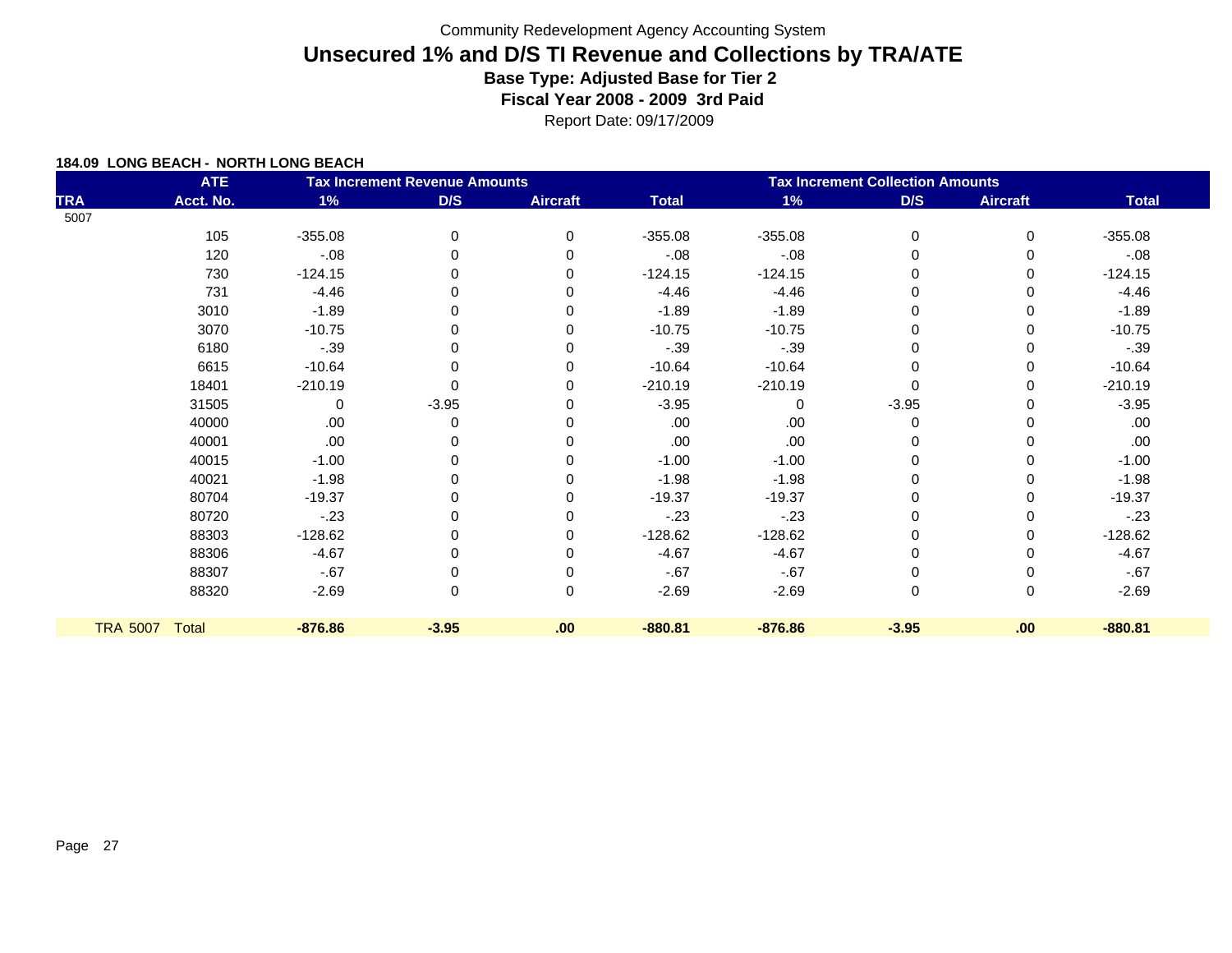Community Redevelopment Agency Accounting System

# Unsecured 1% and D/S TI Revenue and Collections by TRA/ATE

**Base Type: Adjusted Base for Tier 2**

**Fiscal Year 2008 - 2009 3rd Paid**

Report Date: 09/17/2009

**184.09 LONG BEACH - NORTH LONG BEACH**

| TRA | ATE Acct. No. | Tax Increment Revenue Amounts 1% | D/S | Aircraft | Total | Tax Increment Collection Amounts 1% | D/S | Aircraft | Total |
|---|---|---|---|---|---|---|---|---|---|
| 5007 | | | | | | | | | |
| | 105 | -355.08 | 0 | 0 | -355.08 | -355.08 | 0 | 0 | -355.08 |
| | 120 | -.08 | 0 | 0 | -.08 | -.08 | 0 | 0 | -.08 |
| | 730 | -124.15 | 0 | 0 | -124.15 | -124.15 | 0 | 0 | -124.15 |
| | 731 | -4.46 | 0 | 0 | -4.46 | -4.46 | 0 | 0 | -4.46 |
| | 3010 | -1.89 | 0 | 0 | -1.89 | -1.89 | 0 | 0 | -1.89 |
| | 3070 | -10.75 | 0 | 0 | -10.75 | -10.75 | 0 | 0 | -10.75 |
| | 6180 | -.39 | 0 | 0 | -.39 | -.39 | 0 | 0 | -.39 |
| | 6615 | -10.64 | 0 | 0 | -10.64 | -10.64 | 0 | 0 | -10.64 |
| | 18401 | -210.19 | 0 | 0 | -210.19 | -210.19 | 0 | 0 | -210.19 |
| | 31505 | 0 | -3.95 | 0 | -3.95 | 0 | -3.95 | 0 | -3.95 |
| | 40000 | .00 | 0 | 0 | .00 | .00 | 0 | 0 | .00 |
| | 40001 | .00 | 0 | 0 | .00 | .00 | 0 | 0 | .00 |
| | 40015 | -1.00 | 0 | 0 | -1.00 | -1.00 | 0 | 0 | -1.00 |
| | 40021 | -1.98 | 0 | 0 | -1.98 | -1.98 | 0 | 0 | -1.98 |
| | 80704 | -19.37 | 0 | 0 | -19.37 | -19.37 | 0 | 0 | -19.37 |
| | 80720 | -.23 | 0 | 0 | -.23 | -.23 | 0 | 0 | -.23 |
| | 88303 | -128.62 | 0 | 0 | -128.62 | -128.62 | 0 | 0 | -128.62 |
| | 88306 | -4.67 | 0 | 0 | -4.67 | -4.67 | 0 | 0 | -4.67 |
| | 88307 | -.67 | 0 | 0 | -.67 | -.67 | 0 | 0 | -.67 |
| | 88320 | -2.69 | 0 | 0 | -2.69 | -2.69 | 0 | 0 | -2.69 |
| TRA 5007 | Total | **-876.86** | **-3.95** | **.00** | **-880.81** | **-876.86** | **-3.95** | **.00** | **-880.81** |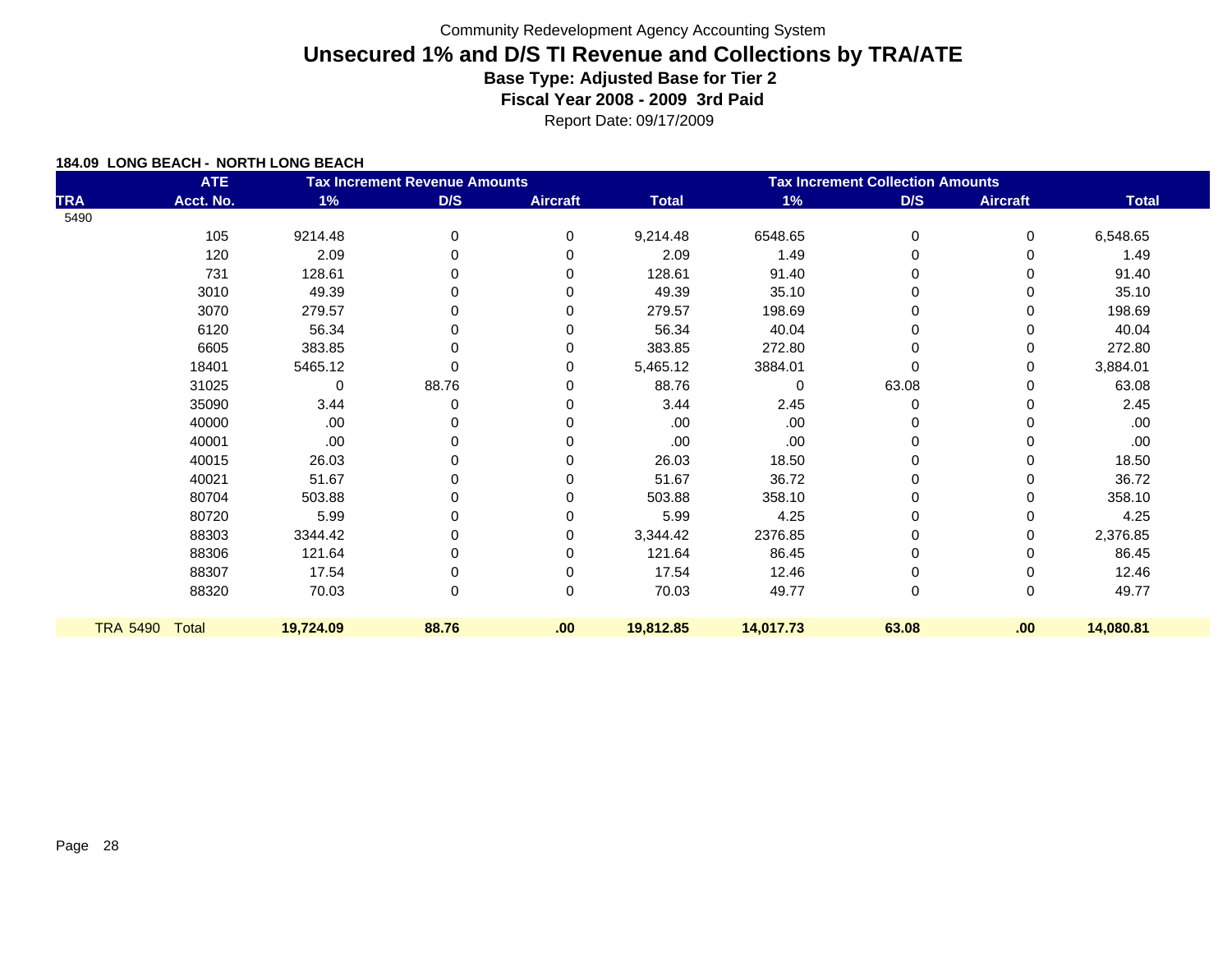Community Redevelopment Agency Accounting System

# Unsecured 1% and D/S TI Revenue and Collections by TRA/ATE

**Base Type: Adjusted Base for Tier 2**

**Fiscal Year 2008 - 2009 3rd Paid**

Report Date: 09/17/2009

**184.09 LONG BEACH - NORTH LONG BEACH**

| | ATE | Tax Increment Revenue Amounts | | | | Tax Increment Collection Amounts | | | |
|---|---|---|---|---|---|---|---|---|---|
| TRA | Acct. No. | 1% | D/S | Aircraft | Total | 1% | D/S | Aircraft | Total |
| 5490 | | | | | | | | | |
| | 105 | 9214.48 | 0 | 0 | 9,214.48 | 6548.65 | 0 | 0 | 6,548.65 |
| | 120 | 2.09 | 0 | 0 | 2.09 | 1.49 | 0 | 0 | 1.49 |
| | 731 | 128.61 | 0 | 0 | 128.61 | 91.40 | 0 | 0 | 91.40 |
| | 3010 | 49.39 | 0 | 0 | 49.39 | 35.10 | 0 | 0 | 35.10 |
| | 3070 | 279.57 | 0 | 0 | 279.57 | 198.69 | 0 | 0 | 198.69 |
| | 6120 | 56.34 | 0 | 0 | 56.34 | 40.04 | 0 | 0 | 40.04 |
| | 6605 | 383.85 | 0 | 0 | 383.85 | 272.80 | 0 | 0 | 272.80 |
| | 18401 | 5465.12 | 0 | 0 | 5,465.12 | 3884.01 | 0 | 0 | 3,884.01 |
| | 31025 | 0 | 88.76 | 0 | 88.76 | 0 | 63.08 | 0 | 63.08 |
| | 35090 | 3.44 | 0 | 0 | 3.44 | 2.45 | 0 | 0 | 2.45 |
| | 40000 | .00 | 0 | 0 | .00 | .00 | 0 | 0 | .00 |
| | 40001 | .00 | 0 | 0 | .00 | .00 | 0 | 0 | .00 |
| | 40015 | 26.03 | 0 | 0 | 26.03 | 18.50 | 0 | 0 | 18.50 |
| | 40021 | 51.67 | 0 | 0 | 51.67 | 36.72 | 0 | 0 | 36.72 |
| | 80704 | 503.88 | 0 | 0 | 503.88 | 358.10 | 0 | 0 | 358.10 |
| | 80720 | 5.99 | 0 | 0 | 5.99 | 4.25 | 0 | 0 | 4.25 |
| | 88303 | 3344.42 | 0 | 0 | 3,344.42 | 2376.85 | 0 | 0 | 2,376.85 |
| | 88306 | 121.64 | 0 | 0 | 121.64 | 86.45 | 0 | 0 | 86.45 |
| | 88307 | 17.54 | 0 | 0 | 17.54 | 12.46 | 0 | 0 | 12.46 |
| | 88320 | 70.03 | 0 | 0 | 70.03 | 49.77 | 0 | 0 | 49.77 |
| TRA 5490 | Total | **19,724.09** | **88.76** | **.00** | **19,812.85** | **14,017.73** | **63.08** | **.00** | **14,080.81** |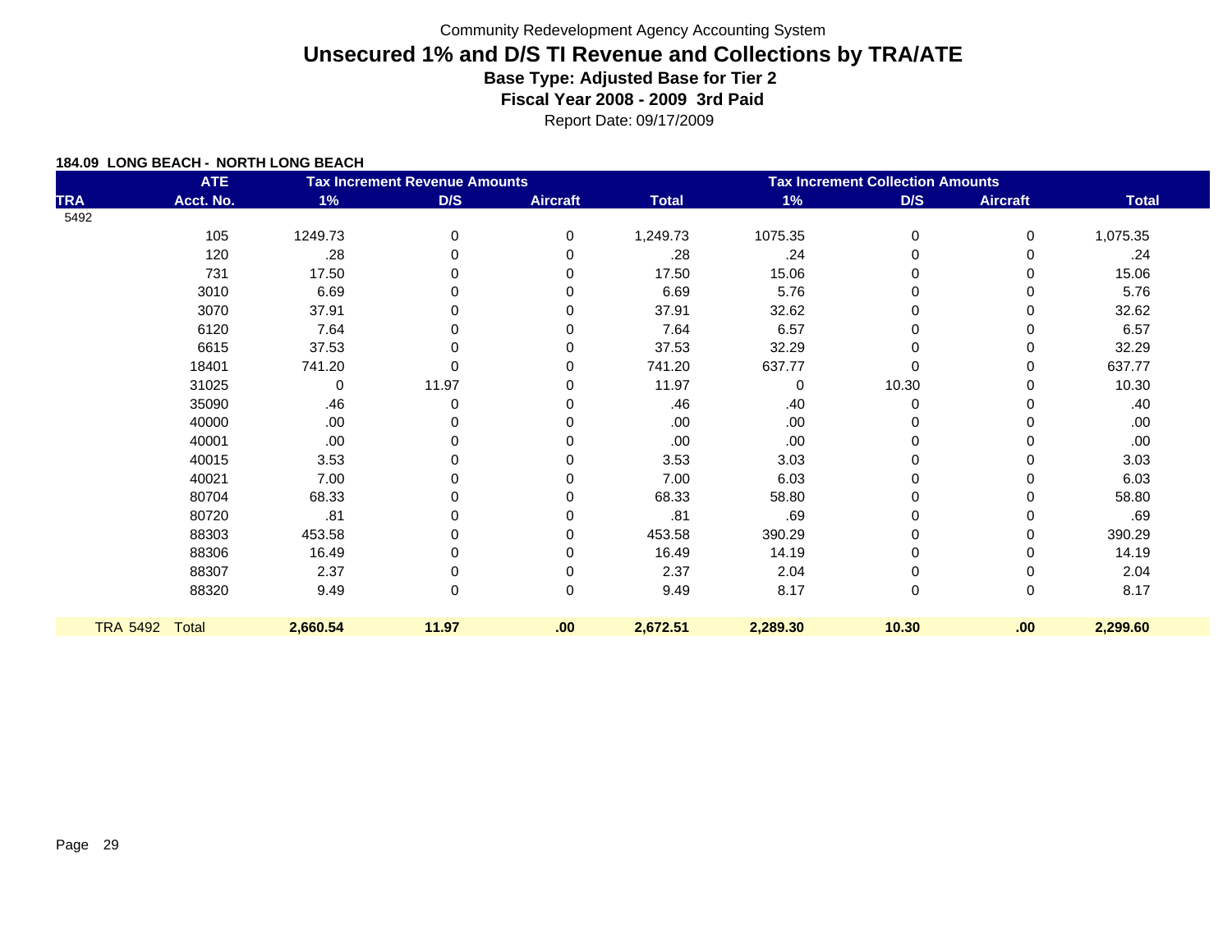Community Redevelopment Agency Accounting System

# Unsecured 1% and D/S TI Revenue and Collections by TRA/ATE

**Base Type: Adjusted Base for Tier 2**

**Fiscal Year 2008 - 2009 3rd Paid**

Report Date: 09/17/2009

**184.09 LONG BEACH - NORTH LONG BEACH**

| | ATE | Tax Increment Revenue Amounts | | | | Tax Increment Collection Amounts | | | |
|---|---|---|---|---|---|---|---|---|---|
| TRA | Acct. No. | 1% | D/S | Aircraft | Total | 1% | D/S | Aircraft | Total |
| 5492 | | | | | | | | | |
| | 105 | 1249.73 | 0 | 0 | 1,249.73 | 1075.35 | 0 | 0 | 1,075.35 |
| | 120 | .28 | 0 | 0 | .28 | .24 | 0 | 0 | .24 |
| | 731 | 17.50 | 0 | 0 | 17.50 | 15.06 | 0 | 0 | 15.06 |
| | 3010 | 6.69 | 0 | 0 | 6.69 | 5.76 | 0 | 0 | 5.76 |
| | 3070 | 37.91 | 0 | 0 | 37.91 | 32.62 | 0 | 0 | 32.62 |
| | 6120 | 7.64 | 0 | 0 | 7.64 | 6.57 | 0 | 0 | 6.57 |
| | 6615 | 37.53 | 0 | 0 | 37.53 | 32.29 | 0 | 0 | 32.29 |
| | 18401 | 741.20 | 0 | 0 | 741.20 | 637.77 | 0 | 0 | 637.77 |
| | 31025 | 0 | 11.97 | 0 | 11.97 | 0 | 10.30 | 0 | 10.30 |
| | 35090 | .46 | 0 | 0 | .46 | .40 | 0 | 0 | .40 |
| | 40000 | .00 | 0 | 0 | .00 | .00 | 0 | 0 | .00 |
| | 40001 | .00 | 0 | 0 | .00 | .00 | 0 | 0 | .00 |
| | 40015 | 3.53 | 0 | 0 | 3.53 | 3.03 | 0 | 0 | 3.03 |
| | 40021 | 7.00 | 0 | 0 | 7.00 | 6.03 | 0 | 0 | 6.03 |
| | 80704 | 68.33 | 0 | 0 | 68.33 | 58.80 | 0 | 0 | 58.80 |
| | 80720 | .81 | 0 | 0 | .81 | .69 | 0 | 0 | .69 |
| | 88303 | 453.58 | 0 | 0 | 453.58 | 390.29 | 0 | 0 | 390.29 |
| | 88306 | 16.49 | 0 | 0 | 16.49 | 14.19 | 0 | 0 | 14.19 |
| | 88307 | 2.37 | 0 | 0 | 2.37 | 2.04 | 0 | 0 | 2.04 |
| | 88320 | 9.49 | 0 | 0 | 9.49 | 8.17 | 0 | 0 | 8.17 |
| TRA 5492 | Total | **2,660.54** | **11.97** | **.00** | **2,672.51** | **2,289.30** | **10.30** | **.00** | **2,299.60** |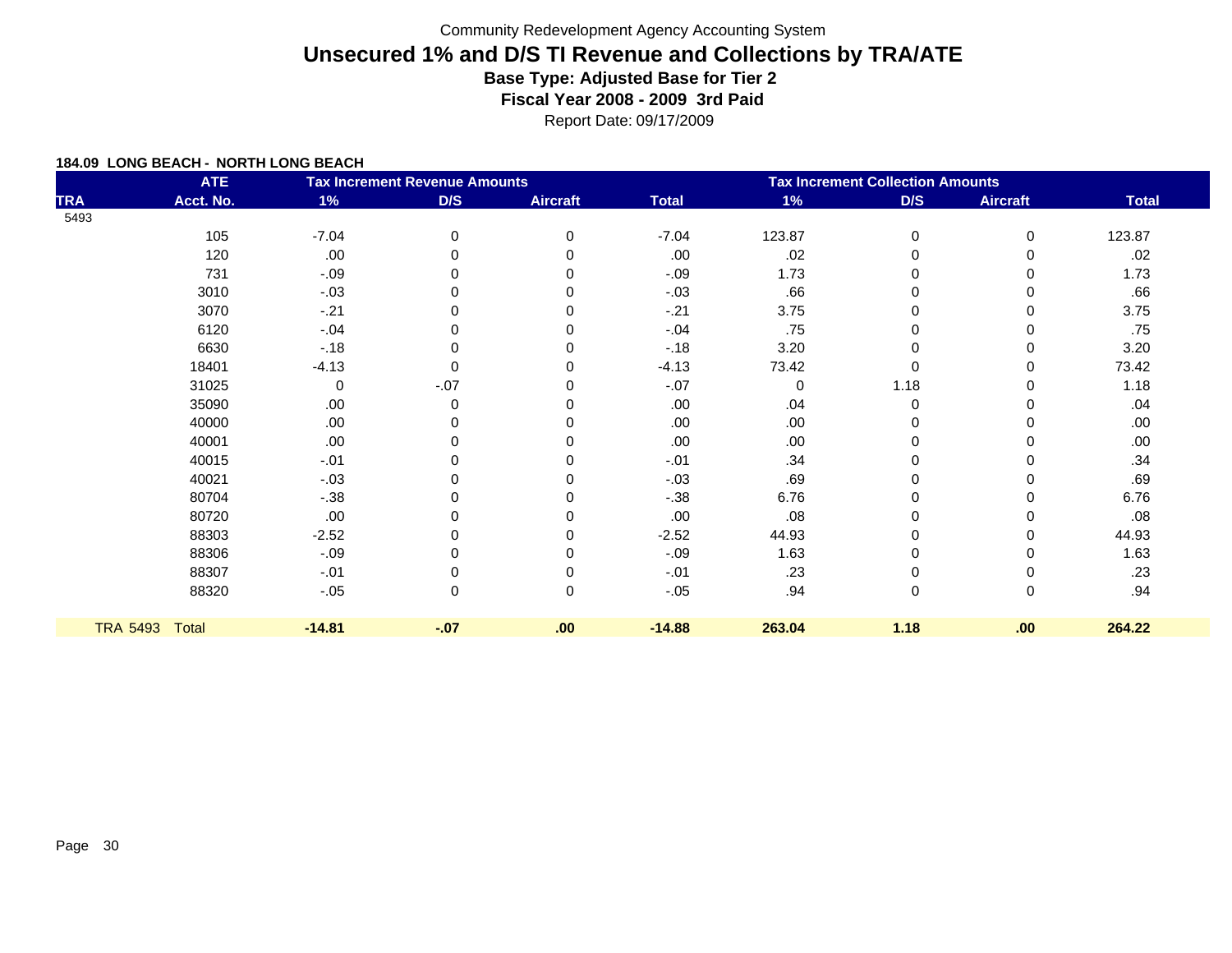Community Redevelopment Agency Accounting System

# Unsecured 1% and D/S TI Revenue and Collections by TRA/ATE

### Base Type: Adjusted Base for Tier 2

### Fiscal Year 2008 - 2009 3rd Paid

Report Date: 09/17/2009

**184.09 LONG BEACH - NORTH LONG BEACH**

| | ATE | Tax Increment Revenue Amounts | | | | Tax Increment Collection Amounts | | | |
|---|---|---|---|---|---|---|---|---|---|
| TRA | Acct. No. | 1% | D/S | Aircraft | Total | 1% | D/S | Aircraft | Total |
| 5493 | | | | | | | | | |
| | 105 | -7.04 | 0 | 0 | -7.04 | 123.87 | 0 | 0 | 123.87 |
| | 120 | .00 | 0 | 0 | .00 | .02 | 0 | 0 | .02 |
| | 731 | -.09 | 0 | 0 | -.09 | 1.73 | 0 | 0 | 1.73 |
| | 3010 | -.03 | 0 | 0 | -.03 | .66 | 0 | 0 | .66 |
| | 3070 | -.21 | 0 | 0 | -.21 | 3.75 | 0 | 0 | 3.75 |
| | 6120 | -.04 | 0 | 0 | -.04 | .75 | 0 | 0 | .75 |
| | 6630 | -.18 | 0 | 0 | -.18 | 3.20 | 0 | 0 | 3.20 |
| | 18401 | -4.13 | 0 | 0 | -4.13 | 73.42 | 0 | 0 | 73.42 |
| | 31025 | 0 | -.07 | 0 | -.07 | 0 | 1.18 | 0 | 1.18 |
| | 35090 | .00 | 0 | 0 | .00 | .04 | 0 | 0 | .04 |
| | 40000 | .00 | 0 | 0 | .00 | .00 | 0 | 0 | .00 |
| | 40001 | .00 | 0 | 0 | .00 | .00 | 0 | 0 | .00 |
| | 40015 | -.01 | 0 | 0 | -.01 | .34 | 0 | 0 | .34 |
| | 40021 | -.03 | 0 | 0 | -.03 | .69 | 0 | 0 | .69 |
| | 80704 | -.38 | 0 | 0 | -.38 | 6.76 | 0 | 0 | 6.76 |
| | 80720 | .00 | 0 | 0 | .00 | .08 | 0 | 0 | .08 |
| | 88303 | -2.52 | 0 | 0 | -2.52 | 44.93 | 0 | 0 | 44.93 |
| | 88306 | -.09 | 0 | 0 | -.09 | 1.63 | 0 | 0 | 1.63 |
| | 88307 | -.01 | 0 | 0 | -.01 | .23 | 0 | 0 | .23 |
| | 88320 | -.05 | 0 | 0 | -.05 | .94 | 0 | 0 | .94 |
| TRA 5493 | Total | **-14.81** | **-.07** | **.00** | **-14.88** | **263.04** | **1.18** | **.00** | **264.22** |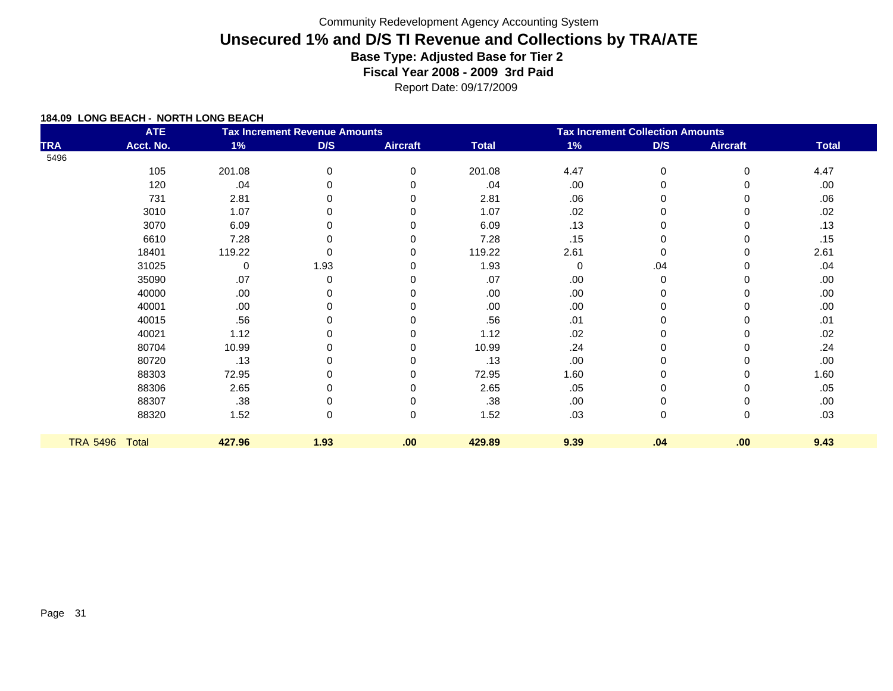Community Redevelopment Agency Accounting System

# Unsecured 1% and D/S TI Revenue and Collections by TRA/ATE

**Base Type: Adjusted Base for Tier 2**

**Fiscal Year 2008 - 2009 3rd Paid**

Report Date: 09/17/2009

**184.09 LONG BEACH - NORTH LONG BEACH**

| | ATE | Tax Increment Revenue Amounts | | | | Tax Increment Collection Amounts | | | |
|---|---|---|---|---|---|---|---|---|---|
| TRA | Acct. No. | 1% | D/S | Aircraft | Total | 1% | D/S | Aircraft | Total |
| 5496 | | | | | | | | | |
| | 105 | 201.08 | 0 | 0 | 201.08 | 4.47 | 0 | 0 | 4.47 |
| | 120 | .04 | 0 | 0 | .04 | .00 | 0 | 0 | .00 |
| | 731 | 2.81 | 0 | 0 | 2.81 | .06 | 0 | 0 | .06 |
| | 3010 | 1.07 | 0 | 0 | 1.07 | .02 | 0 | 0 | .02 |
| | 3070 | 6.09 | 0 | 0 | 6.09 | .13 | 0 | 0 | .13 |
| | 6610 | 7.28 | 0 | 0 | 7.28 | .15 | 0 | 0 | .15 |
| | 18401 | 119.22 | 0 | 0 | 119.22 | 2.61 | 0 | 0 | 2.61 |
| | 31025 | 0 | 1.93 | 0 | 1.93 | 0 | .04 | 0 | .04 |
| | 35090 | .07 | 0 | 0 | .07 | .00 | 0 | 0 | .00 |
| | 40000 | .00 | 0 | 0 | .00 | .00 | 0 | 0 | .00 |
| | 40001 | .00 | 0 | 0 | .00 | .00 | 0 | 0 | .00 |
| | 40015 | .56 | 0 | 0 | .56 | .01 | 0 | 0 | .01 |
| | 40021 | 1.12 | 0 | 0 | 1.12 | .02 | 0 | 0 | .02 |
| | 80704 | 10.99 | 0 | 0 | 10.99 | .24 | 0 | 0 | .24 |
| | 80720 | .13 | 0 | 0 | .13 | .00 | 0 | 0 | .00 |
| | 88303 | 72.95 | 0 | 0 | 72.95 | 1.60 | 0 | 0 | 1.60 |
| | 88306 | 2.65 | 0 | 0 | 2.65 | .05 | 0 | 0 | .05 |
| | 88307 | .38 | 0 | 0 | .38 | .00 | 0 | 0 | .00 |
| | 88320 | 1.52 | 0 | 0 | 1.52 | .03 | 0 | 0 | .03 |
| TRA 5496 | Total | **427.96** | **1.93** | **.00** | **429.89** | **9.39** | **.04** | **.00** | **9.43** |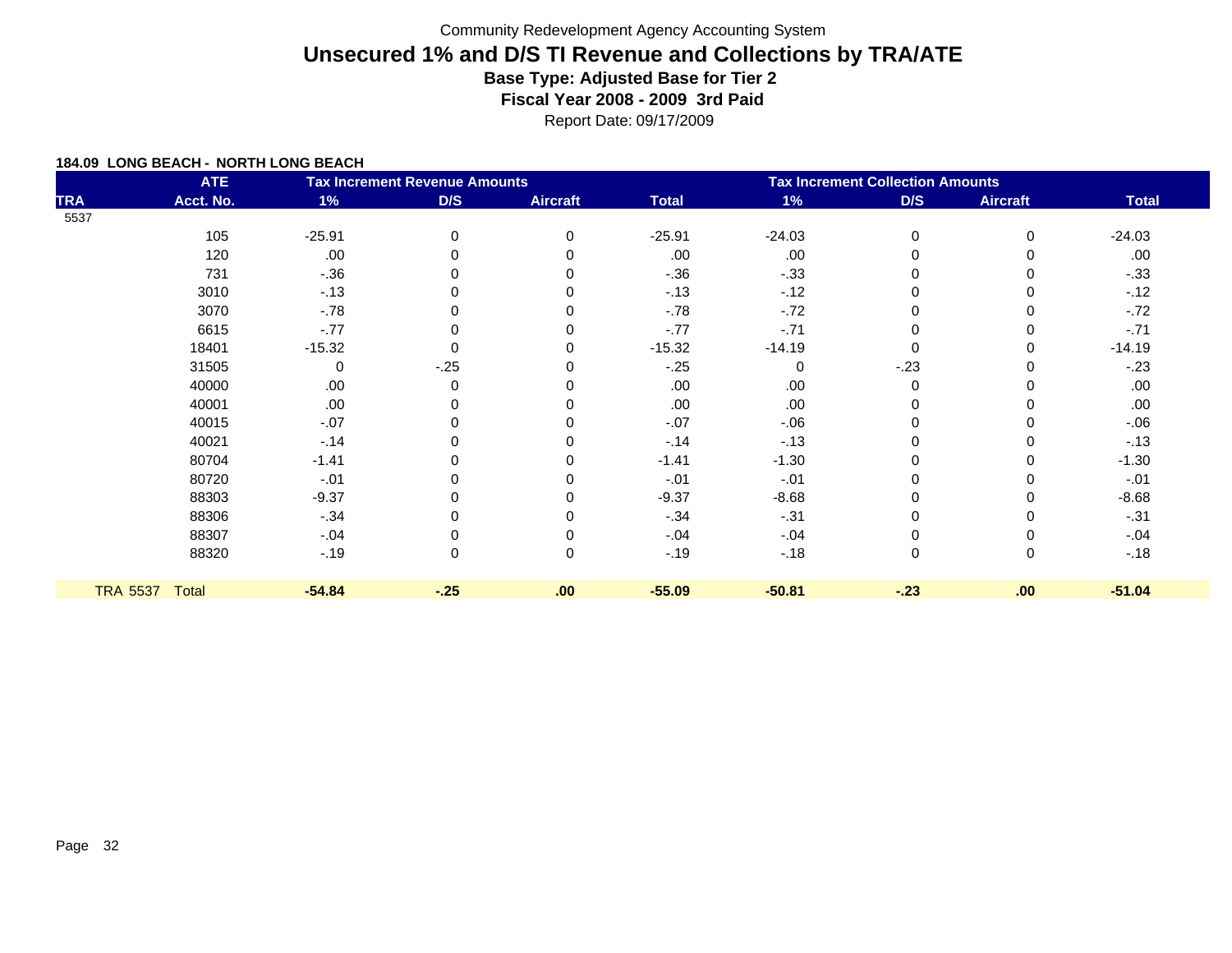Community Redevelopment Agency Accounting System

# Unsecured 1% and D/S TI Revenue and Collections by TRA/ATE

**Base Type: Adjusted Base for Tier 2**

**Fiscal Year 2008 - 2009 3rd Paid**

Report Date: 09/17/2009

**184.09 LONG BEACH - NORTH LONG BEACH**

| TRA | ATE Acct. No. | Tax Increment Revenue Amounts 1% | D/S | Aircraft | Total | Tax Increment Collection Amounts 1% | D/S | Aircraft | Total |
|---|---|---|---|---|---|---|---|---|---|
| 5537 | | | | | | | | | |
| | 105 | -25.91 | 0 | 0 | -25.91 | -24.03 | 0 | 0 | -24.03 |
| | 120 | .00 | 0 | 0 | .00 | .00 | 0 | 0 | .00 |
| | 731 | -.36 | 0 | 0 | -.36 | -.33 | 0 | 0 | -.33 |
| | 3010 | -.13 | 0 | 0 | -.13 | -.12 | 0 | 0 | -.12 |
| | 3070 | -.78 | 0 | 0 | -.78 | -.72 | 0 | 0 | -.72 |
| | 6615 | -.77 | 0 | 0 | -.77 | -.71 | 0 | 0 | -.71 |
| | 18401 | -15.32 | 0 | 0 | -15.32 | -14.19 | 0 | 0 | -14.19 |
| | 31505 | 0 | -.25 | 0 | -.25 | 0 | -.23 | 0 | -.23 |
| | 40000 | .00 | 0 | 0 | .00 | .00 | 0 | 0 | .00 |
| | 40001 | .00 | 0 | 0 | .00 | .00 | 0 | 0 | .00 |
| | 40015 | -.07 | 0 | 0 | -.07 | -.06 | 0 | 0 | -.06 |
| | 40021 | -.14 | 0 | 0 | -.14 | -.13 | 0 | 0 | -.13 |
| | 80704 | -1.41 | 0 | 0 | -1.41 | -1.30 | 0 | 0 | -1.30 |
| | 80720 | -.01 | 0 | 0 | -.01 | -.01 | 0 | 0 | -.01 |
| | 88303 | -9.37 | 0 | 0 | -9.37 | -8.68 | 0 | 0 | -8.68 |
| | 88306 | -.34 | 0 | 0 | -.34 | -.31 | 0 | 0 | -.31 |
| | 88307 | -.04 | 0 | 0 | -.04 | -.04 | 0 | 0 | -.04 |
| | 88320 | -.19 | 0 | 0 | -.19 | -.18 | 0 | 0 | -.18 |
| TRA 5537 | Total | **-54.84** | **-.25** | **.00** | **-55.09** | **-50.81** | **-.23** | **.00** | **-51.04** |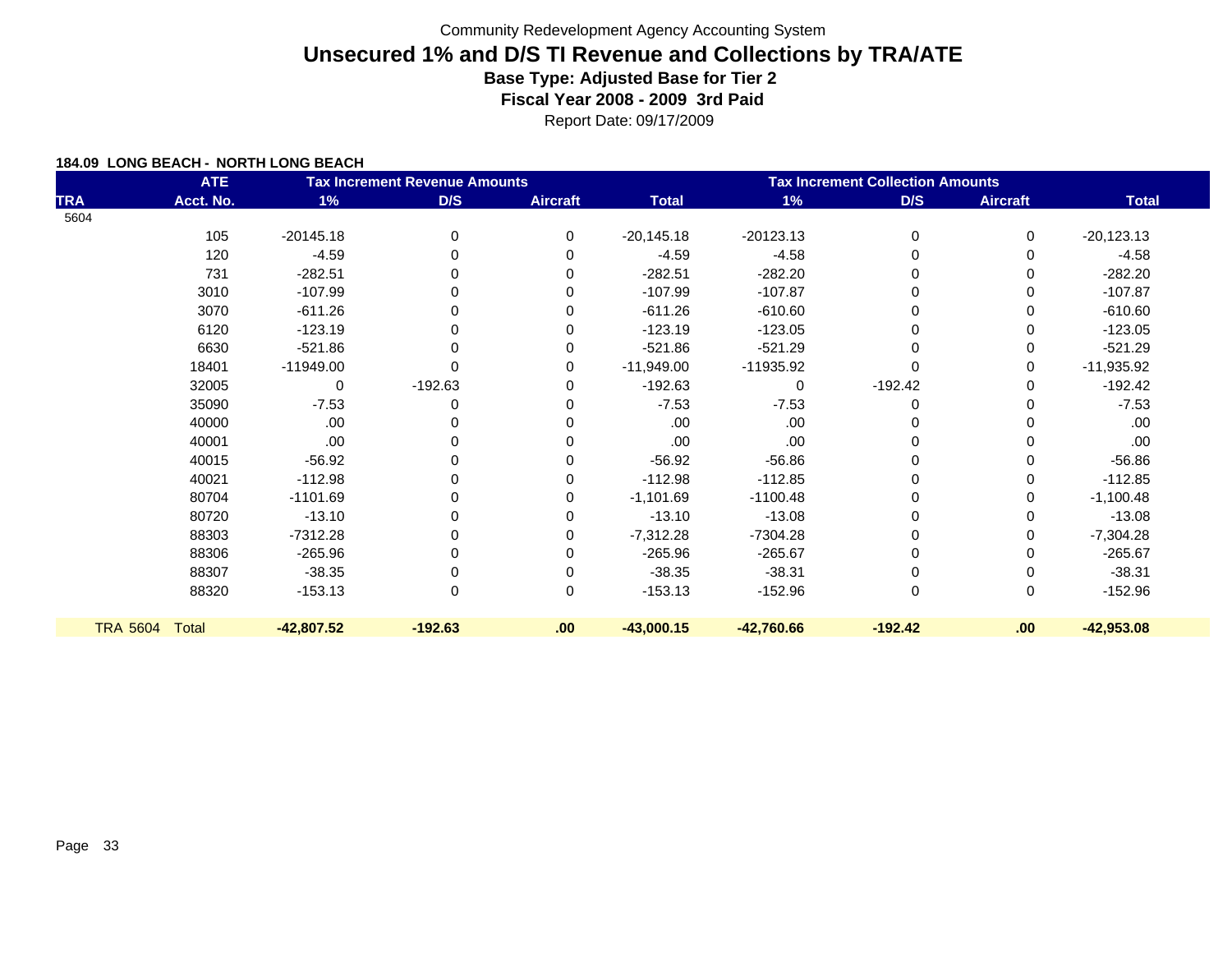Community Redevelopment Agency Accounting System

# Unsecured 1% and D/S TI Revenue and Collections by TRA/ATE

### Base Type: Adjusted Base for Tier 2

### Fiscal Year 2008 - 2009 3rd Paid

Report Date: 09/17/2009

**184.09 LONG BEACH - NORTH LONG BEACH**

| TRA | ATE Acct. No. | Tax Increment Revenue Amounts 1% | D/S | Aircraft | Total | Tax Increment Collection Amounts 1% | D/S | Aircraft | Total |
|---|---|---|---|---|---|---|---|---|---|
| 5604 | | | | | | | | | |
| | 105 | -20145.18 | 0 | 0 | -20,145.18 | -20123.13 | 0 | 0 | -20,123.13 |
| | 120 | -4.59 | 0 | 0 | -4.59 | -4.58 | 0 | 0 | -4.58 |
| | 731 | -282.51 | 0 | 0 | -282.51 | -282.20 | 0 | 0 | -282.20 |
| | 3010 | -107.99 | 0 | 0 | -107.99 | -107.87 | 0 | 0 | -107.87 |
| | 3070 | -611.26 | 0 | 0 | -611.26 | -610.60 | 0 | 0 | -610.60 |
| | 6120 | -123.19 | 0 | 0 | -123.19 | -123.05 | 0 | 0 | -123.05 |
| | 6630 | -521.86 | 0 | 0 | -521.86 | -521.29 | 0 | 0 | -521.29 |
| | 18401 | -11949.00 | 0 | 0 | -11,949.00 | -11935.92 | 0 | 0 | -11,935.92 |
| | 32005 | 0 | -192.63 | 0 | -192.63 | 0 | -192.42 | 0 | -192.42 |
| | 35090 | -7.53 | 0 | 0 | -7.53 | -7.53 | 0 | 0 | -7.53 |
| | 40000 | .00 | 0 | 0 | .00 | .00 | 0 | 0 | .00 |
| | 40001 | .00 | 0 | 0 | .00 | .00 | 0 | 0 | .00 |
| | 40015 | -56.92 | 0 | 0 | -56.92 | -56.86 | 0 | 0 | -56.86 |
| | 40021 | -112.98 | 0 | 0 | -112.98 | -112.85 | 0 | 0 | -112.85 |
| | 80704 | -1101.69 | 0 | 0 | -1,101.69 | -1100.48 | 0 | 0 | -1,100.48 |
| | 80720 | -13.10 | 0 | 0 | -13.10 | -13.08 | 0 | 0 | -13.08 |
| | 88303 | -7312.28 | 0 | 0 | -7,312.28 | -7304.28 | 0 | 0 | -7,304.28 |
| | 88306 | -265.96 | 0 | 0 | -265.96 | -265.67 | 0 | 0 | -265.67 |
| | 88307 | -38.35 | 0 | 0 | -38.35 | -38.31 | 0 | 0 | -38.31 |
| | 88320 | -153.13 | 0 | 0 | -153.13 | -152.96 | 0 | 0 | -152.96 |
| **TRA 5604** | **Total** | **-42,807.52** | **-192.63** | **.00** | **-43,000.15** | **-42,760.66** | **-192.42** | **.00** | **-42,953.08** |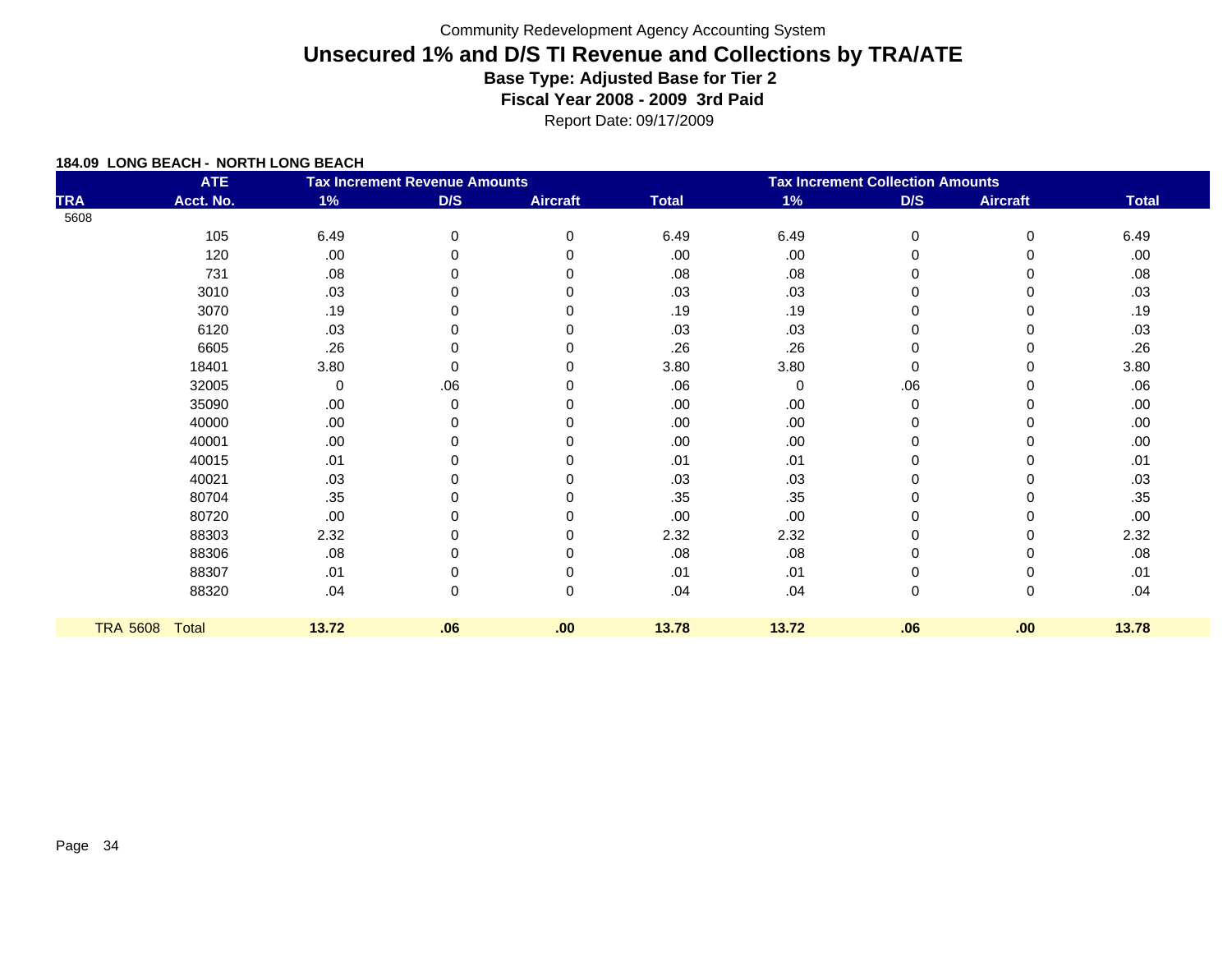Community Redevelopment Agency Accounting System

# Unsecured 1% and D/S TI Revenue and Collections by TRA/ATE

### Base Type: Adjusted Base for Tier 2

### Fiscal Year 2008 - 2009 3rd Paid

Report Date: 09/17/2009

**184.09 LONG BEACH - NORTH LONG BEACH**

| | ATE | Tax Increment Revenue Amounts | | | | Tax Increment Collection Amounts | | | |
|---|---|---|---|---|---|---|---|---|---|
| TRA | Acct. No. | 1% | D/S | Aircraft | Total | 1% | D/S | Aircraft | Total |
| 5608 | | | | | | | | | |
| | 105 | 6.49 | 0 | 0 | 6.49 | 6.49 | 0 | 0 | 6.49 |
| | 120 | .00 | 0 | 0 | .00 | .00 | 0 | 0 | .00 |
| | 731 | .08 | 0 | 0 | .08 | .08 | 0 | 0 | .08 |
| | 3010 | .03 | 0 | 0 | .03 | .03 | 0 | 0 | .03 |
| | 3070 | .19 | 0 | 0 | .19 | .19 | 0 | 0 | .19 |
| | 6120 | .03 | 0 | 0 | .03 | .03 | 0 | 0 | .03 |
| | 6605 | .26 | 0 | 0 | .26 | .26 | 0 | 0 | .26 |
| | 18401 | 3.80 | 0 | 0 | 3.80 | 3.80 | 0 | 0 | 3.80 |
| | 32005 | 0 | .06 | 0 | .06 | 0 | .06 | 0 | .06 |
| | 35090 | .00 | 0 | 0 | .00 | .00 | 0 | 0 | .00 |
| | 40000 | .00 | 0 | 0 | .00 | .00 | 0 | 0 | .00 |
| | 40001 | .00 | 0 | 0 | .00 | .00 | 0 | 0 | .00 |
| | 40015 | .01 | 0 | 0 | .01 | .01 | 0 | 0 | .01 |
| | 40021 | .03 | 0 | 0 | .03 | .03 | 0 | 0 | .03 |
| | 80704 | .35 | 0 | 0 | .35 | .35 | 0 | 0 | .35 |
| | 80720 | .00 | 0 | 0 | .00 | .00 | 0 | 0 | .00 |
| | 88303 | 2.32 | 0 | 0 | 2.32 | 2.32 | 0 | 0 | 2.32 |
| | 88306 | .08 | 0 | 0 | .08 | .08 | 0 | 0 | .08 |
| | 88307 | .01 | 0 | 0 | .01 | .01 | 0 | 0 | .01 |
| | 88320 | .04 | 0 | 0 | .04 | .04 | 0 | 0 | .04 |
| TRA 5608 | Total | **13.72** | **.06** | **.00** | **13.78** | **13.72** | **.06** | **.00** | **13.78** |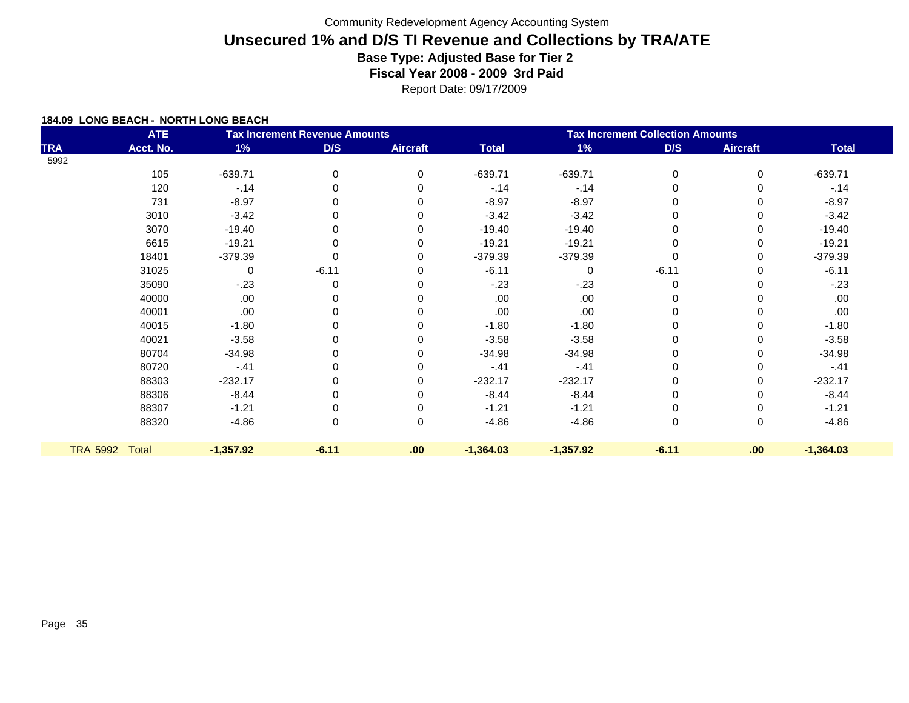Community Redevelopment Agency Accounting System

# Unsecured 1% and D/S TI Revenue and Collections by TRA/ATE

**Base Type: Adjusted Base for Tier 2**

**Fiscal Year 2008 - 2009 3rd Paid**

Report Date: 09/17/2009

**184.09 LONG BEACH - NORTH LONG BEACH**

| | ATE | Tax Increment Revenue Amounts | | | | Tax Increment Collection Amounts | | | |
|---|---|---|---|---|---|---|---|---|---|
| TRA | Acct. No. | 1% | D/S | Aircraft | Total | 1% | D/S | Aircraft | Total |
| 5992 | | | | | | | | | |
| | 105 | -639.71 | 0 | 0 | -639.71 | -639.71 | 0 | 0 | -639.71 |
| | 120 | -.14 | 0 | 0 | -.14 | -.14 | 0 | 0 | -.14 |
| | 731 | -8.97 | 0 | 0 | -8.97 | -8.97 | 0 | 0 | -8.97 |
| | 3010 | -3.42 | 0 | 0 | -3.42 | -3.42 | 0 | 0 | -3.42 |
| | 3070 | -19.40 | 0 | 0 | -19.40 | -19.40 | 0 | 0 | -19.40 |
| | 6615 | -19.21 | 0 | 0 | -19.21 | -19.21 | 0 | 0 | -19.21 |
| | 18401 | -379.39 | 0 | 0 | -379.39 | -379.39 | 0 | 0 | -379.39 |
| | 31025 | 0 | -6.11 | 0 | -6.11 | 0 | -6.11 | 0 | -6.11 |
| | 35090 | -.23 | 0 | 0 | -.23 | -.23 | 0 | 0 | -.23 |
| | 40000 | .00 | 0 | 0 | .00 | .00 | 0 | 0 | .00 |
| | 40001 | .00 | 0 | 0 | .00 | .00 | 0 | 0 | .00 |
| | 40015 | -1.80 | 0 | 0 | -1.80 | -1.80 | 0 | 0 | -1.80 |
| | 40021 | -3.58 | 0 | 0 | -3.58 | -3.58 | 0 | 0 | -3.58 |
| | 80704 | -34.98 | 0 | 0 | -34.98 | -34.98 | 0 | 0 | -34.98 |
| | 80720 | -.41 | 0 | 0 | -.41 | -.41 | 0 | 0 | -.41 |
| | 88303 | -232.17 | 0 | 0 | -232.17 | -232.17 | 0 | 0 | -232.17 |
| | 88306 | -8.44 | 0 | 0 | -8.44 | -8.44 | 0 | 0 | -8.44 |
| | 88307 | -1.21 | 0 | 0 | -1.21 | -1.21 | 0 | 0 | -1.21 |
| | 88320 | -4.86 | 0 | 0 | -4.86 | -4.86 | 0 | 0 | -4.86 |
| **TRA 5992** | **Total** | **-1,357.92** | **-6.11** | **.00** | **-1,364.03** | **-1,357.92** | **-6.11** | **.00** | **-1,364.03** |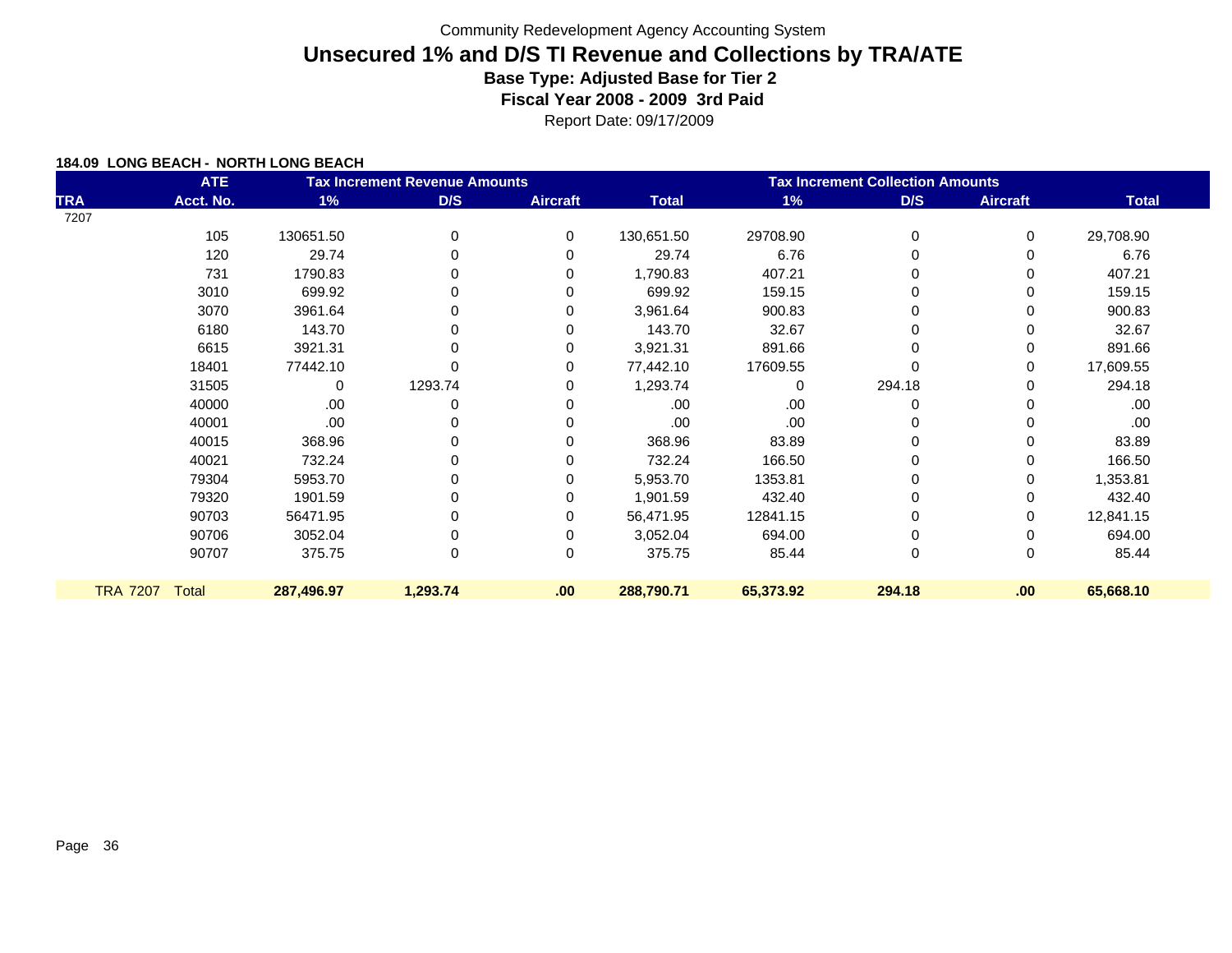Community Redevelopment Agency Accounting System

# Unsecured 1% and D/S TI Revenue and Collections by TRA/ATE

**Base Type: Adjusted Base for Tier 2**

**Fiscal Year 2008 - 2009 3rd Paid**

Report Date: 09/17/2009

**184.09 LONG BEACH - NORTH LONG BEACH**

| | ATE | Tax Increment Revenue Amounts | | | | Tax Increment Collection Amounts | | | |
|---|---|---|---|---|---|---|---|---|---|
| TRA | Acct. No. | 1% | D/S | Aircraft | Total | 1% | D/S | Aircraft | Total |
| 7207 | | | | | | | | | |
| | 105 | 130651.50 | 0 | 0 | 130,651.50 | 29708.90 | 0 | 0 | 29,708.90 |
| | 120 | 29.74 | 0 | 0 | 29.74 | 6.76 | 0 | 0 | 6.76 |
| | 731 | 1790.83 | 0 | 0 | 1,790.83 | 407.21 | 0 | 0 | 407.21 |
| | 3010 | 699.92 | 0 | 0 | 699.92 | 159.15 | 0 | 0 | 159.15 |
| | 3070 | 3961.64 | 0 | 0 | 3,961.64 | 900.83 | 0 | 0 | 900.83 |
| | 6180 | 143.70 | 0 | 0 | 143.70 | 32.67 | 0 | 0 | 32.67 |
| | 6615 | 3921.31 | 0 | 0 | 3,921.31 | 891.66 | 0 | 0 | 891.66 |
| | 18401 | 77442.10 | 0 | 0 | 77,442.10 | 17609.55 | 0 | 0 | 17,609.55 |
| | 31505 | 0 | 1293.74 | 0 | 1,293.74 | 0 | 294.18 | 0 | 294.18 |
| | 40000 | .00 | 0 | 0 | .00 | .00 | 0 | 0 | .00 |
| | 40001 | .00 | 0 | 0 | .00 | .00 | 0 | 0 | .00 |
| | 40015 | 368.96 | 0 | 0 | 368.96 | 83.89 | 0 | 0 | 83.89 |
| | 40021 | 732.24 | 0 | 0 | 732.24 | 166.50 | 0 | 0 | 166.50 |
| | 79304 | 5953.70 | 0 | 0 | 5,953.70 | 1353.81 | 0 | 0 | 1,353.81 |
| | 79320 | 1901.59 | 0 | 0 | 1,901.59 | 432.40 | 0 | 0 | 432.40 |
| | 90703 | 56471.95 | 0 | 0 | 56,471.95 | 12841.15 | 0 | 0 | 12,841.15 |
| | 90706 | 3052.04 | 0 | 0 | 3,052.04 | 694.00 | 0 | 0 | 694.00 |
| | 90707 | 375.75 | 0 | 0 | 375.75 | 85.44 | 0 | 0 | 85.44 |
| **TRA 7207** | **Total** | **287,496.97** | **1,293.74** | **.00** | **288,790.71** | **65,373.92** | **294.18** | **.00** | **65,668.10** |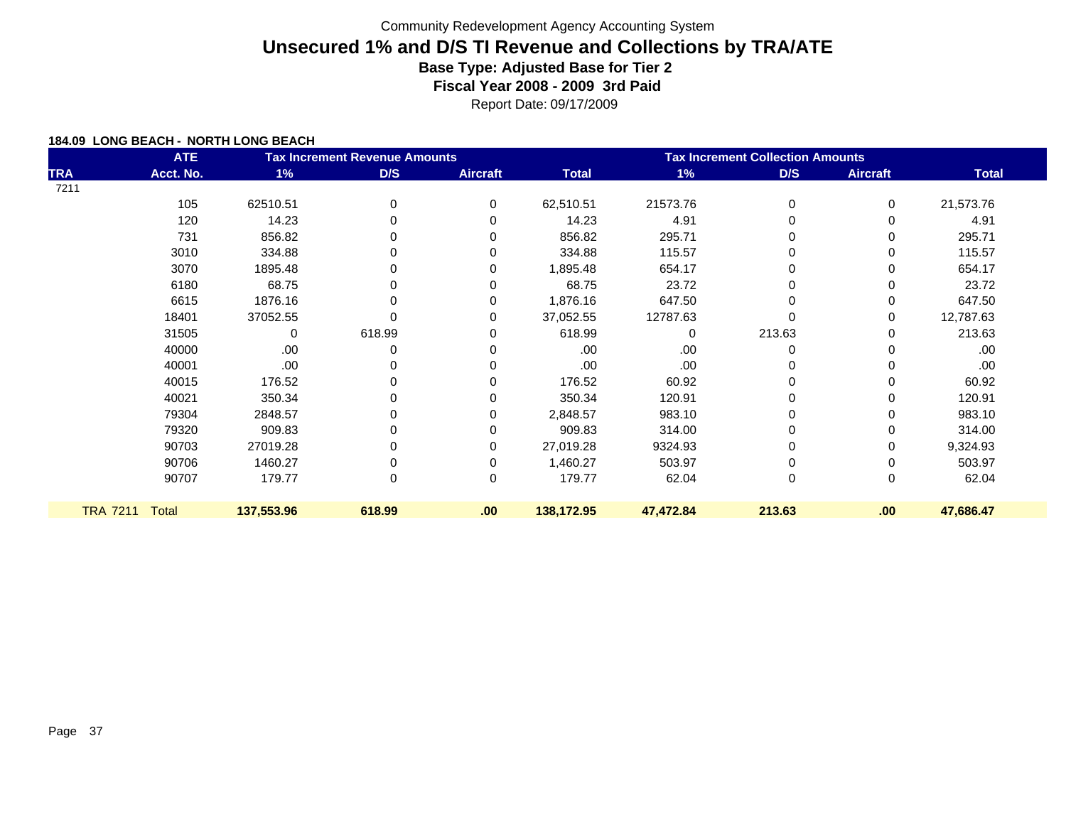Community Redevelopment Agency Accounting System

# Unsecured 1% and D/S TI Revenue and Collections by TRA/ATE

**Base Type: Adjusted Base for Tier 2**

**Fiscal Year 2008 - 2009 3rd Paid**

Report Date: 09/17/2009

**184.09 LONG BEACH - NORTH LONG BEACH**

| | ATE | Tax Increment Revenue Amounts | | | | Tax Increment Collection Amounts | | | |
|---|---|---|---|---|---|---|---|---|---|
| TRA | Acct. No. | 1% | D/S | Aircraft | Total | 1% | D/S | Aircraft | Total |
| 7211 | | | | | | | | | |
| | 105 | 62510.51 | 0 | 0 | 62,510.51 | 21573.76 | 0 | 0 | 21,573.76 |
| | 120 | 14.23 | 0 | 0 | 14.23 | 4.91 | 0 | 0 | 4.91 |
| | 731 | 856.82 | 0 | 0 | 856.82 | 295.71 | 0 | 0 | 295.71 |
| | 3010 | 334.88 | 0 | 0 | 334.88 | 115.57 | 0 | 0 | 115.57 |
| | 3070 | 1895.48 | 0 | 0 | 1,895.48 | 654.17 | 0 | 0 | 654.17 |
| | 6180 | 68.75 | 0 | 0 | 68.75 | 23.72 | 0 | 0 | 23.72 |
| | 6615 | 1876.16 | 0 | 0 | 1,876.16 | 647.50 | 0 | 0 | 647.50 |
| | 18401 | 37052.55 | 0 | 0 | 37,052.55 | 12787.63 | 0 | 0 | 12,787.63 |
| | 31505 | 0 | 618.99 | 0 | 618.99 | 0 | 213.63 | 0 | 213.63 |
| | 40000 | .00 | 0 | 0 | .00 | .00 | 0 | 0 | .00 |
| | 40001 | .00 | 0 | 0 | .00 | .00 | 0 | 0 | .00 |
| | 40015 | 176.52 | 0 | 0 | 176.52 | 60.92 | 0 | 0 | 60.92 |
| | 40021 | 350.34 | 0 | 0 | 350.34 | 120.91 | 0 | 0 | 120.91 |
| | 79304 | 2848.57 | 0 | 0 | 2,848.57 | 983.10 | 0 | 0 | 983.10 |
| | 79320 | 909.83 | 0 | 0 | 909.83 | 314.00 | 0 | 0 | 314.00 |
| | 90703 | 27019.28 | 0 | 0 | 27,019.28 | 9324.93 | 0 | 0 | 9,324.93 |
| | 90706 | 1460.27 | 0 | 0 | 1,460.27 | 503.97 | 0 | 0 | 503.97 |
| | 90707 | 179.77 | 0 | 0 | 179.77 | 62.04 | 0 | 0 | 62.04 |
| TRA 7211 | Total | **137,553.96** | **618.99** | **.00** | **138,172.95** | **47,472.84** | **213.63** | **.00** | **47,686.47** |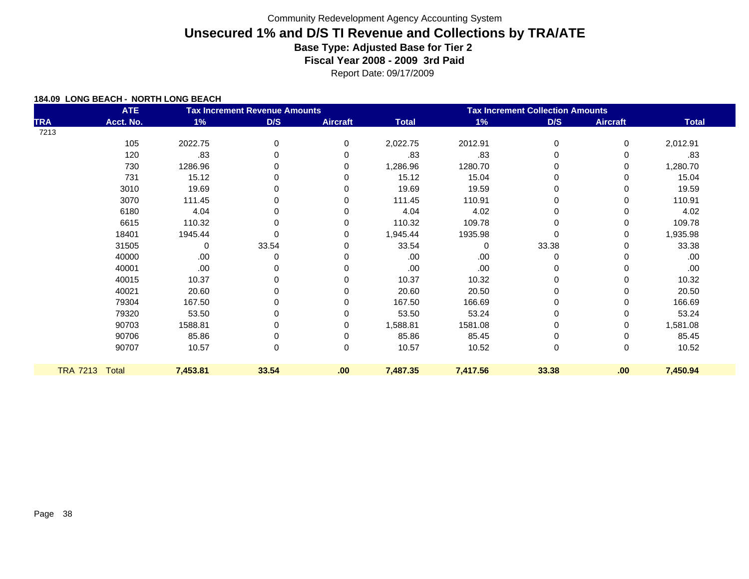Community Redevelopment Agency Accounting System

# Unsecured 1% and D/S TI Revenue and Collections by TRA/ATE

**Base Type: Adjusted Base for Tier 2**

**Fiscal Year 2008 - 2009 3rd Paid**

Report Date: 09/17/2009

**184.09 LONG BEACH - NORTH LONG BEACH**

| TRA | ATE Acct. No. | Tax Increment Revenue Amounts 1% | D/S | Aircraft | Total | Tax Increment Collection Amounts 1% | D/S | Aircraft | Total |
|---|---|---|---|---|---|---|---|---|---|
| 7213 | | | | | | | | | |
| | 105 | 2022.75 | 0 | 0 | 2,022.75 | 2012.91 | 0 | 0 | 2,012.91 |
| | 120 | .83 | 0 | 0 | .83 | .83 | 0 | 0 | .83 |
| | 730 | 1286.96 | 0 | 0 | 1,286.96 | 1280.70 | 0 | 0 | 1,280.70 |
| | 731 | 15.12 | 0 | 0 | 15.12 | 15.04 | 0 | 0 | 15.04 |
| | 3010 | 19.69 | 0 | 0 | 19.69 | 19.59 | 0 | 0 | 19.59 |
| | 3070 | 111.45 | 0 | 0 | 111.45 | 110.91 | 0 | 0 | 110.91 |
| | 6180 | 4.04 | 0 | 0 | 4.04 | 4.02 | 0 | 0 | 4.02 |
| | 6615 | 110.32 | 0 | 0 | 110.32 | 109.78 | 0 | 0 | 109.78 |
| | 18401 | 1945.44 | 0 | 0 | 1,945.44 | 1935.98 | 0 | 0 | 1,935.98 |
| | 31505 | 0 | 33.54 | 0 | 33.54 | 0 | 33.38 | 0 | 33.38 |
| | 40000 | .00 | 0 | 0 | .00 | .00 | 0 | 0 | .00 |
| | 40001 | .00 | 0 | 0 | .00 | .00 | 0 | 0 | .00 |
| | 40015 | 10.37 | 0 | 0 | 10.37 | 10.32 | 0 | 0 | 10.32 |
| | 40021 | 20.60 | 0 | 0 | 20.60 | 20.50 | 0 | 0 | 20.50 |
| | 79304 | 167.50 | 0 | 0 | 167.50 | 166.69 | 0 | 0 | 166.69 |
| | 79320 | 53.50 | 0 | 0 | 53.50 | 53.24 | 0 | 0 | 53.24 |
| | 90703 | 1588.81 | 0 | 0 | 1,588.81 | 1581.08 | 0 | 0 | 1,581.08 |
| | 90706 | 85.86 | 0 | 0 | 85.86 | 85.45 | 0 | 0 | 85.45 |
| | 90707 | 10.57 | 0 | 0 | 10.57 | 10.52 | 0 | 0 | 10.52 |
| **TRA 7213** | **Total** | **7,453.81** | **33.54** | **.00** | **7,487.35** | **7,417.56** | **33.38** | **.00** | **7,450.94** |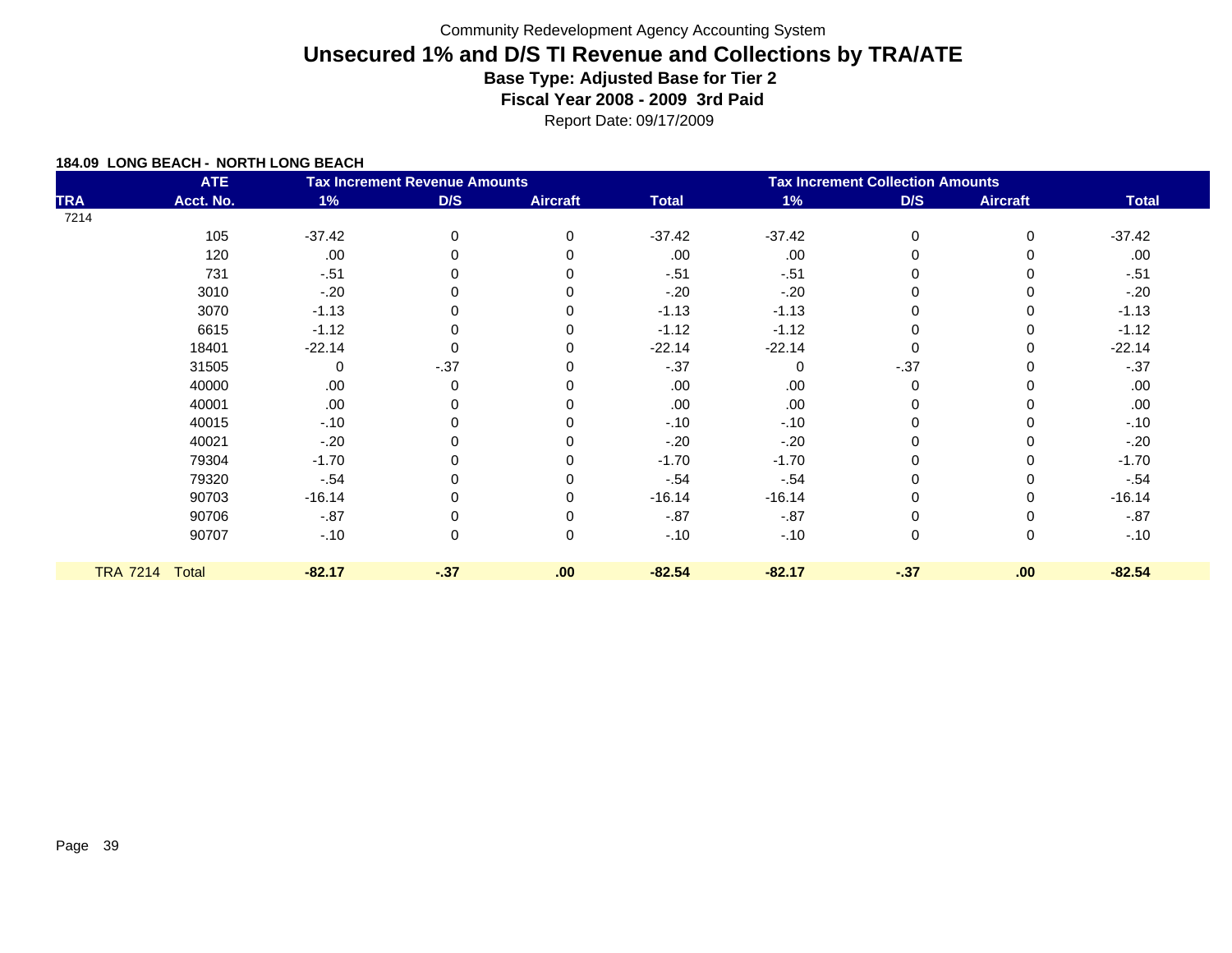Community Redevelopment Agency Accounting System

# Unsecured 1% and D/S TI Revenue and Collections by TRA/ATE

### Base Type: Adjusted Base for Tier 2

### Fiscal Year 2008 - 2009 3rd Paid

Report Date: 09/17/2009

**184.09 LONG BEACH - NORTH LONG BEACH**

| TRA | ATE Acct. No. | Tax Increment Revenue Amounts 1% | D/S | Aircraft | Total | Tax Increment Collection Amounts 1% | D/S | Aircraft | Total |
|---|---|---|---|---|---|---|---|---|---|
| 7214 | | | | | | | | | |
| | 105 | -37.42 | 0 | 0 | -37.42 | -37.42 | 0 | 0 | -37.42 |
| | 120 | .00 | 0 | 0 | .00 | .00 | 0 | 0 | .00 |
| | 731 | -.51 | 0 | 0 | -.51 | -.51 | 0 | 0 | -.51 |
| | 3010 | -.20 | 0 | 0 | -.20 | -.20 | 0 | 0 | -.20 |
| | 3070 | -1.13 | 0 | 0 | -1.13 | -1.13 | 0 | 0 | -1.13 |
| | 6615 | -1.12 | 0 | 0 | -1.12 | -1.12 | 0 | 0 | -1.12 |
| | 18401 | -22.14 | 0 | 0 | -22.14 | -22.14 | 0 | 0 | -22.14 |
| | 31505 | 0 | -.37 | 0 | -.37 | 0 | -.37 | 0 | -.37 |
| | 40000 | .00 | 0 | 0 | .00 | .00 | 0 | 0 | .00 |
| | 40001 | .00 | 0 | 0 | .00 | .00 | 0 | 0 | .00 |
| | 40015 | -.10 | 0 | 0 | -.10 | -.10 | 0 | 0 | -.10 |
| | 40021 | -.20 | 0 | 0 | -.20 | -.20 | 0 | 0 | -.20 |
| | 79304 | -1.70 | 0 | 0 | -1.70 | -1.70 | 0 | 0 | -1.70 |
| | 79320 | -.54 | 0 | 0 | -.54 | -.54 | 0 | 0 | -.54 |
| | 90703 | -16.14 | 0 | 0 | -16.14 | -16.14 | 0 | 0 | -16.14 |
| | 90706 | -.87 | 0 | 0 | -.87 | -.87 | 0 | 0 | -.87 |
| | 90707 | -.10 | 0 | 0 | -.10 | -.10 | 0 | 0 | -.10 |
| TRA 7214 | Total | **-82.17** | **-.37** | **.00** | **-82.54** | **-82.17** | **-.37** | **.00** | **-82.54** |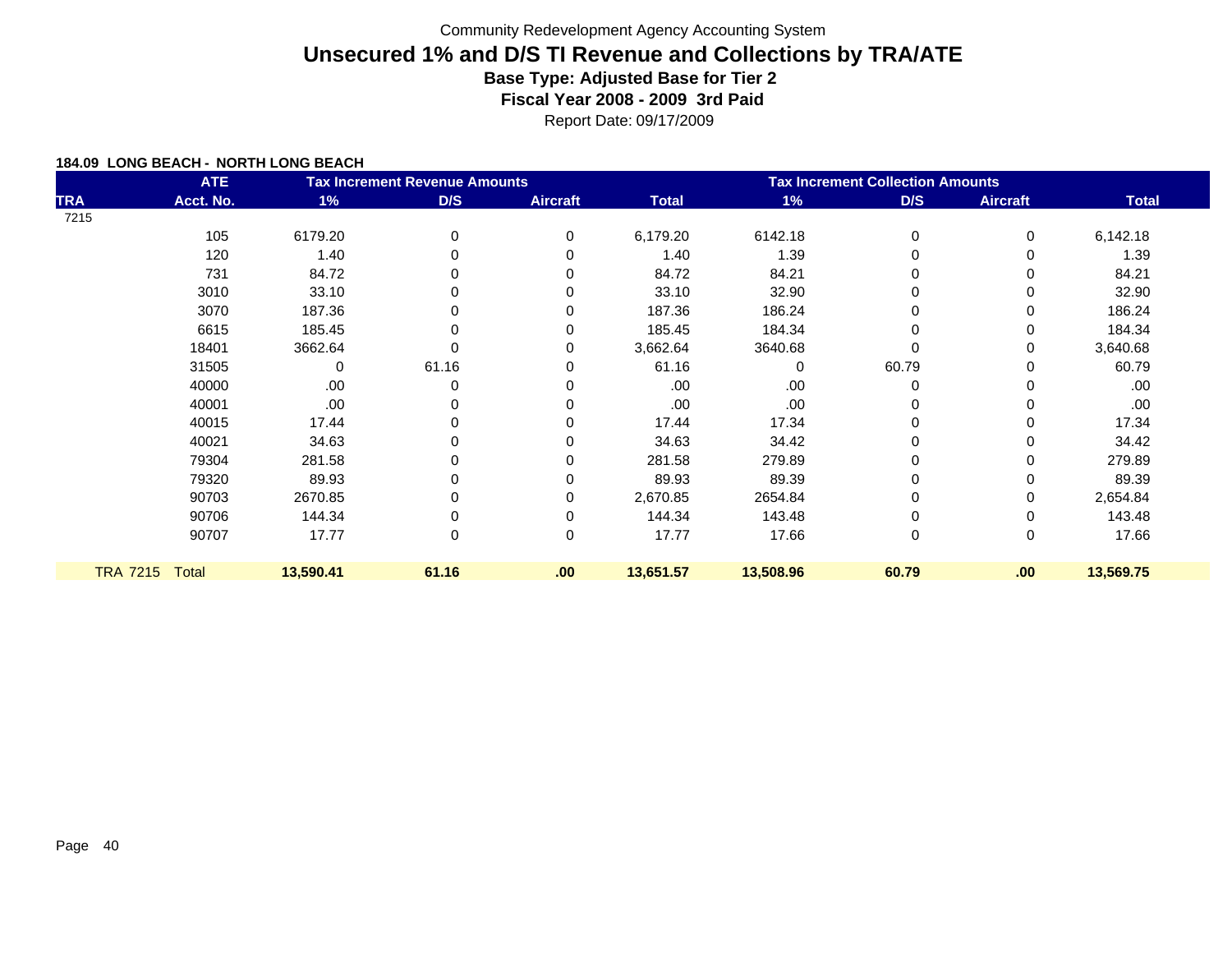Community Redevelopment Agency Accounting System

# Unsecured 1% and D/S TI Revenue and Collections by TRA/ATE

**Base Type: Adjusted Base for Tier 2**

**Fiscal Year 2008 - 2009 3rd Paid**

Report Date: 09/17/2009

**184.09 LONG BEACH - NORTH LONG BEACH**

| TRA | ATE Acct. No. | Tax Increment Revenue Amounts 1% | D/S | Aircraft | Total | Tax Increment Collection Amounts 1% | D/S | Aircraft | Total |
|---|---|---|---|---|---|---|---|---|---|
| 7215 | | | | | | | | | |
| | 105 | 6179.20 | 0 | 0 | 6,179.20 | 6142.18 | 0 | 0 | 6,142.18 |
| | 120 | 1.40 | 0 | 0 | 1.40 | 1.39 | 0 | 0 | 1.39 |
| | 731 | 84.72 | 0 | 0 | 84.72 | 84.21 | 0 | 0 | 84.21 |
| | 3010 | 33.10 | 0 | 0 | 33.10 | 32.90 | 0 | 0 | 32.90 |
| | 3070 | 187.36 | 0 | 0 | 187.36 | 186.24 | 0 | 0 | 186.24 |
| | 6615 | 185.45 | 0 | 0 | 185.45 | 184.34 | 0 | 0 | 184.34 |
| | 18401 | 3662.64 | 0 | 0 | 3,662.64 | 3640.68 | 0 | 0 | 3,640.68 |
| | 31505 | 0 | 61.16 | 0 | 61.16 | 0 | 60.79 | 0 | 60.79 |
| | 40000 | .00 | 0 | 0 | .00 | .00 | 0 | 0 | .00 |
| | 40001 | .00 | 0 | 0 | .00 | .00 | 0 | 0 | .00 |
| | 40015 | 17.44 | 0 | 0 | 17.44 | 17.34 | 0 | 0 | 17.34 |
| | 40021 | 34.63 | 0 | 0 | 34.63 | 34.42 | 0 | 0 | 34.42 |
| | 79304 | 281.58 | 0 | 0 | 281.58 | 279.89 | 0 | 0 | 279.89 |
| | 79320 | 89.93 | 0 | 0 | 89.93 | 89.39 | 0 | 0 | 89.39 |
| | 90703 | 2670.85 | 0 | 0 | 2,670.85 | 2654.84 | 0 | 0 | 2,654.84 |
| | 90706 | 144.34 | 0 | 0 | 144.34 | 143.48 | 0 | 0 | 143.48 |
| | 90707 | 17.77 | 0 | 0 | 17.77 | 17.66 | 0 | 0 | 17.66 |
| **TRA 7215** | **Total** | **13,590.41** | **61.16** | **.00** | **13,651.57** | **13,508.96** | **60.79** | **.00** | **13,569.75** |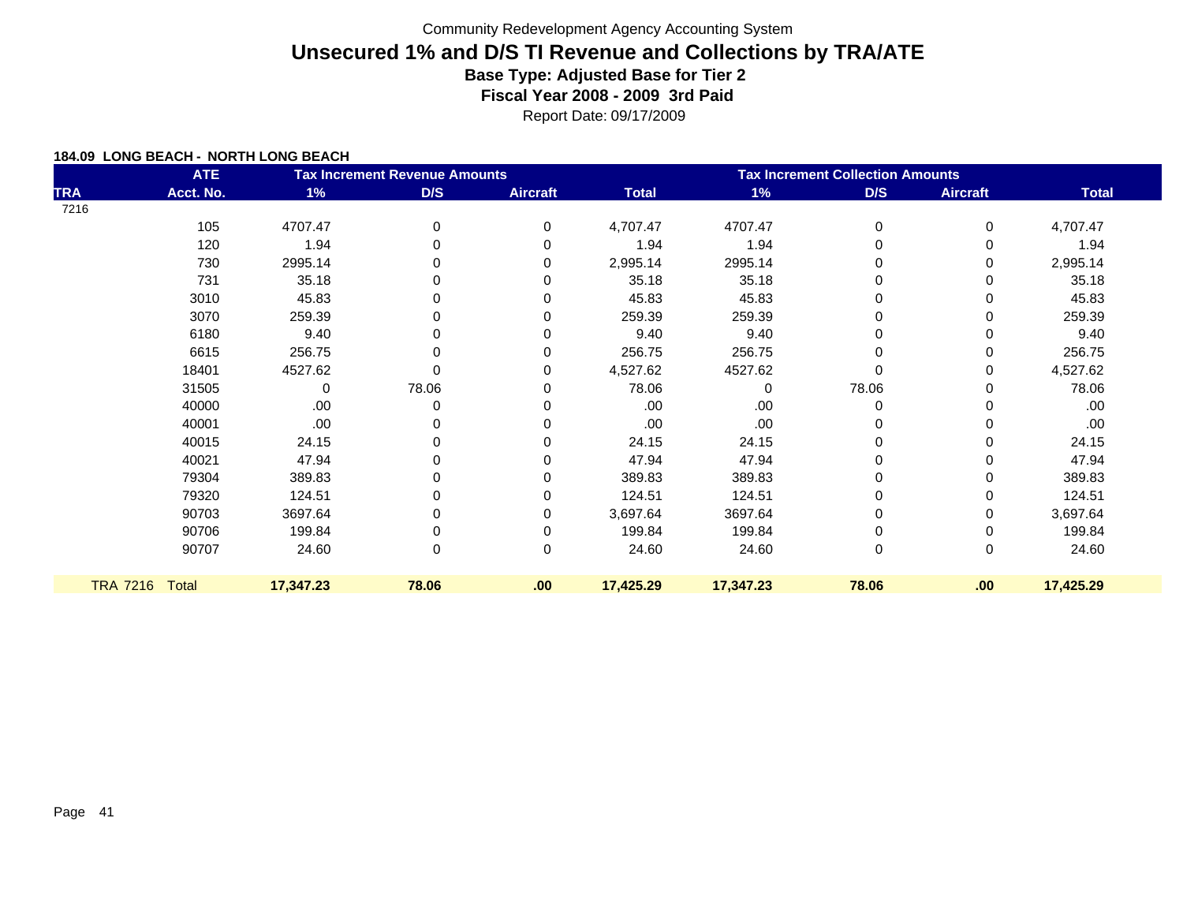Community Redevelopment Agency Accounting System

# Unsecured 1% and D/S TI Revenue and Collections by TRA/ATE

**Base Type: Adjusted Base for Tier 2**

**Fiscal Year 2008 - 2009 3rd Paid**

Report Date: 09/17/2009

**184.09 LONG BEACH - NORTH LONG BEACH**

| | ATE | Tax Increment Revenue Amounts | | | | Tax Increment Collection Amounts | | | |
|---|---|---|---|---|---|---|---|---|---|
| TRA | Acct. No. | 1% | D/S | Aircraft | Total | 1% | D/S | Aircraft | Total |
| 7216 | | | | | | | | | |
| | 105 | 4707.47 | 0 | 0 | 4,707.47 | 4707.47 | 0 | 0 | 4,707.47 |
| | 120 | 1.94 | 0 | 0 | 1.94 | 1.94 | 0 | 0 | 1.94 |
| | 730 | 2995.14 | 0 | 0 | 2,995.14 | 2995.14 | 0 | 0 | 2,995.14 |
| | 731 | 35.18 | 0 | 0 | 35.18 | 35.18 | 0 | 0 | 35.18 |
| | 3010 | 45.83 | 0 | 0 | 45.83 | 45.83 | 0 | 0 | 45.83 |
| | 3070 | 259.39 | 0 | 0 | 259.39 | 259.39 | 0 | 0 | 259.39 |
| | 6180 | 9.40 | 0 | 0 | 9.40 | 9.40 | 0 | 0 | 9.40 |
| | 6615 | 256.75 | 0 | 0 | 256.75 | 256.75 | 0 | 0 | 256.75 |
| | 18401 | 4527.62 | 0 | 0 | 4,527.62 | 4527.62 | 0 | 0 | 4,527.62 |
| | 31505 | 0 | 78.06 | 0 | 78.06 | 0 | 78.06 | 0 | 78.06 |
| | 40000 | .00 | 0 | 0 | .00 | .00 | 0 | 0 | .00 |
| | 40001 | .00 | 0 | 0 | .00 | .00 | 0 | 0 | .00 |
| | 40015 | 24.15 | 0 | 0 | 24.15 | 24.15 | 0 | 0 | 24.15 |
| | 40021 | 47.94 | 0 | 0 | 47.94 | 47.94 | 0 | 0 | 47.94 |
| | 79304 | 389.83 | 0 | 0 | 389.83 | 389.83 | 0 | 0 | 389.83 |
| | 79320 | 124.51 | 0 | 0 | 124.51 | 124.51 | 0 | 0 | 124.51 |
| | 90703 | 3697.64 | 0 | 0 | 3,697.64 | 3697.64 | 0 | 0 | 3,697.64 |
| | 90706 | 199.84 | 0 | 0 | 199.84 | 199.84 | 0 | 0 | 199.84 |
| | 90707 | 24.60 | 0 | 0 | 24.60 | 24.60 | 0 | 0 | 24.60 |
| TRA 7216 | Total | **17,347.23** | **78.06** | **.00** | **17,425.29** | **17,347.23** | **78.06** | **.00** | **17,425.29** |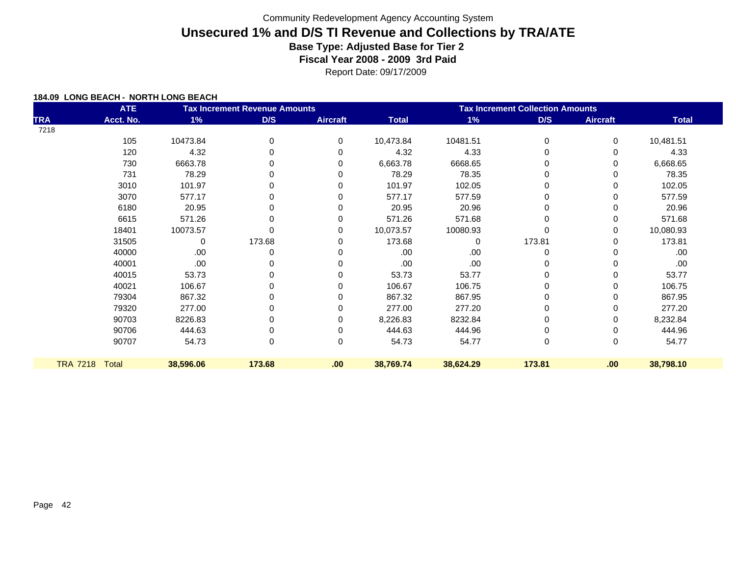Community Redevelopment Agency Accounting System

# Unsecured 1% and D/S TI Revenue and Collections by TRA/ATE

### Base Type: Adjusted Base for Tier 2

### Fiscal Year 2008 - 2009 3rd Paid

Report Date: 09/17/2009

**184.09 LONG BEACH - NORTH LONG BEACH**

| | ATE | Tax Increment Revenue Amounts | | | | Tax Increment Collection Amounts | | | |
|---|---|---|---|---|---|---|---|---|---|
| TRA | Acct. No. | 1% | D/S | Aircraft | Total | 1% | D/S | Aircraft | Total |
| 7218 | | | | | | | | | |
| | 105 | 10473.84 | 0 | 0 | 10,473.84 | 10481.51 | 0 | 0 | 10,481.51 |
| | 120 | 4.32 | 0 | 0 | 4.32 | 4.33 | 0 | 0 | 4.33 |
| | 730 | 6663.78 | 0 | 0 | 6,663.78 | 6668.65 | 0 | 0 | 6,668.65 |
| | 731 | 78.29 | 0 | 0 | 78.29 | 78.35 | 0 | 0 | 78.35 |
| | 3010 | 101.97 | 0 | 0 | 101.97 | 102.05 | 0 | 0 | 102.05 |
| | 3070 | 577.17 | 0 | 0 | 577.17 | 577.59 | 0 | 0 | 577.59 |
| | 6180 | 20.95 | 0 | 0 | 20.95 | 20.96 | 0 | 0 | 20.96 |
| | 6615 | 571.26 | 0 | 0 | 571.26 | 571.68 | 0 | 0 | 571.68 |
| | 18401 | 10073.57 | 0 | 0 | 10,073.57 | 10080.93 | 0 | 0 | 10,080.93 |
| | 31505 | 0 | 173.68 | 0 | 173.68 | 0 | 173.81 | 0 | 173.81 |
| | 40000 | .00 | 0 | 0 | .00 | .00 | 0 | 0 | .00 |
| | 40001 | .00 | 0 | 0 | .00 | .00 | 0 | 0 | .00 |
| | 40015 | 53.73 | 0 | 0 | 53.73 | 53.77 | 0 | 0 | 53.77 |
| | 40021 | 106.67 | 0 | 0 | 106.67 | 106.75 | 0 | 0 | 106.75 |
| | 79304 | 867.32 | 0 | 0 | 867.32 | 867.95 | 0 | 0 | 867.95 |
| | 79320 | 277.00 | 0 | 0 | 277.00 | 277.20 | 0 | 0 | 277.20 |
| | 90703 | 8226.83 | 0 | 0 | 8,226.83 | 8232.84 | 0 | 0 | 8,232.84 |
| | 90706 | 444.63 | 0 | 0 | 444.63 | 444.96 | 0 | 0 | 444.96 |
| | 90707 | 54.73 | 0 | 0 | 54.73 | 54.77 | 0 | 0 | 54.77 |
| **TRA 7218** | **Total** | **38,596.06** | **173.68** | **.00** | **38,769.74** | **38,624.29** | **173.81** | **.00** | **38,798.10** |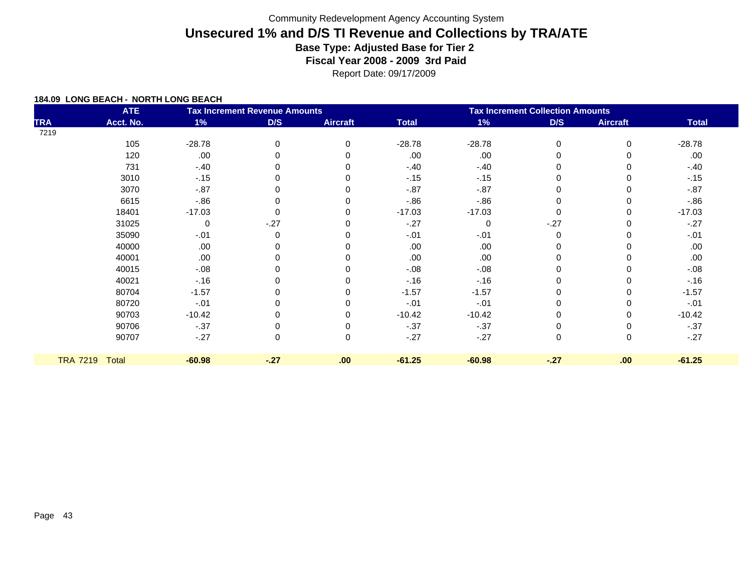Community Redevelopment Agency Accounting System

# Unsecured 1% and D/S TI Revenue and Collections by TRA/ATE

**Base Type: Adjusted Base for Tier 2**

**Fiscal Year 2008 - 2009 3rd Paid**

Report Date: 09/17/2009

**184.09 LONG BEACH - NORTH LONG BEACH**

| TRA | ATE Acct. No. | Tax Increment Revenue Amounts 1% | D/S | Aircraft | Total | Tax Increment Collection Amounts 1% | D/S | Aircraft | Total |
|---|---|---|---|---|---|---|---|---|---|
| 7219 | | | | | | | | | |
| | 105 | -28.78 | 0 | 0 | -28.78 | -28.78 | 0 | 0 | -28.78 |
| | 120 | .00 | 0 | 0 | .00 | .00 | 0 | 0 | .00 |
| | 731 | -.40 | 0 | 0 | -.40 | -.40 | 0 | 0 | -.40 |
| | 3010 | -.15 | 0 | 0 | -.15 | -.15 | 0 | 0 | -.15 |
| | 3070 | -.87 | 0 | 0 | -.87 | -.87 | 0 | 0 | -.87 |
| | 6615 | -.86 | 0 | 0 | -.86 | -.86 | 0 | 0 | -.86 |
| | 18401 | -17.03 | 0 | 0 | -17.03 | -17.03 | 0 | 0 | -17.03 |
| | 31025 | 0 | -.27 | 0 | -.27 | 0 | -.27 | 0 | -.27 |
| | 35090 | -.01 | 0 | 0 | -.01 | -.01 | 0 | 0 | -.01 |
| | 40000 | .00 | 0 | 0 | .00 | .00 | 0 | 0 | .00 |
| | 40001 | .00 | 0 | 0 | .00 | .00 | 0 | 0 | .00 |
| | 40015 | -.08 | 0 | 0 | -.08 | -.08 | 0 | 0 | -.08 |
| | 40021 | -.16 | 0 | 0 | -.16 | -.16 | 0 | 0 | -.16 |
| | 80704 | -1.57 | 0 | 0 | -1.57 | -1.57 | 0 | 0 | -1.57 |
| | 80720 | -.01 | 0 | 0 | -.01 | -.01 | 0 | 0 | -.01 |
| | 90703 | -10.42 | 0 | 0 | -10.42 | -10.42 | 0 | 0 | -10.42 |
| | 90706 | -.37 | 0 | 0 | -.37 | -.37 | 0 | 0 | -.37 |
| | 90707 | -.27 | 0 | 0 | -.27 | -.27 | 0 | 0 | -.27 |
| TRA 7219 | Total | **-60.98** | **-.27** | **.00** | **-61.25** | **-60.98** | **-.27** | **.00** | **-61.25** |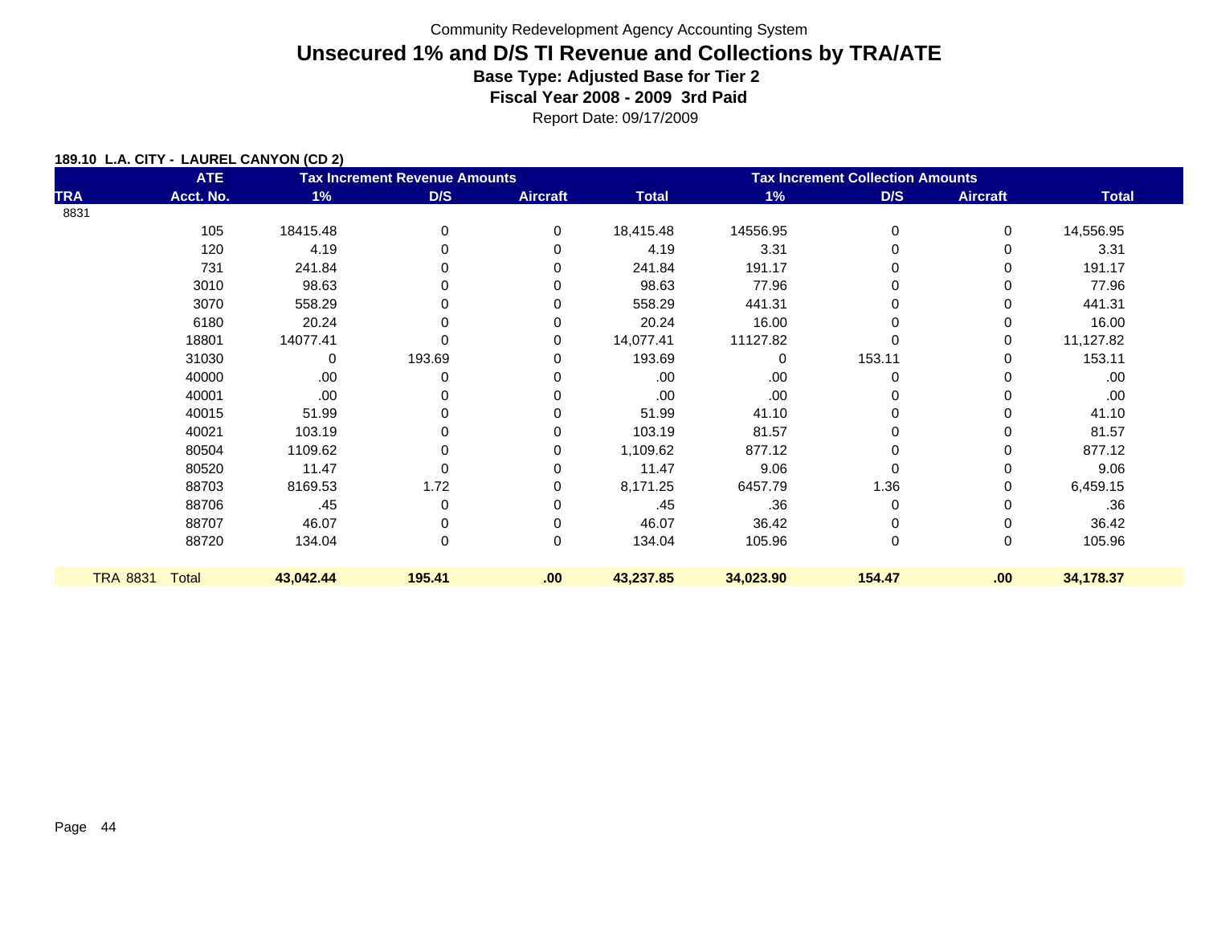Community Redevelopment Agency Accounting System

# Unsecured 1% and D/S TI Revenue and Collections by TRA/ATE

**Base Type: Adjusted Base for Tier 2**

**Fiscal Year 2008 - 2009 3rd Paid**

Report Date: 09/17/2009

**189.10 L.A. CITY - LAUREL CANYON (CD 2)**

| TRA | ATE Acct. No. | Tax Increment Revenue Amounts 1% | D/S | Aircraft | Total | Tax Increment Collection Amounts 1% | D/S | Aircraft | Total |
|---|---|---|---|---|---|---|---|---|---|
| 8831 | | | | | | | | | |
| | 105 | 18415.48 | 0 | 0 | 18,415.48 | 14556.95 | 0 | 0 | 14,556.95 |
| | 120 | 4.19 | 0 | 0 | 4.19 | 3.31 | 0 | 0 | 3.31 |
| | 731 | 241.84 | 0 | 0 | 241.84 | 191.17 | 0 | 0 | 191.17 |
| | 3010 | 98.63 | 0 | 0 | 98.63 | 77.96 | 0 | 0 | 77.96 |
| | 3070 | 558.29 | 0 | 0 | 558.29 | 441.31 | 0 | 0 | 441.31 |
| | 6180 | 20.24 | 0 | 0 | 20.24 | 16.00 | 0 | 0 | 16.00 |
| | 18801 | 14077.41 | 0 | 0 | 14,077.41 | 11127.82 | 0 | 0 | 11,127.82 |
| | 31030 | 0 | 193.69 | 0 | 193.69 | 0 | 153.11 | 0 | 153.11 |
| | 40000 | .00 | 0 | 0 | .00 | .00 | 0 | 0 | .00 |
| | 40001 | .00 | 0 | 0 | .00 | .00 | 0 | 0 | .00 |
| | 40015 | 51.99 | 0 | 0 | 51.99 | 41.10 | 0 | 0 | 41.10 |
| | 40021 | 103.19 | 0 | 0 | 103.19 | 81.57 | 0 | 0 | 81.57 |
| | 80504 | 1109.62 | 0 | 0 | 1,109.62 | 877.12 | 0 | 0 | 877.12 |
| | 80520 | 11.47 | 0 | 0 | 11.47 | 9.06 | 0 | 0 | 9.06 |
| | 88703 | 8169.53 | 1.72 | 0 | 8,171.25 | 6457.79 | 1.36 | 0 | 6,459.15 |
| | 88706 | .45 | 0 | 0 | .45 | .36 | 0 | 0 | .36 |
| | 88707 | 46.07 | 0 | 0 | 46.07 | 36.42 | 0 | 0 | 36.42 |
| | 88720 | 134.04 | 0 | 0 | 134.04 | 105.96 | 0 | 0 | 105.96 |
| **TRA 8831** | **Total** | **43,042.44** | **195.41** | **.00** | **43,237.85** | **34,023.90** | **154.47** | **.00** | **34,178.37** |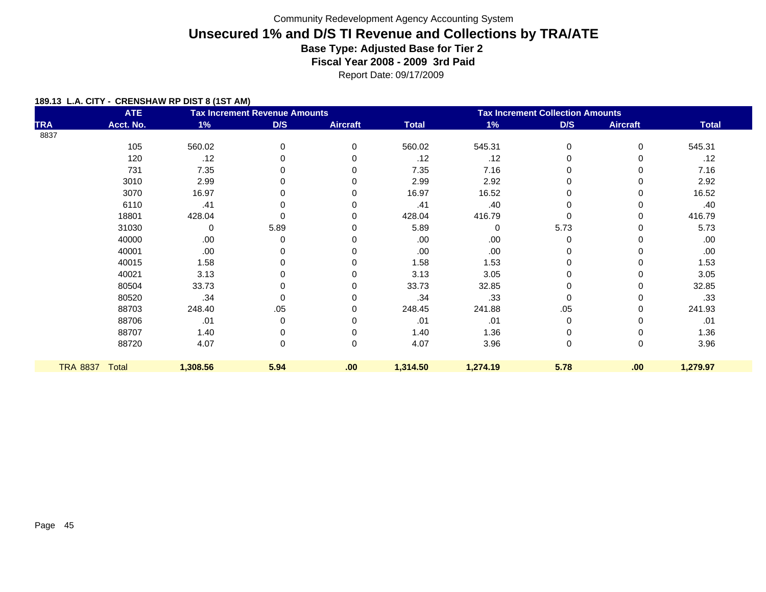Community Redevelopment Agency Accounting System

# Unsecured 1% and D/S TI Revenue and Collections by TRA/ATE

**Base Type: Adjusted Base for Tier 2**

**Fiscal Year 2008 - 2009 3rd Paid**

Report Date: 09/17/2009

**189.13 L.A. CITY - CRENSHAW RP DIST 8 (1ST AM)**

| TRA | ATE Acct. No. | Tax Increment Revenue Amounts 1% | D/S | Aircraft | Total | Tax Increment Collection Amounts 1% | D/S | Aircraft | Total |
|---|---|---|---|---|---|---|---|---|---|
| 8837 | | | | | | | | | |
| | 105 | 560.02 | 0 | 0 | 560.02 | 545.31 | 0 | 0 | 545.31 |
| | 120 | .12 | 0 | 0 | .12 | .12 | 0 | 0 | .12 |
| | 731 | 7.35 | 0 | 0 | 7.35 | 7.16 | 0 | 0 | 7.16 |
| | 3010 | 2.99 | 0 | 0 | 2.99 | 2.92 | 0 | 0 | 2.92 |
| | 3070 | 16.97 | 0 | 0 | 16.97 | 16.52 | 0 | 0 | 16.52 |
| | 6110 | .41 | 0 | 0 | .41 | .40 | 0 | 0 | .40 |
| | 18801 | 428.04 | 0 | 0 | 428.04 | 416.79 | 0 | 0 | 416.79 |
| | 31030 | 0 | 5.89 | 0 | 5.89 | 0 | 5.73 | 0 | 5.73 |
| | 40000 | .00 | 0 | 0 | .00 | .00 | 0 | 0 | .00 |
| | 40001 | .00 | 0 | 0 | .00 | .00 | 0 | 0 | .00 |
| | 40015 | 1.58 | 0 | 0 | 1.58 | 1.53 | 0 | 0 | 1.53 |
| | 40021 | 3.13 | 0 | 0 | 3.13 | 3.05 | 0 | 0 | 3.05 |
| | 80504 | 33.73 | 0 | 0 | 33.73 | 32.85 | 0 | 0 | 32.85 |
| | 80520 | .34 | 0 | 0 | .34 | .33 | 0 | 0 | .33 |
| | 88703 | 248.40 | .05 | 0 | 248.45 | 241.88 | .05 | 0 | 241.93 |
| | 88706 | .01 | 0 | 0 | .01 | .01 | 0 | 0 | .01 |
| | 88707 | 1.40 | 0 | 0 | 1.40 | 1.36 | 0 | 0 | 1.36 |
| | 88720 | 4.07 | 0 | 0 | 4.07 | 3.96 | 0 | 0 | 3.96 |
| **TRA 8837** | **Total** | **1,308.56** | **5.94** | **.00** | **1,314.50** | **1,274.19** | **5.78** | **.00** | **1,279.97** |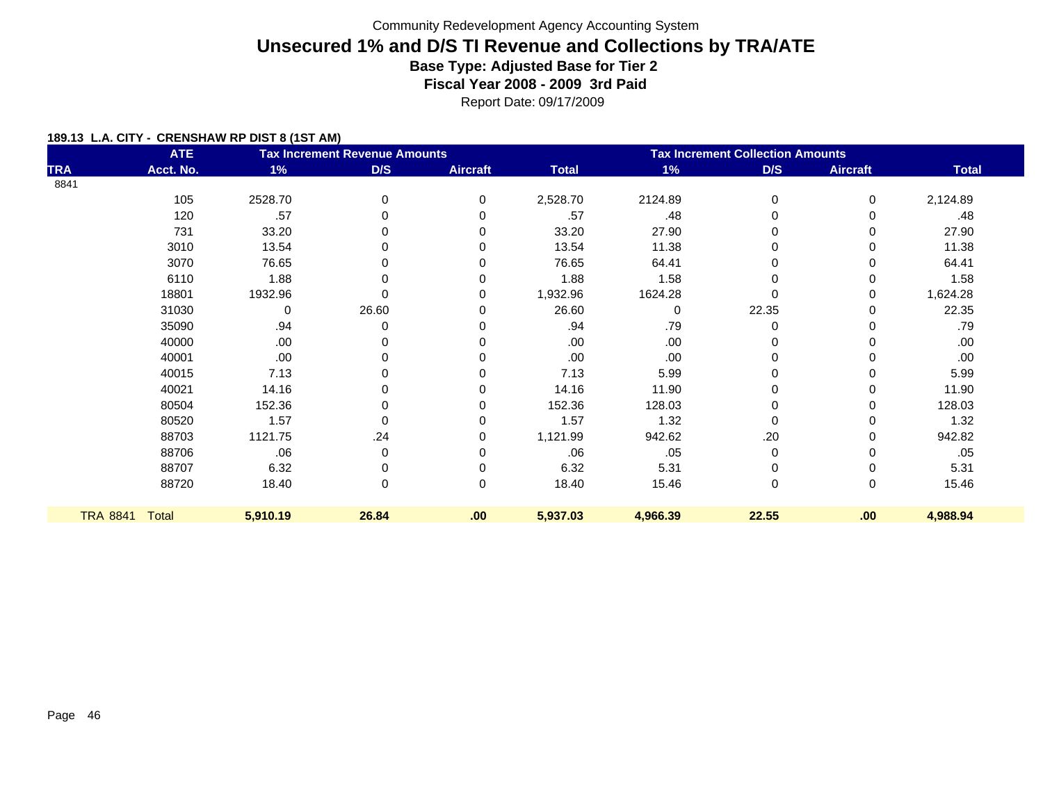Community Redevelopment Agency Accounting System

# Unsecured 1% and D/S TI Revenue and Collections by TRA/ATE

**Base Type: Adjusted Base for Tier 2**

**Fiscal Year 2008 - 2009 3rd Paid**

Report Date: 09/17/2009

**189.13 L.A. CITY - CRENSHAW RP DIST 8 (1ST AM)**

| | ATE | Tax Increment Revenue Amounts | | | | Tax Increment Collection Amounts | | | |
|---|---|---|---|---|---|---|---|---|---|
| TRA | Acct. No. | 1% | D/S | Aircraft | Total | 1% | D/S | Aircraft | Total |
| 8841 | | | | | | | | | |
| | 105 | 2528.70 | 0 | 0 | 2,528.70 | 2124.89 | 0 | 0 | 2,124.89 |
| | 120 | .57 | 0 | 0 | .57 | .48 | 0 | 0 | .48 |
| | 731 | 33.20 | 0 | 0 | 33.20 | 27.90 | 0 | 0 | 27.90 |
| | 3010 | 13.54 | 0 | 0 | 13.54 | 11.38 | 0 | 0 | 11.38 |
| | 3070 | 76.65 | 0 | 0 | 76.65 | 64.41 | 0 | 0 | 64.41 |
| | 6110 | 1.88 | 0 | 0 | 1.88 | 1.58 | 0 | 0 | 1.58 |
| | 18801 | 1932.96 | 0 | 0 | 1,932.96 | 1624.28 | 0 | 0 | 1,624.28 |
| | 31030 | 0 | 26.60 | 0 | 26.60 | 0 | 22.35 | 0 | 22.35 |
| | 35090 | .94 | 0 | 0 | .94 | .79 | 0 | 0 | .79 |
| | 40000 | .00 | 0 | 0 | .00 | .00 | 0 | 0 | .00 |
| | 40001 | .00 | 0 | 0 | .00 | .00 | 0 | 0 | .00 |
| | 40015 | 7.13 | 0 | 0 | 7.13 | 5.99 | 0 | 0 | 5.99 |
| | 40021 | 14.16 | 0 | 0 | 14.16 | 11.90 | 0 | 0 | 11.90 |
| | 80504 | 152.36 | 0 | 0 | 152.36 | 128.03 | 0 | 0 | 128.03 |
| | 80520 | 1.57 | 0 | 0 | 1.57 | 1.32 | 0 | 0 | 1.32 |
| | 88703 | 1121.75 | .24 | 0 | 1,121.99 | 942.62 | .20 | 0 | 942.82 |
| | 88706 | .06 | 0 | 0 | .06 | .05 | 0 | 0 | .05 |
| | 88707 | 6.32 | 0 | 0 | 6.32 | 5.31 | 0 | 0 | 5.31 |
| | 88720 | 18.40 | 0 | 0 | 18.40 | 15.46 | 0 | 0 | 15.46 |
| TRA 8841 | Total | **5,910.19** | **26.84** | **.00** | **5,937.03** | **4,966.39** | **22.55** | **.00** | **4,988.94** |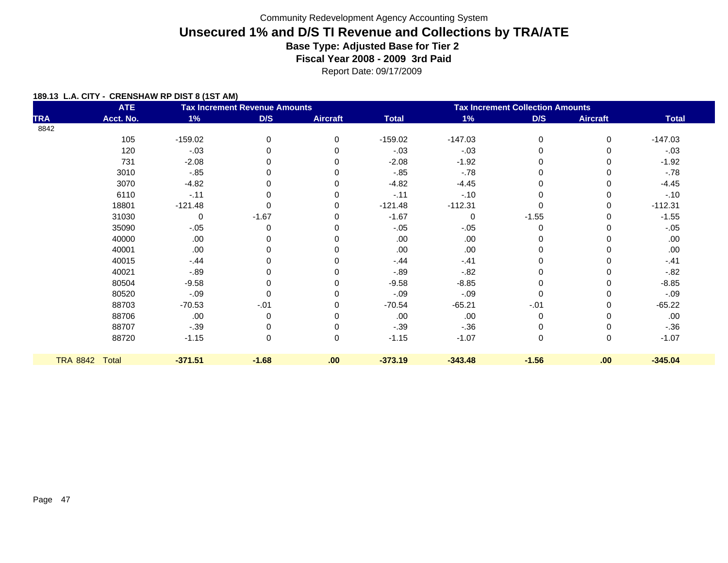Community Redevelopment Agency Accounting System

# Unsecured 1% and D/S TI Revenue and Collections by TRA/ATE

### Base Type: Adjusted Base for Tier 2

### Fiscal Year 2008 - 2009 3rd Paid

Report Date: 09/17/2009

**189.13 L.A. CITY - CRENSHAW RP DIST 8 (1ST AM)**

| | ATE | Tax Increment Revenue Amounts | | | | Tax Increment Collection Amounts | | | |
|---|---|---|---|---|---|---|---|---|---|
| TRA | Acct. No. | 1% | D/S | Aircraft | Total | 1% | D/S | Aircraft | Total |
| 8842 | | | | | | | | | |
| | 105 | -159.02 | 0 | 0 | -159.02 | -147.03 | 0 | 0 | -147.03 |
| | 120 | -.03 | 0 | 0 | -.03 | -.03 | 0 | 0 | -.03 |
| | 731 | -2.08 | 0 | 0 | -2.08 | -1.92 | 0 | 0 | -1.92 |
| | 3010 | -.85 | 0 | 0 | -.85 | -.78 | 0 | 0 | -.78 |
| | 3070 | -4.82 | 0 | 0 | -4.82 | -4.45 | 0 | 0 | -4.45 |
| | 6110 | -.11 | 0 | 0 | -.11 | -.10 | 0 | 0 | -.10 |
| | 18801 | -121.48 | 0 | 0 | -121.48 | -112.31 | 0 | 0 | -112.31 |
| | 31030 | 0 | -1.67 | 0 | -1.67 | 0 | -1.55 | 0 | -1.55 |
| | 35090 | -.05 | 0 | 0 | -.05 | -.05 | 0 | 0 | -.05 |
| | 40000 | .00 | 0 | 0 | .00 | .00 | 0 | 0 | .00 |
| | 40001 | .00 | 0 | 0 | .00 | .00 | 0 | 0 | .00 |
| | 40015 | -.44 | 0 | 0 | -.44 | -.41 | 0 | 0 | -.41 |
| | 40021 | -.89 | 0 | 0 | -.89 | -.82 | 0 | 0 | -.82 |
| | 80504 | -9.58 | 0 | 0 | -9.58 | -8.85 | 0 | 0 | -8.85 |
| | 80520 | -.09 | 0 | 0 | -.09 | -.09 | 0 | 0 | -.09 |
| | 88703 | -70.53 | -.01 | 0 | -70.54 | -65.21 | -.01 | 0 | -65.22 |
| | 88706 | .00 | 0 | 0 | .00 | .00 | 0 | 0 | .00 |
| | 88707 | -.39 | 0 | 0 | -.39 | -.36 | 0 | 0 | -.36 |
| | 88720 | -1.15 | 0 | 0 | -1.15 | -1.07 | 0 | 0 | -1.07 |
| TRA 8842 | Total | **-371.51** | **-1.68** | **.00** | **-373.19** | **-343.48** | **-1.56** | **.00** | **-345.04** |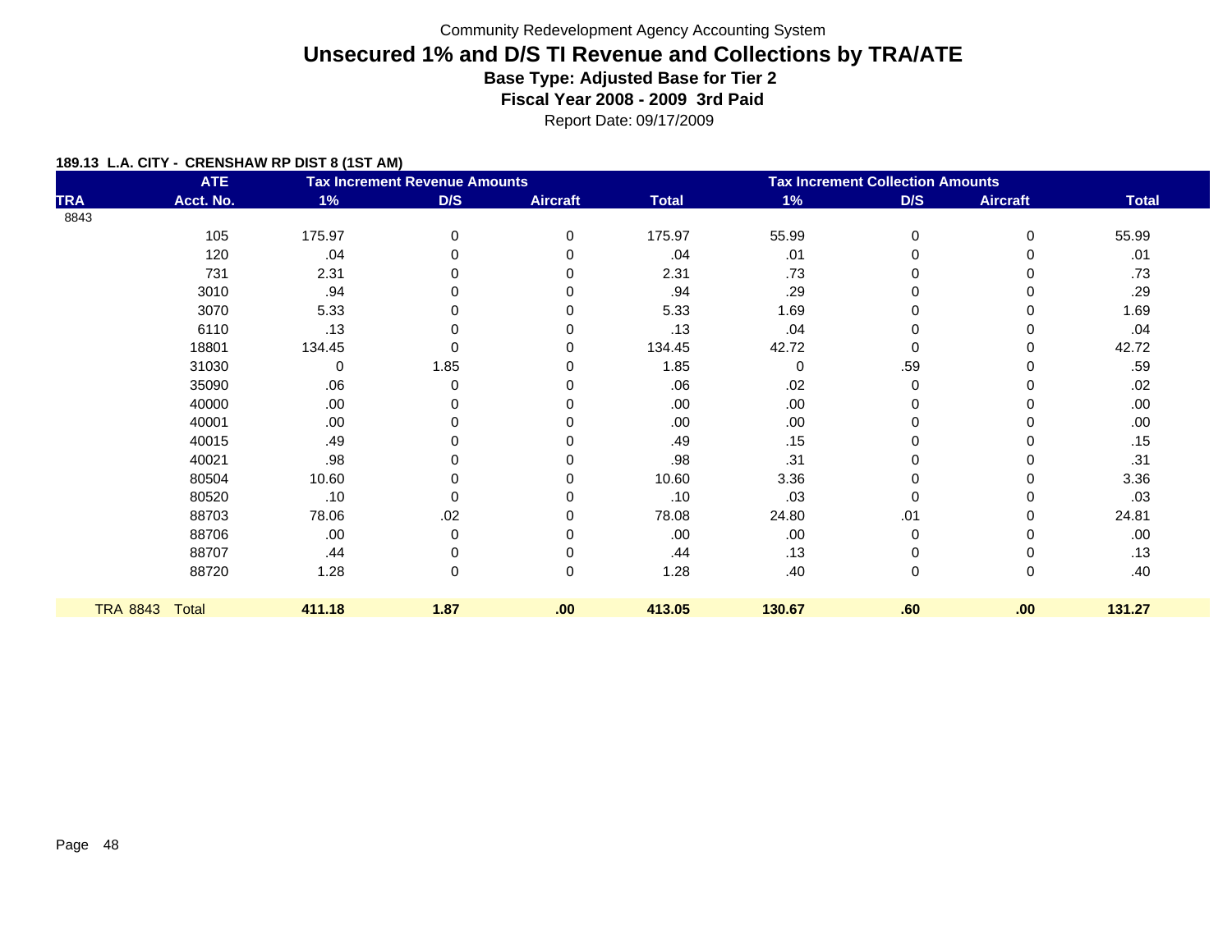Community Redevelopment Agency Accounting System

# Unsecured 1% and D/S TI Revenue and Collections by TRA/ATE

**Base Type: Adjusted Base for Tier 2**

**Fiscal Year 2008 - 2009 3rd Paid**

Report Date: 09/17/2009

**189.13 L.A. CITY - CRENSHAW RP DIST 8 (1ST AM)**

| | ATE | Tax Increment Revenue Amounts | | | | Tax Increment Collection Amounts | | | |
|---|---|---|---|---|---|---|---|---|---|
| TRA | Acct. No. | 1% | D/S | Aircraft | Total | 1% | D/S | Aircraft | Total |
| 8843 | | | | | | | | | |
| | 105 | 175.97 | 0 | 0 | 175.97 | 55.99 | 0 | 0 | 55.99 |
| | 120 | .04 | 0 | 0 | .04 | .01 | 0 | 0 | .01 |
| | 731 | 2.31 | 0 | 0 | 2.31 | .73 | 0 | 0 | .73 |
| | 3010 | .94 | 0 | 0 | .94 | .29 | 0 | 0 | .29 |
| | 3070 | 5.33 | 0 | 0 | 5.33 | 1.69 | 0 | 0 | 1.69 |
| | 6110 | .13 | 0 | 0 | .13 | .04 | 0 | 0 | .04 |
| | 18801 | 134.45 | 0 | 0 | 134.45 | 42.72 | 0 | 0 | 42.72 |
| | 31030 | 0 | 1.85 | 0 | 1.85 | 0 | .59 | 0 | .59 |
| | 35090 | .06 | 0 | 0 | .06 | .02 | 0 | 0 | .02 |
| | 40000 | .00 | 0 | 0 | .00 | .00 | 0 | 0 | .00 |
| | 40001 | .00 | 0 | 0 | .00 | .00 | 0 | 0 | .00 |
| | 40015 | .49 | 0 | 0 | .49 | .15 | 0 | 0 | .15 |
| | 40021 | .98 | 0 | 0 | .98 | .31 | 0 | 0 | .31 |
| | 80504 | 10.60 | 0 | 0 | 10.60 | 3.36 | 0 | 0 | 3.36 |
| | 80520 | .10 | 0 | 0 | .10 | .03 | 0 | 0 | .03 |
| | 88703 | 78.06 | .02 | 0 | 78.08 | 24.80 | .01 | 0 | 24.81 |
| | 88706 | .00 | 0 | 0 | .00 | .00 | 0 | 0 | .00 |
| | 88707 | .44 | 0 | 0 | .44 | .13 | 0 | 0 | .13 |
| | 88720 | 1.28 | 0 | 0 | 1.28 | .40 | 0 | 0 | .40 |
| TRA 8843 | Total | **411.18** | **1.87** | **.00** | **413.05** | **130.67** | **.60** | **.00** | **131.27** |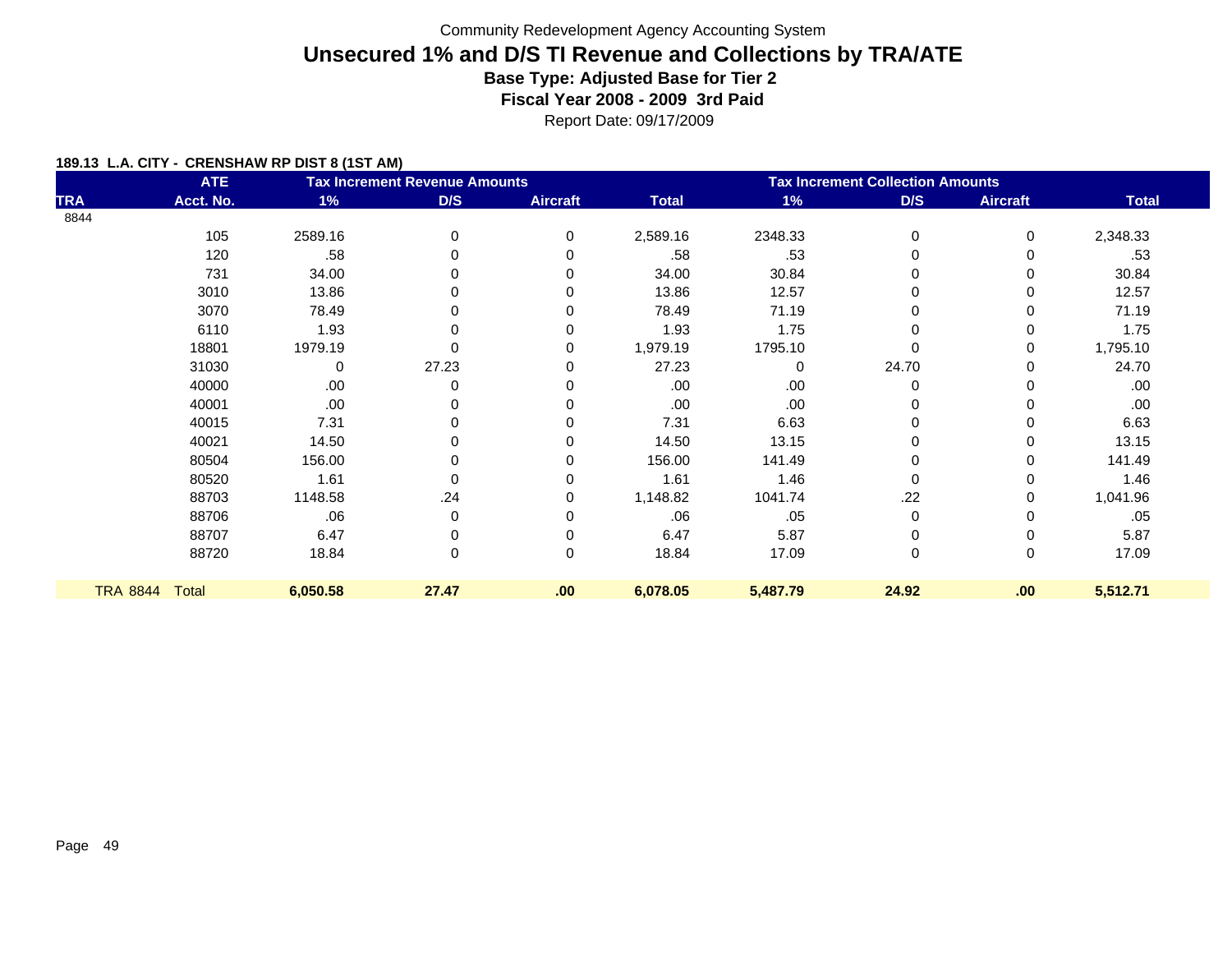Community Redevelopment Agency Accounting System

# Unsecured 1% and D/S TI Revenue and Collections by TRA/ATE

**Base Type: Adjusted Base for Tier 2**

**Fiscal Year 2008 - 2009 3rd Paid**

Report Date: 09/17/2009

**189.13 L.A. CITY - CRENSHAW RP DIST 8 (1ST AM)**

| TRA | ATE Acct. No. | Tax Increment Revenue Amounts 1% | D/S | Aircraft | Total | Tax Increment Collection Amounts 1% | D/S | Aircraft | Total |
|---|---|---|---|---|---|---|---|---|---|
| 8844 | | | | | | | | | |
| | 105 | 2589.16 | 0 | 0 | 2,589.16 | 2348.33 | 0 | 0 | 2,348.33 |
| | 120 | .58 | 0 | 0 | .58 | .53 | 0 | 0 | .53 |
| | 731 | 34.00 | 0 | 0 | 34.00 | 30.84 | 0 | 0 | 30.84 |
| | 3010 | 13.86 | 0 | 0 | 13.86 | 12.57 | 0 | 0 | 12.57 |
| | 3070 | 78.49 | 0 | 0 | 78.49 | 71.19 | 0 | 0 | 71.19 |
| | 6110 | 1.93 | 0 | 0 | 1.93 | 1.75 | 0 | 0 | 1.75 |
| | 18801 | 1979.19 | 0 | 0 | 1,979.19 | 1795.10 | 0 | 0 | 1,795.10 |
| | 31030 | 0 | 27.23 | 0 | 27.23 | 0 | 24.70 | 0 | 24.70 |
| | 40000 | .00 | 0 | 0 | .00 | .00 | 0 | 0 | .00 |
| | 40001 | .00 | 0 | 0 | .00 | .00 | 0 | 0 | .00 |
| | 40015 | 7.31 | 0 | 0 | 7.31 | 6.63 | 0 | 0 | 6.63 |
| | 40021 | 14.50 | 0 | 0 | 14.50 | 13.15 | 0 | 0 | 13.15 |
| | 80504 | 156.00 | 0 | 0 | 156.00 | 141.49 | 0 | 0 | 141.49 |
| | 80520 | 1.61 | 0 | 0 | 1.61 | 1.46 | 0 | 0 | 1.46 |
| | 88703 | 1148.58 | .24 | 0 | 1,148.82 | 1041.74 | .22 | 0 | 1,041.96 |
| | 88706 | .06 | 0 | 0 | .06 | .05 | 0 | 0 | .05 |
| | 88707 | 6.47 | 0 | 0 | 6.47 | 5.87 | 0 | 0 | 5.87 |
| | 88720 | 18.84 | 0 | 0 | 18.84 | 17.09 | 0 | 0 | 17.09 |
| **TRA 8844** | **Total** | **6,050.58** | **27.47** | **.00** | **6,078.05** | **5,487.79** | **24.92** | **.00** | **5,512.71** |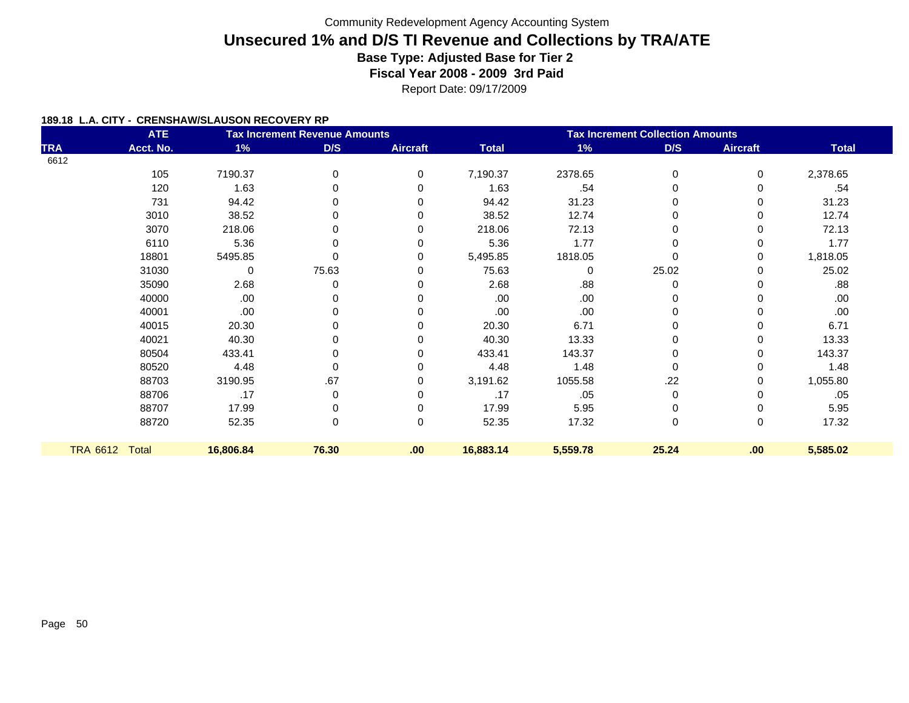Community Redevelopment Agency Accounting System

# Unsecured 1% and D/S TI Revenue and Collections by TRA/ATE

**Base Type: Adjusted Base for Tier 2**

**Fiscal Year 2008 - 2009 3rd Paid**

Report Date: 09/17/2009

**189.18 L.A. CITY - CRENSHAW/SLAUSON RECOVERY RP**

| TRA | ATE Acct. No. | Tax Increment Revenue Amounts 1% | D/S | Aircraft | Total | Tax Increment Collection Amounts 1% | D/S | Aircraft | Total |
|---|---|---|---|---|---|---|---|---|---|
| 6612 | | | | | | | | | |
| | 105 | 7190.37 | 0 | 0 | 7,190.37 | 2378.65 | 0 | 0 | 2,378.65 |
| | 120 | 1.63 | 0 | 0 | 1.63 | .54 | 0 | 0 | .54 |
| | 731 | 94.42 | 0 | 0 | 94.42 | 31.23 | 0 | 0 | 31.23 |
| | 3010 | 38.52 | 0 | 0 | 38.52 | 12.74 | 0 | 0 | 12.74 |
| | 3070 | 218.06 | 0 | 0 | 218.06 | 72.13 | 0 | 0 | 72.13 |
| | 6110 | 5.36 | 0 | 0 | 5.36 | 1.77 | 0 | 0 | 1.77 |
| | 18801 | 5495.85 | 0 | 0 | 5,495.85 | 1818.05 | 0 | 0 | 1,818.05 |
| | 31030 | 0 | 75.63 | 0 | 75.63 | 0 | 25.02 | 0 | 25.02 |
| | 35090 | 2.68 | 0 | 0 | 2.68 | .88 | 0 | 0 | .88 |
| | 40000 | .00 | 0 | 0 | .00 | .00 | 0 | 0 | .00 |
| | 40001 | .00 | 0 | 0 | .00 | .00 | 0 | 0 | .00 |
| | 40015 | 20.30 | 0 | 0 | 20.30 | 6.71 | 0 | 0 | 6.71 |
| | 40021 | 40.30 | 0 | 0 | 40.30 | 13.33 | 0 | 0 | 13.33 |
| | 80504 | 433.41 | 0 | 0 | 433.41 | 143.37 | 0 | 0 | 143.37 |
| | 80520 | 4.48 | 0 | 0 | 4.48 | 1.48 | 0 | 0 | 1.48 |
| | 88703 | 3190.95 | .67 | 0 | 3,191.62 | 1055.58 | .22 | 0 | 1,055.80 |
| | 88706 | .17 | 0 | 0 | .17 | .05 | 0 | 0 | .05 |
| | 88707 | 17.99 | 0 | 0 | 17.99 | 5.95 | 0 | 0 | 5.95 |
| | 88720 | 52.35 | 0 | 0 | 52.35 | 17.32 | 0 | 0 | 17.32 |
| **TRA 6612** | **Total** | **16,806.84** | **76.30** | **.00** | **16,883.14** | **5,559.78** | **25.24** | **.00** | **5,585.02** |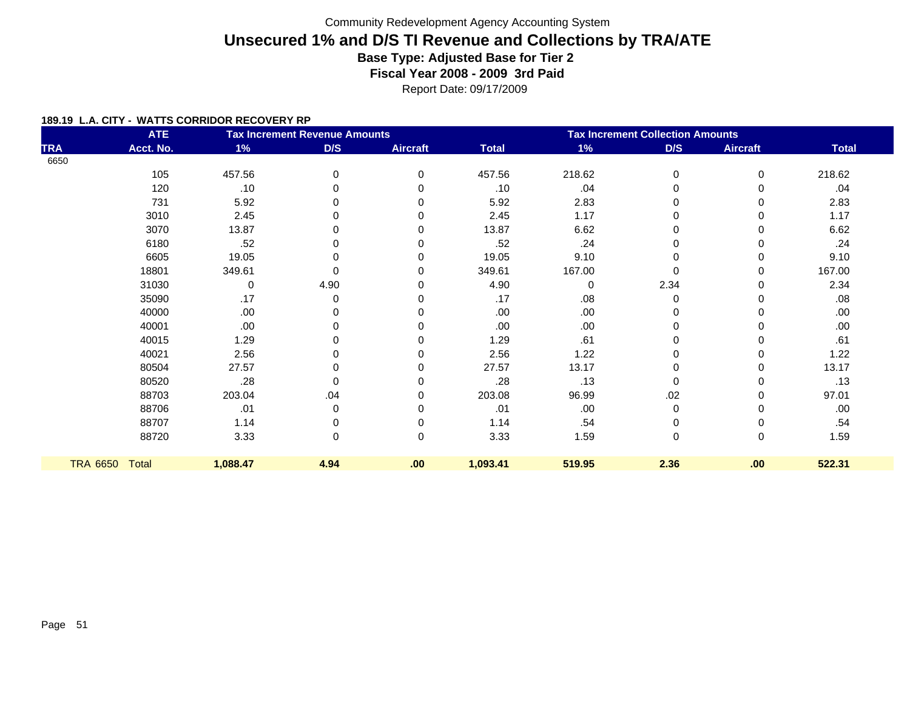Community Redevelopment Agency Accounting System

# Unsecured 1% and D/S TI Revenue and Collections by TRA/ATE

**Base Type: Adjusted Base for Tier 2**

**Fiscal Year 2008 - 2009 3rd Paid**

Report Date: 09/17/2009

**189.19 L.A. CITY - WATTS CORRIDOR RECOVERY RP**

| TRA | ATE Acct. No. | Tax Increment Revenue Amounts 1% | D/S | Aircraft | Total | Tax Increment Collection Amounts 1% | D/S | Aircraft | Total |
|---|---|---|---|---|---|---|---|---|---|
| 6650 | | | | | | | | | |
| | 105 | 457.56 | 0 | 0 | 457.56 | 218.62 | 0 | 0 | 218.62 |
| | 120 | .10 | 0 | 0 | .10 | .04 | 0 | 0 | .04 |
| | 731 | 5.92 | 0 | 0 | 5.92 | 2.83 | 0 | 0 | 2.83 |
| | 3010 | 2.45 | 0 | 0 | 2.45 | 1.17 | 0 | 0 | 1.17 |
| | 3070 | 13.87 | 0 | 0 | 13.87 | 6.62 | 0 | 0 | 6.62 |
| | 6180 | .52 | 0 | 0 | .52 | .24 | 0 | 0 | .24 |
| | 6605 | 19.05 | 0 | 0 | 19.05 | 9.10 | 0 | 0 | 9.10 |
| | 18801 | 349.61 | 0 | 0 | 349.61 | 167.00 | 0 | 0 | 167.00 |
| | 31030 | 0 | 4.90 | 0 | 4.90 | 0 | 2.34 | 0 | 2.34 |
| | 35090 | .17 | 0 | 0 | .17 | .08 | 0 | 0 | .08 |
| | 40000 | .00 | 0 | 0 | .00 | .00 | 0 | 0 | .00 |
| | 40001 | .00 | 0 | 0 | .00 | .00 | 0 | 0 | .00 |
| | 40015 | 1.29 | 0 | 0 | 1.29 | .61 | 0 | 0 | .61 |
| | 40021 | 2.56 | 0 | 0 | 2.56 | 1.22 | 0 | 0 | 1.22 |
| | 80504 | 27.57 | 0 | 0 | 27.57 | 13.17 | 0 | 0 | 13.17 |
| | 80520 | .28 | 0 | 0 | .28 | .13 | 0 | 0 | .13 |
| | 88703 | 203.04 | .04 | 0 | 203.08 | 96.99 | .02 | 0 | 97.01 |
| | 88706 | .01 | 0 | 0 | .01 | .00 | 0 | 0 | .00 |
| | 88707 | 1.14 | 0 | 0 | 1.14 | .54 | 0 | 0 | .54 |
| | 88720 | 3.33 | 0 | 0 | 3.33 | 1.59 | 0 | 0 | 1.59 |
| **TRA 6650** | **Total** | **1,088.47** | **4.94** | **.00** | **1,093.41** | **519.95** | **2.36** | **.00** | **522.31** |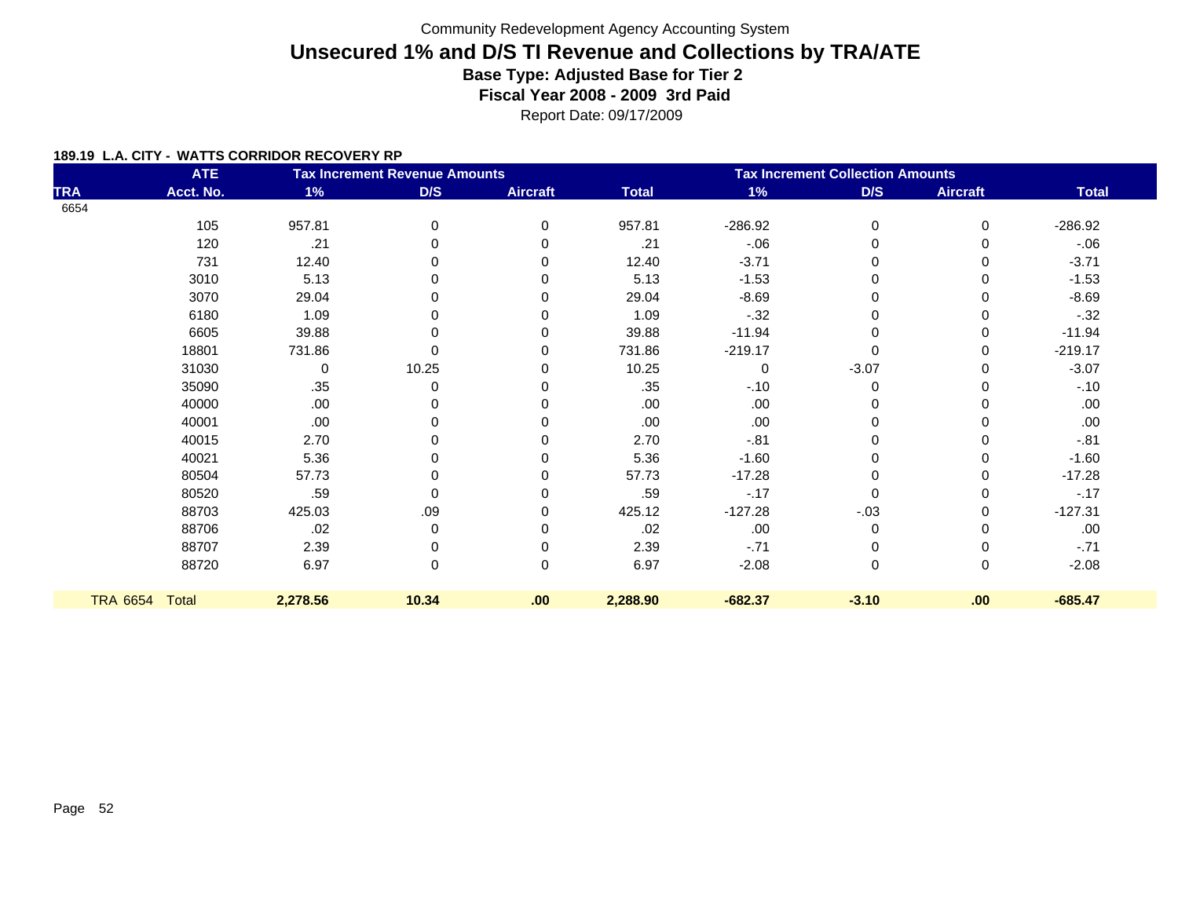Community Redevelopment Agency Accounting System

# Unsecured 1% and D/S TI Revenue and Collections by TRA/ATE

## Base Type: Adjusted Base for Tier 2

## Fiscal Year 2008 - 2009 3rd Paid

Report Date: 09/17/2009

**189.19 L.A. CITY - WATTS CORRIDOR RECOVERY RP**

| | ATE | Tax Increment Revenue Amounts | | | | Tax Increment Collection Amounts | | | |
|---|---|---|---|---|---|---|---|---|---|
| TRA | Acct. No. | 1% | D/S | Aircraft | Total | 1% | D/S | Aircraft | Total |
| 6654 | | | | | | | | | |
| | 105 | 957.81 | 0 | 0 | 957.81 | -286.92 | 0 | 0 | -286.92 |
| | 120 | .21 | 0 | 0 | .21 | -.06 | 0 | 0 | -.06 |
| | 731 | 12.40 | 0 | 0 | 12.40 | -3.71 | 0 | 0 | -3.71 |
| | 3010 | 5.13 | 0 | 0 | 5.13 | -1.53 | 0 | 0 | -1.53 |
| | 3070 | 29.04 | 0 | 0 | 29.04 | -8.69 | 0 | 0 | -8.69 |
| | 6180 | 1.09 | 0 | 0 | 1.09 | -.32 | 0 | 0 | -.32 |
| | 6605 | 39.88 | 0 | 0 | 39.88 | -11.94 | 0 | 0 | -11.94 |
| | 18801 | 731.86 | 0 | 0 | 731.86 | -219.17 | 0 | 0 | -219.17 |
| | 31030 | 0 | 10.25 | 0 | 10.25 | 0 | -3.07 | 0 | -3.07 |
| | 35090 | .35 | 0 | 0 | .35 | -.10 | 0 | 0 | -.10 |
| | 40000 | .00 | 0 | 0 | .00 | .00 | 0 | 0 | .00 |
| | 40001 | .00 | 0 | 0 | .00 | .00 | 0 | 0 | .00 |
| | 40015 | 2.70 | 0 | 0 | 2.70 | -.81 | 0 | 0 | -.81 |
| | 40021 | 5.36 | 0 | 0 | 5.36 | -1.60 | 0 | 0 | -1.60 |
| | 80504 | 57.73 | 0 | 0 | 57.73 | -17.28 | 0 | 0 | -17.28 |
| | 80520 | .59 | 0 | 0 | .59 | -.17 | 0 | 0 | -.17 |
| | 88703 | 425.03 | .09 | 0 | 425.12 | -127.28 | -.03 | 0 | -127.31 |
| | 88706 | .02 | 0 | 0 | .02 | .00 | 0 | 0 | .00 |
| | 88707 | 2.39 | 0 | 0 | 2.39 | -.71 | 0 | 0 | -.71 |
| | 88720 | 6.97 | 0 | 0 | 6.97 | -2.08 | 0 | 0 | -2.08 |
| TRA 6654 | Total | **2,278.56** | **10.34** | **.00** | **2,288.90** | **-682.37** | **-3.10** | **.00** | **-685.47** |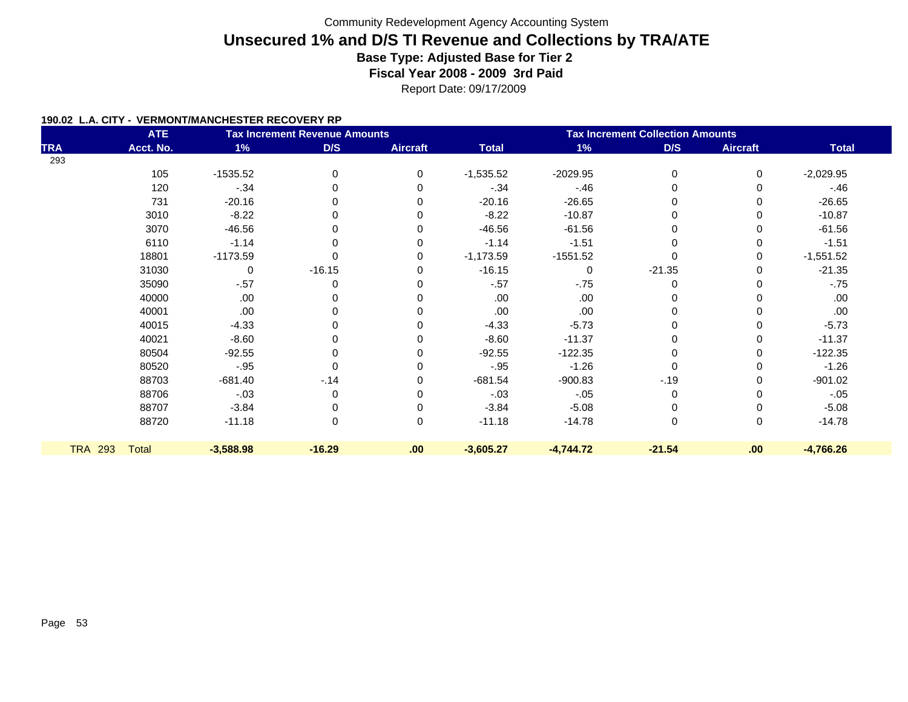Community Redevelopment Agency Accounting System

# Unsecured 1% and D/S TI Revenue and Collections by TRA/ATE

**Base Type: Adjusted Base for Tier 2**

**Fiscal Year 2008 - 2009 3rd Paid**

Report Date: 09/17/2009

**190.02 L.A. CITY - VERMONT/MANCHESTER RECOVERY RP**

| TRA | ATE Acct. No. | Tax Increment Revenue Amounts 1% | D/S | Aircraft | Total | Tax Increment Collection Amounts 1% | D/S | Aircraft | Total |
|---|---|---|---|---|---|---|---|---|---|
| 293 | | | | | | | | | |
| | 105 | -1535.52 | 0 | 0 | -1,535.52 | -2029.95 | 0 | 0 | -2,029.95 |
| | 120 | -.34 | 0 | 0 | -.34 | -.46 | 0 | 0 | -.46 |
| | 731 | -20.16 | 0 | 0 | -20.16 | -26.65 | 0 | 0 | -26.65 |
| | 3010 | -8.22 | 0 | 0 | -8.22 | -10.87 | 0 | 0 | -10.87 |
| | 3070 | -46.56 | 0 | 0 | -46.56 | -61.56 | 0 | 0 | -61.56 |
| | 6110 | -1.14 | 0 | 0 | -1.14 | -1.51 | 0 | 0 | -1.51 |
| | 18801 | -1173.59 | 0 | 0 | -1,173.59 | -1551.52 | 0 | 0 | -1,551.52 |
| | 31030 | 0 | -16.15 | 0 | -16.15 | 0 | -21.35 | 0 | -21.35 |
| | 35090 | -.57 | 0 | 0 | -.57 | -.75 | 0 | 0 | -.75 |
| | 40000 | .00 | 0 | 0 | .00 | .00 | 0 | 0 | .00 |
| | 40001 | .00 | 0 | 0 | .00 | .00 | 0 | 0 | .00 |
| | 40015 | -4.33 | 0 | 0 | -4.33 | -5.73 | 0 | 0 | -5.73 |
| | 40021 | -8.60 | 0 | 0 | -8.60 | -11.37 | 0 | 0 | -11.37 |
| | 80504 | -92.55 | 0 | 0 | -92.55 | -122.35 | 0 | 0 | -122.35 |
| | 80520 | -.95 | 0 | 0 | -.95 | -1.26 | 0 | 0 | -1.26 |
| | 88703 | -681.40 | -.14 | 0 | -681.54 | -900.83 | -.19 | 0 | -901.02 |
| | 88706 | -.03 | 0 | 0 | -.03 | -.05 | 0 | 0 | -.05 |
| | 88707 | -3.84 | 0 | 0 | -3.84 | -5.08 | 0 | 0 | -5.08 |
| | 88720 | -11.18 | 0 | 0 | -11.18 | -14.78 | 0 | 0 | -14.78 |
| **TRA 293** | **Total** | **-3,588.98** | **-16.29** | **.00** | **-3,605.27** | **-4,744.72** | **-21.54** | **.00** | **-4,766.26** |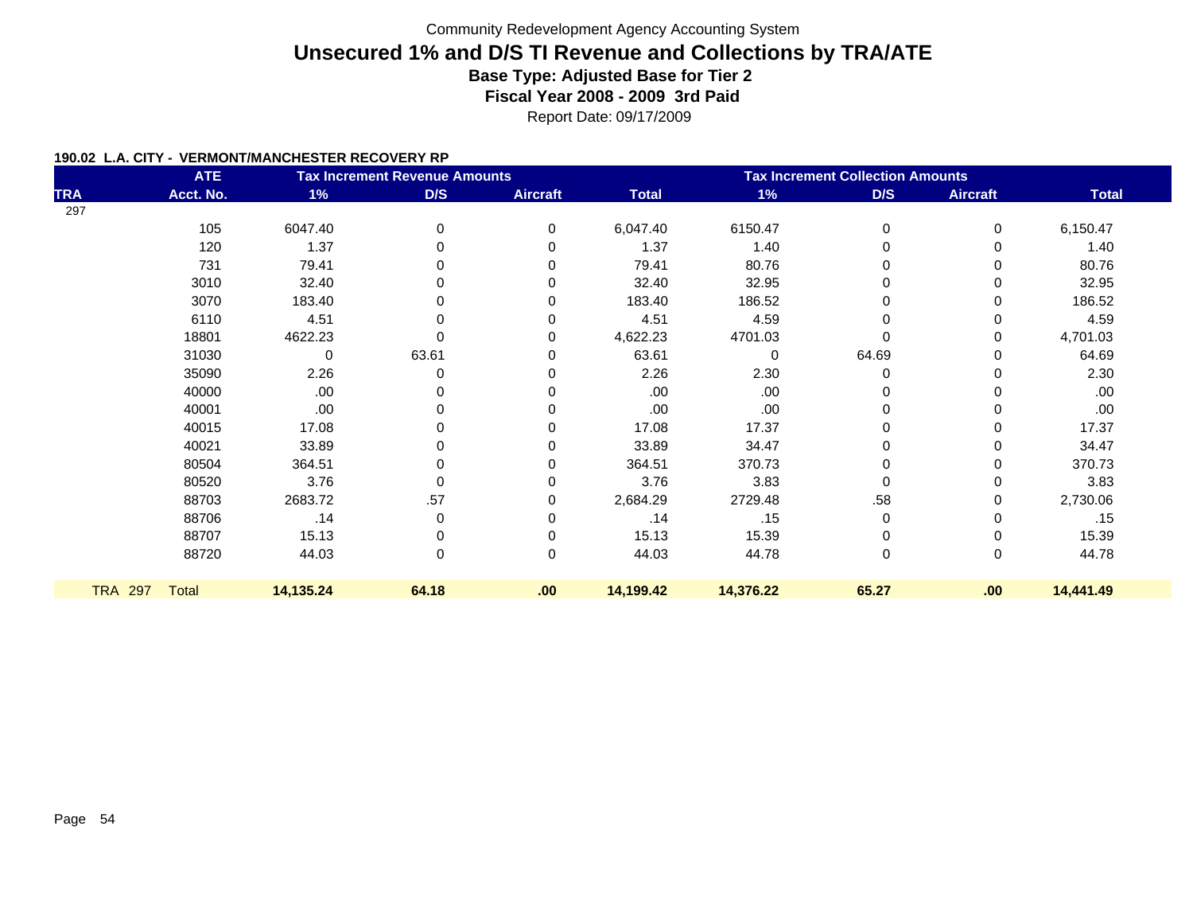Community Redevelopment Agency Accounting System

# Unsecured 1% and D/S TI Revenue and Collections by TRA/ATE

**Base Type: Adjusted Base for Tier 2**

**Fiscal Year 2008 - 2009 3rd Paid**

Report Date: 09/17/2009

**190.02 L.A. CITY - VERMONT/MANCHESTER RECOVERY RP**

| TRA | ATE Acct. No. | Tax Increment Revenue Amounts 1% | D/S | Aircraft | Total | Tax Increment Collection Amounts 1% | D/S | Aircraft | Total |
|---|---|---|---|---|---|---|---|---|---|
| 297 | | | | | | | | | |
| | 105 | 6047.40 | 0 | 0 | 6,047.40 | 6150.47 | 0 | 0 | 6,150.47 |
| | 120 | 1.37 | 0 | 0 | 1.37 | 1.40 | 0 | 0 | 1.40 |
| | 731 | 79.41 | 0 | 0 | 79.41 | 80.76 | 0 | 0 | 80.76 |
| | 3010 | 32.40 | 0 | 0 | 32.40 | 32.95 | 0 | 0 | 32.95 |
| | 3070 | 183.40 | 0 | 0 | 183.40 | 186.52 | 0 | 0 | 186.52 |
| | 6110 | 4.51 | 0 | 0 | 4.51 | 4.59 | 0 | 0 | 4.59 |
| | 18801 | 4622.23 | 0 | 0 | 4,622.23 | 4701.03 | 0 | 0 | 4,701.03 |
| | 31030 | 0 | 63.61 | 0 | 63.61 | 0 | 64.69 | 0 | 64.69 |
| | 35090 | 2.26 | 0 | 0 | 2.26 | 2.30 | 0 | 0 | 2.30 |
| | 40000 | .00 | 0 | 0 | .00 | .00 | 0 | 0 | .00 |
| | 40001 | .00 | 0 | 0 | .00 | .00 | 0 | 0 | .00 |
| | 40015 | 17.08 | 0 | 0 | 17.08 | 17.37 | 0 | 0 | 17.37 |
| | 40021 | 33.89 | 0 | 0 | 33.89 | 34.47 | 0 | 0 | 34.47 |
| | 80504 | 364.51 | 0 | 0 | 364.51 | 370.73 | 0 | 0 | 370.73 |
| | 80520 | 3.76 | 0 | 0 | 3.76 | 3.83 | 0 | 0 | 3.83 |
| | 88703 | 2683.72 | .57 | 0 | 2,684.29 | 2729.48 | .58 | 0 | 2,730.06 |
| | 88706 | .14 | 0 | 0 | .14 | .15 | 0 | 0 | .15 |
| | 88707 | 15.13 | 0 | 0 | 15.13 | 15.39 | 0 | 0 | 15.39 |
| | 88720 | 44.03 | 0 | 0 | 44.03 | 44.78 | 0 | 0 | 44.78 |
| **TRA 297** | **Total** | **14,135.24** | **64.18** | **.00** | **14,199.42** | **14,376.22** | **65.27** | **.00** | **14,441.49** |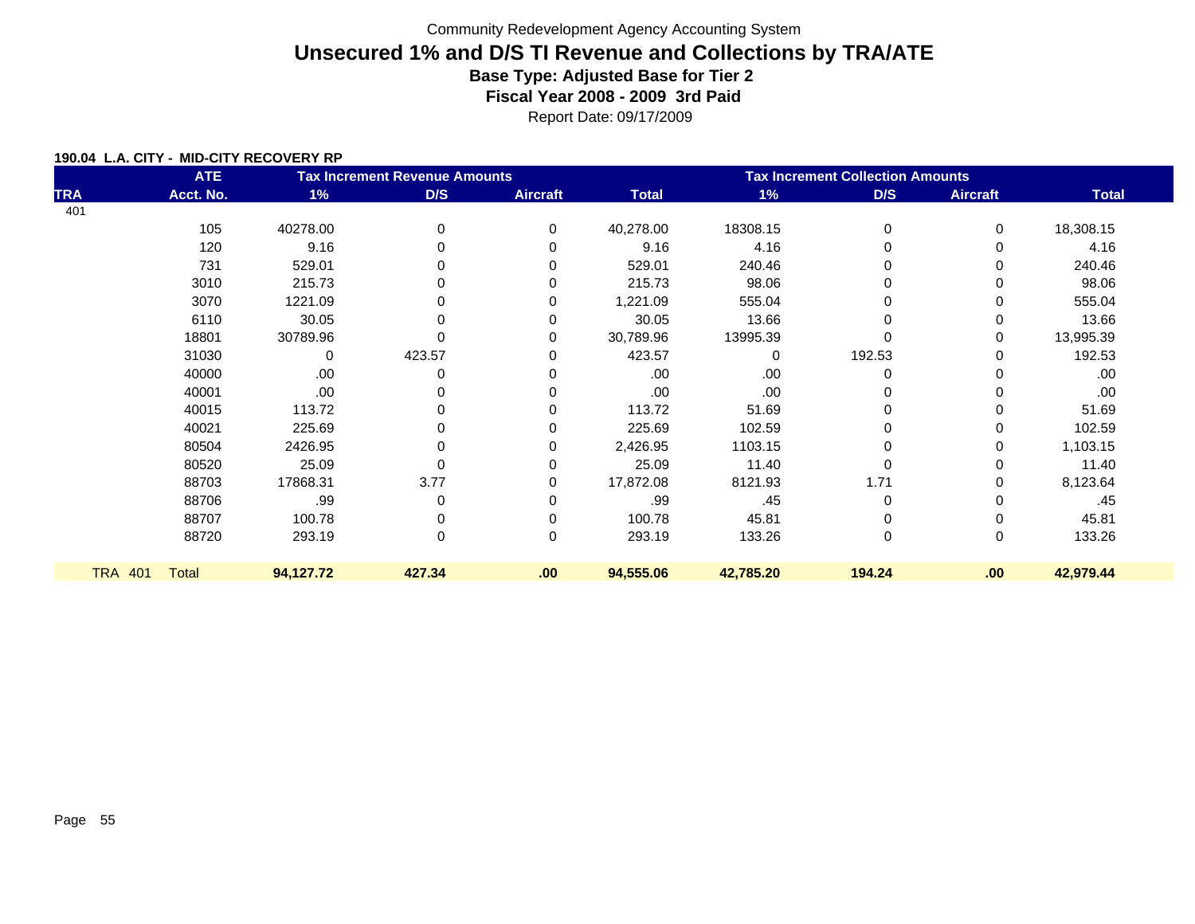Community Redevelopment Agency Accounting System

# Unsecured 1% and D/S TI Revenue and Collections by TRA/ATE

### Base Type: Adjusted Base for Tier 2

### Fiscal Year 2008 - 2009 3rd Paid

Report Date: 09/17/2009

**190.04 L.A. CITY - MID-CITY RECOVERY RP**

| | ATE | Tax Increment Revenue Amounts | | | | Tax Increment Collection Amounts | | | |
|---|---|---|---|---|---|---|---|---|---|
| TRA | Acct. No. | 1% | D/S | Aircraft | Total | 1% | D/S | Aircraft | Total |
| 401 | | | | | | | | | |
| | 105 | 40278.00 | 0 | 0 | 40,278.00 | 18308.15 | 0 | 0 | 18,308.15 |
| | 120 | 9.16 | 0 | 0 | 9.16 | 4.16 | 0 | 0 | 4.16 |
| | 731 | 529.01 | 0 | 0 | 529.01 | 240.46 | 0 | 0 | 240.46 |
| | 3010 | 215.73 | 0 | 0 | 215.73 | 98.06 | 0 | 0 | 98.06 |
| | 3070 | 1221.09 | 0 | 0 | 1,221.09 | 555.04 | 0 | 0 | 555.04 |
| | 6110 | 30.05 | 0 | 0 | 30.05 | 13.66 | 0 | 0 | 13.66 |
| | 18801 | 30789.96 | 0 | 0 | 30,789.96 | 13995.39 | 0 | 0 | 13,995.39 |
| | 31030 | 0 | 423.57 | 0 | 423.57 | 0 | 192.53 | 0 | 192.53 |
| | 40000 | .00 | 0 | 0 | .00 | .00 | 0 | 0 | .00 |
| | 40001 | .00 | 0 | 0 | .00 | .00 | 0 | 0 | .00 |
| | 40015 | 113.72 | 0 | 0 | 113.72 | 51.69 | 0 | 0 | 51.69 |
| | 40021 | 225.69 | 0 | 0 | 225.69 | 102.59 | 0 | 0 | 102.59 |
| | 80504 | 2426.95 | 0 | 0 | 2,426.95 | 1103.15 | 0 | 0 | 1,103.15 |
| | 80520 | 25.09 | 0 | 0 | 25.09 | 11.40 | 0 | 0 | 11.40 |
| | 88703 | 17868.31 | 3.77 | 0 | 17,872.08 | 8121.93 | 1.71 | 0 | 8,123.64 |
| | 88706 | .99 | 0 | 0 | .99 | .45 | 0 | 0 | .45 |
| | 88707 | 100.78 | 0 | 0 | 100.78 | 45.81 | 0 | 0 | 45.81 |
| | 88720 | 293.19 | 0 | 0 | 293.19 | 133.26 | 0 | 0 | 133.26 |
| **TRA 401** | **Total** | **94,127.72** | **427.34** | **.00** | **94,555.06** | **42,785.20** | **194.24** | **.00** | **42,979.44** |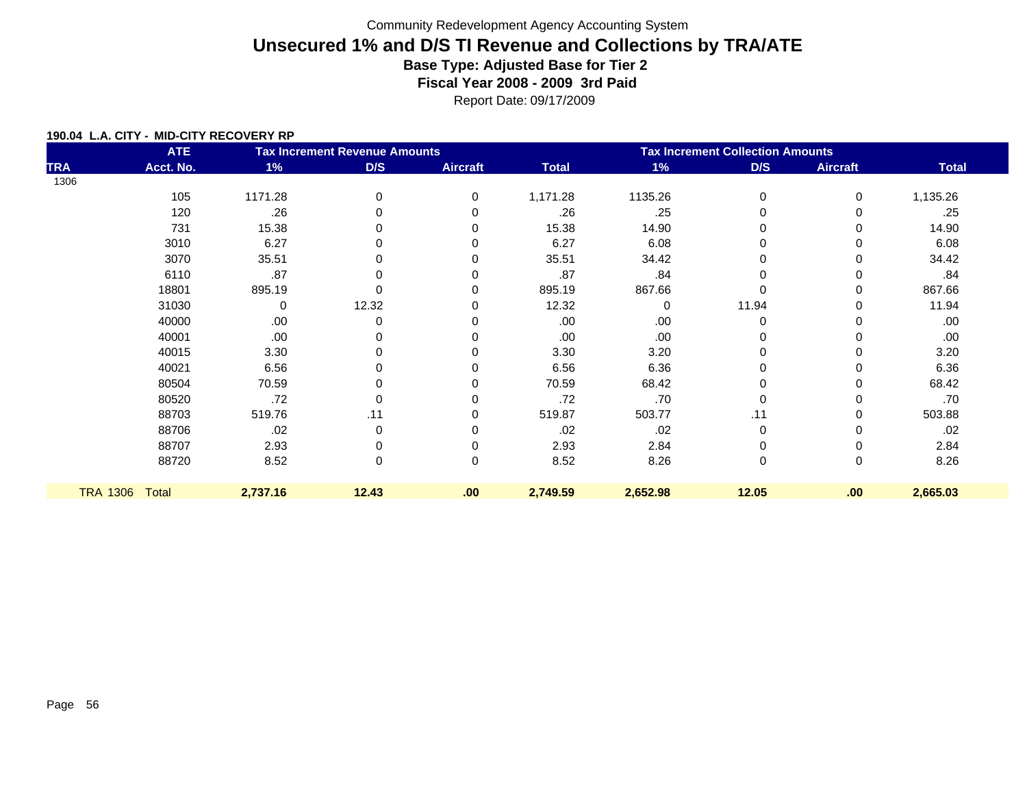Community Redevelopment Agency Accounting System

# Unsecured 1% and D/S TI Revenue and Collections by TRA/ATE

**Base Type: Adjusted Base for Tier 2**

**Fiscal Year 2008 - 2009 3rd Paid**

Report Date: 09/17/2009

**190.04 L.A. CITY - MID-CITY RECOVERY RP**

| | ATE | Tax Increment Revenue Amounts | | | | Tax Increment Collection Amounts | | | |
|---|---|---|---|---|---|---|---|---|---|
| TRA | Acct. No. | 1% | D/S | Aircraft | Total | 1% | D/S | Aircraft | Total |
| 1306 | | | | | | | | | |
| | 105 | 1171.28 | 0 | 0 | 1,171.28 | 1135.26 | 0 | 0 | 1,135.26 |
| | 120 | .26 | 0 | 0 | .26 | .25 | 0 | 0 | .25 |
| | 731 | 15.38 | 0 | 0 | 15.38 | 14.90 | 0 | 0 | 14.90 |
| | 3010 | 6.27 | 0 | 0 | 6.27 | 6.08 | 0 | 0 | 6.08 |
| | 3070 | 35.51 | 0 | 0 | 35.51 | 34.42 | 0 | 0 | 34.42 |
| | 6110 | .87 | 0 | 0 | .87 | .84 | 0 | 0 | .84 |
| | 18801 | 895.19 | 0 | 0 | 895.19 | 867.66 | 0 | 0 | 867.66 |
| | 31030 | 0 | 12.32 | 0 | 12.32 | 0 | 11.94 | 0 | 11.94 |
| | 40000 | .00 | 0 | 0 | .00 | .00 | 0 | 0 | .00 |
| | 40001 | .00 | 0 | 0 | .00 | .00 | 0 | 0 | .00 |
| | 40015 | 3.30 | 0 | 0 | 3.30 | 3.20 | 0 | 0 | 3.20 |
| | 40021 | 6.56 | 0 | 0 | 6.56 | 6.36 | 0 | 0 | 6.36 |
| | 80504 | 70.59 | 0 | 0 | 70.59 | 68.42 | 0 | 0 | 68.42 |
| | 80520 | .72 | 0 | 0 | .72 | .70 | 0 | 0 | .70 |
| | 88703 | 519.76 | .11 | 0 | 519.87 | 503.77 | .11 | 0 | 503.88 |
| | 88706 | .02 | 0 | 0 | .02 | .02 | 0 | 0 | .02 |
| | 88707 | 2.93 | 0 | 0 | 2.93 | 2.84 | 0 | 0 | 2.84 |
| | 88720 | 8.52 | 0 | 0 | 8.52 | 8.26 | 0 | 0 | 8.26 |
| **TRA 1306** | **Total** | **2,737.16** | **12.43** | **.00** | **2,749.59** | **2,652.98** | **12.05** | **.00** | **2,665.03** |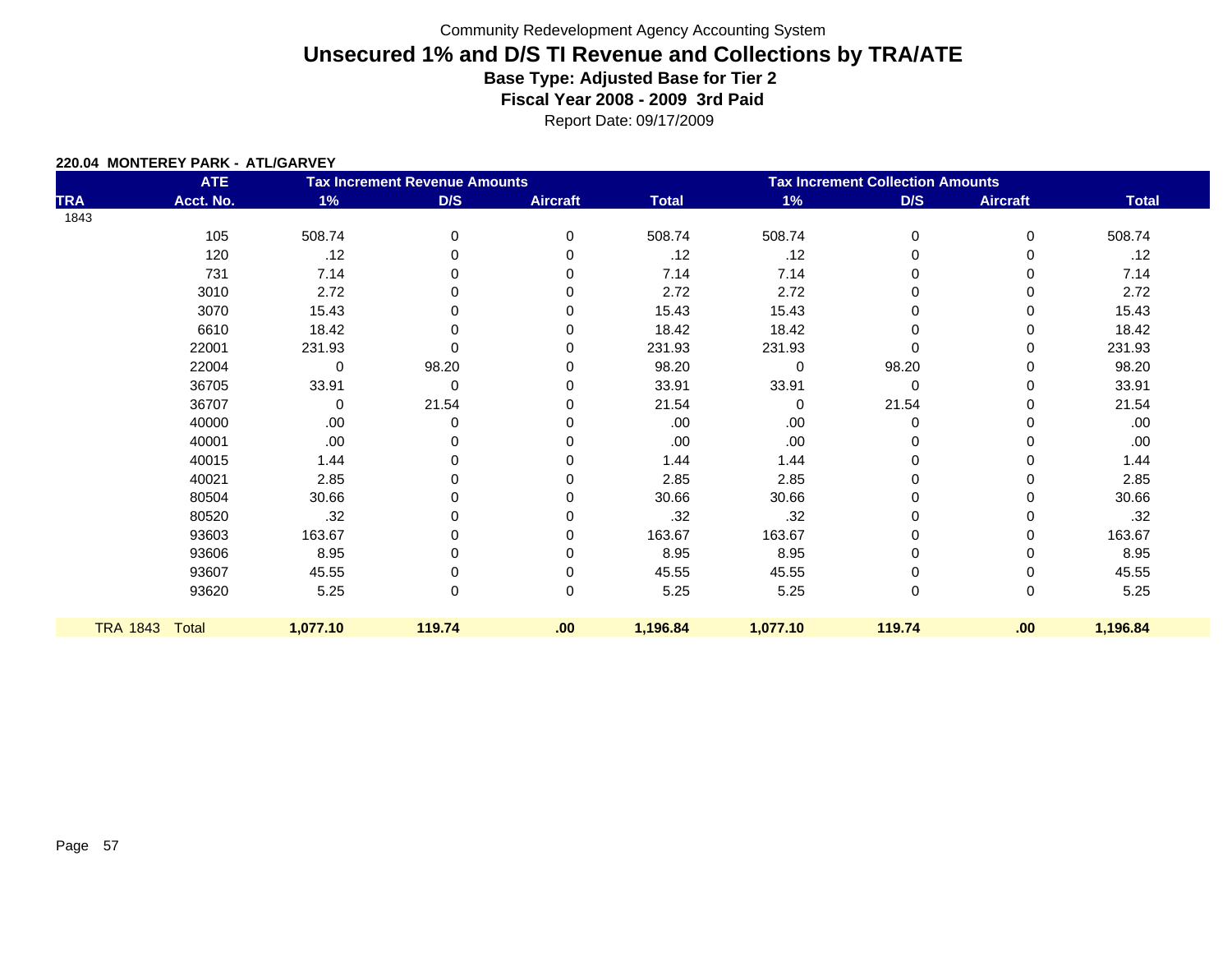Community Redevelopment Agency Accounting System

# Unsecured 1% and D/S TI Revenue and Collections by TRA/ATE

**Base Type: Adjusted Base for Tier 2**

**Fiscal Year 2008 - 2009 3rd Paid**

Report Date: 09/17/2009

**220.04 MONTEREY PARK - ATL/GARVEY**

| | ATE | Tax Increment Revenue Amounts | | | | Tax Increment Collection Amounts | | | |
|---|---|---|---|---|---|---|---|---|---|
| TRA | Acct. No. | 1% | D/S | Aircraft | Total | 1% | D/S | Aircraft | Total |
| 1843 | | | | | | | | | |
| | 105 | 508.74 | 0 | 0 | 508.74 | 508.74 | 0 | 0 | 508.74 |
| | 120 | .12 | 0 | 0 | .12 | .12 | 0 | 0 | .12 |
| | 731 | 7.14 | 0 | 0 | 7.14 | 7.14 | 0 | 0 | 7.14 |
| | 3010 | 2.72 | 0 | 0 | 2.72 | 2.72 | 0 | 0 | 2.72 |
| | 3070 | 15.43 | 0 | 0 | 15.43 | 15.43 | 0 | 0 | 15.43 |
| | 6610 | 18.42 | 0 | 0 | 18.42 | 18.42 | 0 | 0 | 18.42 |
| | 22001 | 231.93 | 0 | 0 | 231.93 | 231.93 | 0 | 0 | 231.93 |
| | 22004 | 0 | 98.20 | 0 | 98.20 | 0 | 98.20 | 0 | 98.20 |
| | 36705 | 33.91 | 0 | 0 | 33.91 | 33.91 | 0 | 0 | 33.91 |
| | 36707 | 0 | 21.54 | 0 | 21.54 | 0 | 21.54 | 0 | 21.54 |
| | 40000 | .00 | 0 | 0 | .00 | .00 | 0 | 0 | .00 |
| | 40001 | .00 | 0 | 0 | .00 | .00 | 0 | 0 | .00 |
| | 40015 | 1.44 | 0 | 0 | 1.44 | 1.44 | 0 | 0 | 1.44 |
| | 40021 | 2.85 | 0 | 0 | 2.85 | 2.85 | 0 | 0 | 2.85 |
| | 80504 | 30.66 | 0 | 0 | 30.66 | 30.66 | 0 | 0 | 30.66 |
| | 80520 | .32 | 0 | 0 | .32 | .32 | 0 | 0 | .32 |
| | 93603 | 163.67 | 0 | 0 | 163.67 | 163.67 | 0 | 0 | 163.67 |
| | 93606 | 8.95 | 0 | 0 | 8.95 | 8.95 | 0 | 0 | 8.95 |
| | 93607 | 45.55 | 0 | 0 | 45.55 | 45.55 | 0 | 0 | 45.55 |
| | 93620 | 5.25 | 0 | 0 | 5.25 | 5.25 | 0 | 0 | 5.25 |
| TRA 1843 | Total | **1,077.10** | **119.74** | **.00** | **1,196.84** | **1,077.10** | **119.74** | **.00** | **1,196.84** |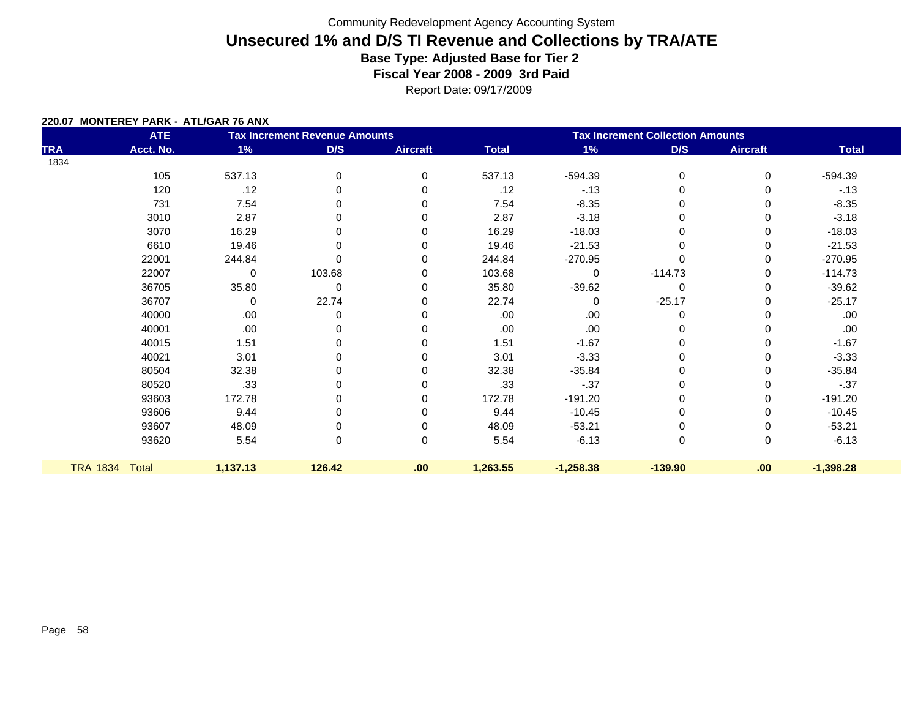Community Redevelopment Agency Accounting System

# Unsecured 1% and D/S TI Revenue and Collections by TRA/ATE

**Base Type: Adjusted Base for Tier 2**

**Fiscal Year 2008 - 2009 3rd Paid**

Report Date: 09/17/2009

**220.07 MONTEREY PARK - ATL/GAR 76 ANX**

| TRA | ATE Acct. No. | Tax Increment Revenue Amounts 1% | D/S | Aircraft | Total | Tax Increment Collection Amounts 1% | D/S | Aircraft | Total |
|---|---|---|---|---|---|---|---|---|---|
| 1834 | | | | | | | | | |
| | 105 | 537.13 | 0 | 0 | 537.13 | -594.39 | 0 | 0 | -594.39 |
| | 120 | .12 | 0 | 0 | .12 | -.13 | 0 | 0 | -.13 |
| | 731 | 7.54 | 0 | 0 | 7.54 | -8.35 | 0 | 0 | -8.35 |
| | 3010 | 2.87 | 0 | 0 | 2.87 | -3.18 | 0 | 0 | -3.18 |
| | 3070 | 16.29 | 0 | 0 | 16.29 | -18.03 | 0 | 0 | -18.03 |
| | 6610 | 19.46 | 0 | 0 | 19.46 | -21.53 | 0 | 0 | -21.53 |
| | 22001 | 244.84 | 0 | 0 | 244.84 | -270.95 | 0 | 0 | -270.95 |
| | 22007 | 0 | 103.68 | 0 | 103.68 | 0 | -114.73 | 0 | -114.73 |
| | 36705 | 35.80 | 0 | 0 | 35.80 | -39.62 | 0 | 0 | -39.62 |
| | 36707 | 0 | 22.74 | 0 | 22.74 | 0 | -25.17 | 0 | -25.17 |
| | 40000 | .00 | 0 | 0 | .00 | .00 | 0 | 0 | .00 |
| | 40001 | .00 | 0 | 0 | .00 | .00 | 0 | 0 | .00 |
| | 40015 | 1.51 | 0 | 0 | 1.51 | -1.67 | 0 | 0 | -1.67 |
| | 40021 | 3.01 | 0 | 0 | 3.01 | -3.33 | 0 | 0 | -3.33 |
| | 80504 | 32.38 | 0 | 0 | 32.38 | -35.84 | 0 | 0 | -35.84 |
| | 80520 | .33 | 0 | 0 | .33 | -.37 | 0 | 0 | -.37 |
| | 93603 | 172.78 | 0 | 0 | 172.78 | -191.20 | 0 | 0 | -191.20 |
| | 93606 | 9.44 | 0 | 0 | 9.44 | -10.45 | 0 | 0 | -10.45 |
| | 93607 | 48.09 | 0 | 0 | 48.09 | -53.21 | 0 | 0 | -53.21 |
| | 93620 | 5.54 | 0 | 0 | 5.54 | -6.13 | 0 | 0 | -6.13 |
| **TRA 1834** | **Total** | **1,137.13** | **126.42** | **.00** | **1,263.55** | **-1,258.38** | **-139.90** | **.00** | **-1,398.28** |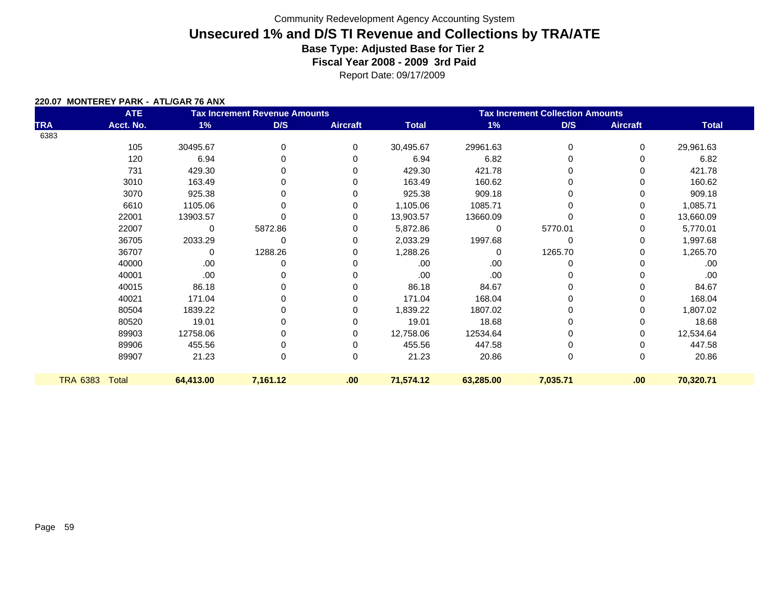Community Redevelopment Agency Accounting System

# Unsecured 1% and D/S TI Revenue and Collections by TRA/ATE

**Base Type: Adjusted Base for Tier 2**

**Fiscal Year 2008 - 2009 3rd Paid**

Report Date: 09/17/2009

**220.07 MONTEREY PARK - ATL/GAR 76 ANX**

| TRA | ATE Acct. No. | Tax Increment Revenue Amounts 1% | D/S | Aircraft | Total | Tax Increment Collection Amounts 1% | D/S | Aircraft | Total |
|---|---|---|---|---|---|---|---|---|---|
| 6383 | | | | | | | | | |
| | 105 | 30495.67 | 0 | 0 | 30,495.67 | 29961.63 | 0 | 0 | 29,961.63 |
| | 120 | 6.94 | 0 | 0 | 6.94 | 6.82 | 0 | 0 | 6.82 |
| | 731 | 429.30 | 0 | 0 | 429.30 | 421.78 | 0 | 0 | 421.78 |
| | 3010 | 163.49 | 0 | 0 | 163.49 | 160.62 | 0 | 0 | 160.62 |
| | 3070 | 925.38 | 0 | 0 | 925.38 | 909.18 | 0 | 0 | 909.18 |
| | 6610 | 1105.06 | 0 | 0 | 1,105.06 | 1085.71 | 0 | 0 | 1,085.71 |
| | 22001 | 13903.57 | 0 | 0 | 13,903.57 | 13660.09 | 0 | 0 | 13,660.09 |
| | 22007 | 0 | 5872.86 | 0 | 5,872.86 | 0 | 5770.01 | 0 | 5,770.01 |
| | 36705 | 2033.29 | 0 | 0 | 2,033.29 | 1997.68 | 0 | 0 | 1,997.68 |
| | 36707 | 0 | 1288.26 | 0 | 1,288.26 | 0 | 1265.70 | 0 | 1,265.70 |
| | 40000 | .00 | 0 | 0 | .00 | .00 | 0 | 0 | .00 |
| | 40001 | .00 | 0 | 0 | .00 | .00 | 0 | 0 | .00 |
| | 40015 | 86.18 | 0 | 0 | 86.18 | 84.67 | 0 | 0 | 84.67 |
| | 40021 | 171.04 | 0 | 0 | 171.04 | 168.04 | 0 | 0 | 168.04 |
| | 80504 | 1839.22 | 0 | 0 | 1,839.22 | 1807.02 | 0 | 0 | 1,807.02 |
| | 80520 | 19.01 | 0 | 0 | 19.01 | 18.68 | 0 | 0 | 18.68 |
| | 89903 | 12758.06 | 0 | 0 | 12,758.06 | 12534.64 | 0 | 0 | 12,534.64 |
| | 89906 | 455.56 | 0 | 0 | 455.56 | 447.58 | 0 | 0 | 447.58 |
| | 89907 | 21.23 | 0 | 0 | 21.23 | 20.86 | 0 | 0 | 20.86 |
| **TRA 6383** | **Total** | **64,413.00** | **7,161.12** | **.00** | **71,574.12** | **63,285.00** | **7,035.71** | **.00** | **70,320.71** |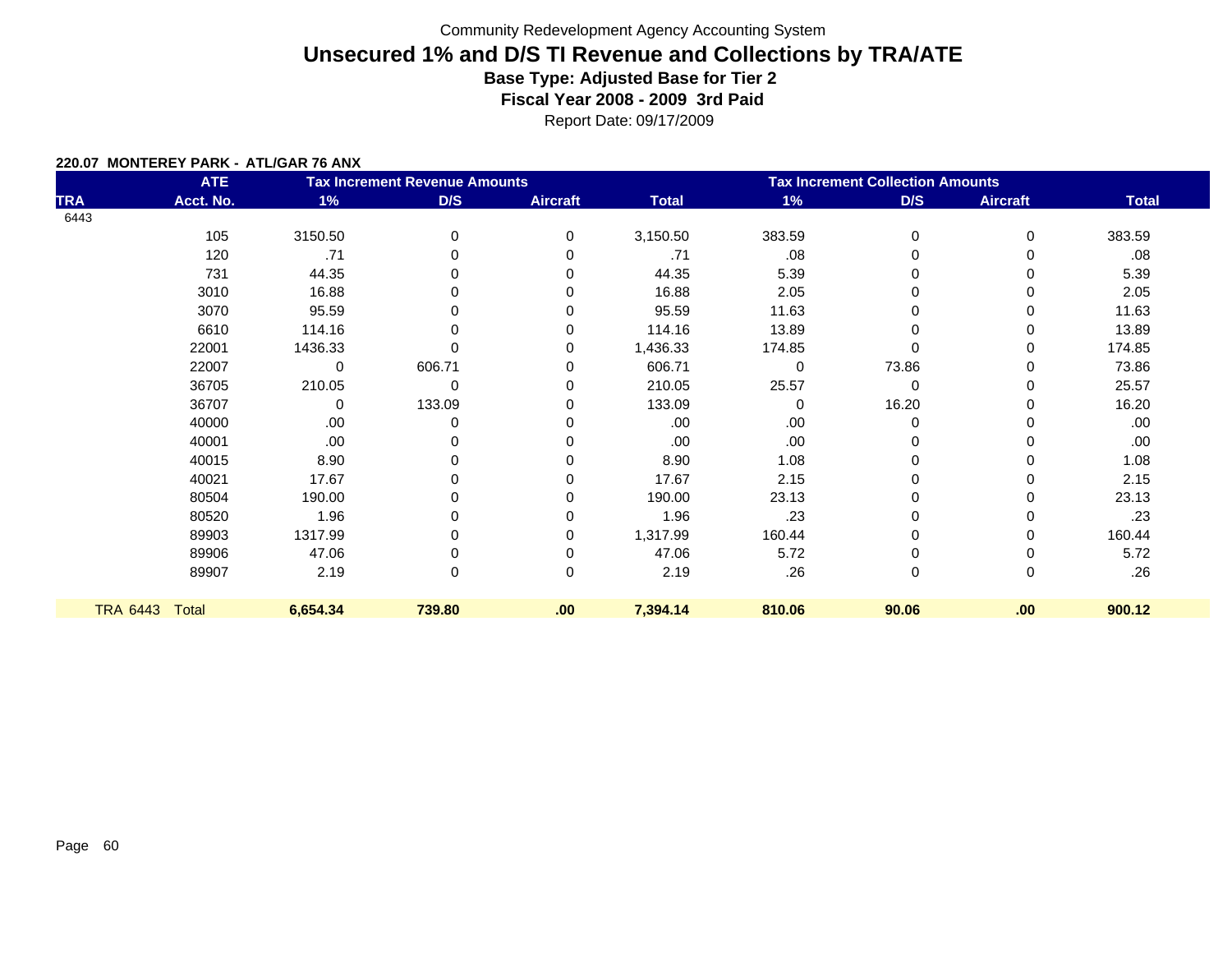Community Redevelopment Agency Accounting System

# Unsecured 1% and D/S TI Revenue and Collections by TRA/ATE

**Base Type: Adjusted Base for Tier 2**

**Fiscal Year 2008 - 2009 3rd Paid**

Report Date: 09/17/2009

**220.07 MONTEREY PARK - ATL/GAR 76 ANX**

| TRA | ATE Acct. No. | Tax Increment Revenue Amounts 1% | D/S | Aircraft | Total | Tax Increment Collection Amounts 1% | D/S | Aircraft | Total |
|---|---|---|---|---|---|---|---|---|---|
| 6443 | | | | | | | | | |
| | 105 | 3150.50 | 0 | 0 | 3,150.50 | 383.59 | 0 | 0 | 383.59 |
| | 120 | .71 | 0 | 0 | .71 | .08 | 0 | 0 | .08 |
| | 731 | 44.35 | 0 | 0 | 44.35 | 5.39 | 0 | 0 | 5.39 |
| | 3010 | 16.88 | 0 | 0 | 16.88 | 2.05 | 0 | 0 | 2.05 |
| | 3070 | 95.59 | 0 | 0 | 95.59 | 11.63 | 0 | 0 | 11.63 |
| | 6610 | 114.16 | 0 | 0 | 114.16 | 13.89 | 0 | 0 | 13.89 |
| | 22001 | 1436.33 | 0 | 0 | 1,436.33 | 174.85 | 0 | 0 | 174.85 |
| | 22007 | 0 | 606.71 | 0 | 606.71 | 0 | 73.86 | 0 | 73.86 |
| | 36705 | 210.05 | 0 | 0 | 210.05 | 25.57 | 0 | 0 | 25.57 |
| | 36707 | 0 | 133.09 | 0 | 133.09 | 0 | 16.20 | 0 | 16.20 |
| | 40000 | .00 | 0 | 0 | .00 | .00 | 0 | 0 | .00 |
| | 40001 | .00 | 0 | 0 | .00 | .00 | 0 | 0 | .00 |
| | 40015 | 8.90 | 0 | 0 | 8.90 | 1.08 | 0 | 0 | 1.08 |
| | 40021 | 17.67 | 0 | 0 | 17.67 | 2.15 | 0 | 0 | 2.15 |
| | 80504 | 190.00 | 0 | 0 | 190.00 | 23.13 | 0 | 0 | 23.13 |
| | 80520 | 1.96 | 0 | 0 | 1.96 | .23 | 0 | 0 | .23 |
| | 89903 | 1317.99 | 0 | 0 | 1,317.99 | 160.44 | 0 | 0 | 160.44 |
| | 89906 | 47.06 | 0 | 0 | 47.06 | 5.72 | 0 | 0 | 5.72 |
| | 89907 | 2.19 | 0 | 0 | 2.19 | .26 | 0 | 0 | .26 |
| **TRA 6443** | **Total** | **6,654.34** | **739.80** | **.00** | **7,394.14** | **810.06** | **90.06** | **.00** | **900.12** |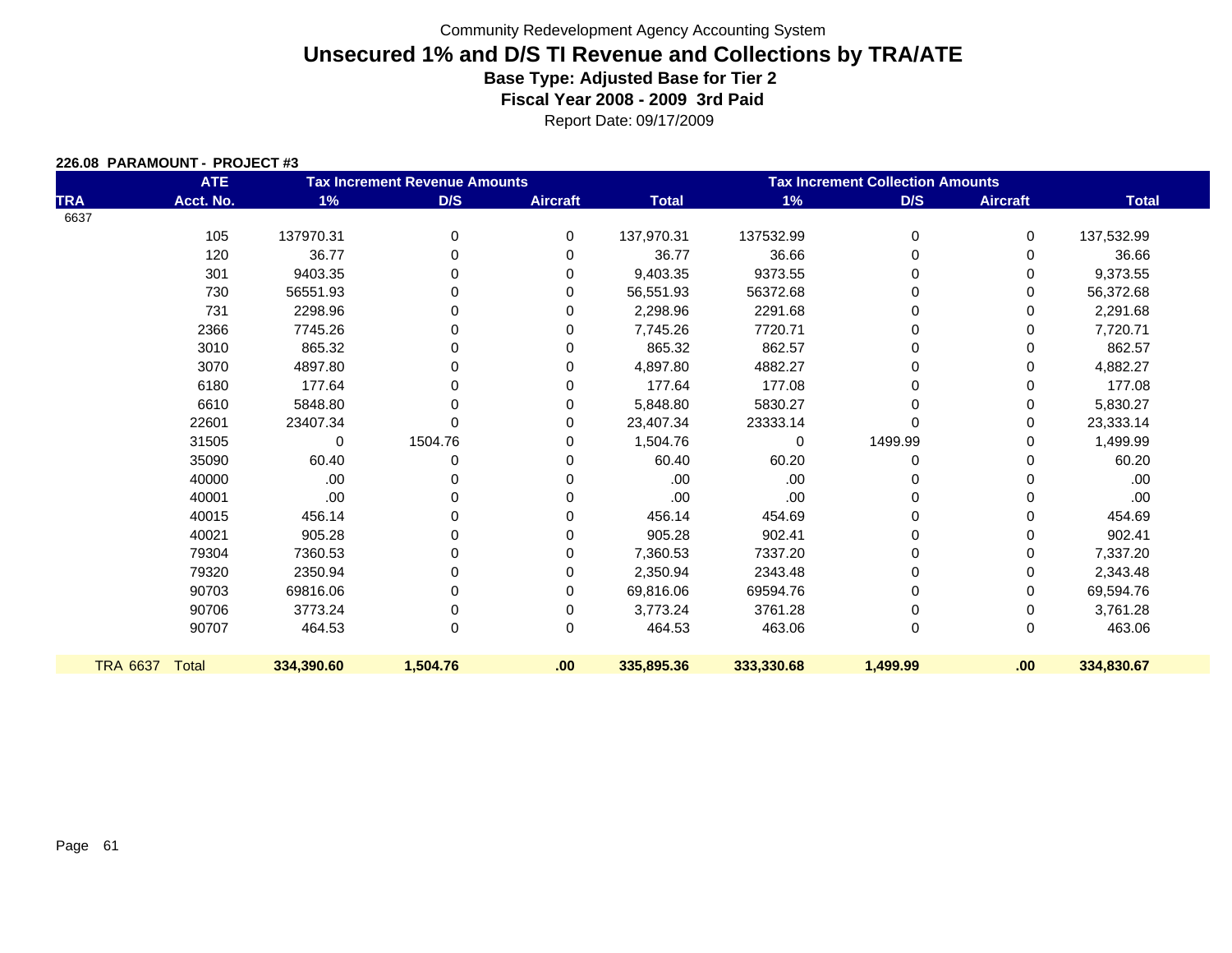Community Redevelopment Agency Accounting System

# Unsecured 1% and D/S TI Revenue and Collections by TRA/ATE

**Base Type: Adjusted Base for Tier 2**

**Fiscal Year 2008 - 2009 3rd Paid**

Report Date: 09/17/2009

**226.08 PARAMOUNT - PROJECT #3**

| TRA | ATE Acct. No. | Tax Increment Revenue Amounts 1% | D/S | Aircraft | Total | Tax Increment Collection Amounts 1% | D/S | Aircraft | Total |
|---|---|---|---|---|---|---|---|---|---|
| 6637 | | | | | | | | | |
| | 105 | 137970.31 | 0 | 0 | 137,970.31 | 137532.99 | 0 | 0 | 137,532.99 |
| | 120 | 36.77 | 0 | 0 | 36.77 | 36.66 | 0 | 0 | 36.66 |
| | 301 | 9403.35 | 0 | 0 | 9,403.35 | 9373.55 | 0 | 0 | 9,373.55 |
| | 730 | 56551.93 | 0 | 0 | 56,551.93 | 56372.68 | 0 | 0 | 56,372.68 |
| | 731 | 2298.96 | 0 | 0 | 2,298.96 | 2291.68 | 0 | 0 | 2,291.68 |
| | 2366 | 7745.26 | 0 | 0 | 7,745.26 | 7720.71 | 0 | 0 | 7,720.71 |
| | 3010 | 865.32 | 0 | 0 | 865.32 | 862.57 | 0 | 0 | 862.57 |
| | 3070 | 4897.80 | 0 | 0 | 4,897.80 | 4882.27 | 0 | 0 | 4,882.27 |
| | 6180 | 177.64 | 0 | 0 | 177.64 | 177.08 | 0 | 0 | 177.08 |
| | 6610 | 5848.80 | 0 | 0 | 5,848.80 | 5830.27 | 0 | 0 | 5,830.27 |
| | 22601 | 23407.34 | 0 | 0 | 23,407.34 | 23333.14 | 0 | 0 | 23,333.14 |
| | 31505 | 0 | 1504.76 | 0 | 1,504.76 | 0 | 1499.99 | 0 | 1,499.99 |
| | 35090 | 60.40 | 0 | 0 | 60.40 | 60.20 | 0 | 0 | 60.20 |
| | 40000 | .00 | 0 | 0 | .00 | .00 | 0 | 0 | .00 |
| | 40001 | .00 | 0 | 0 | .00 | .00 | 0 | 0 | .00 |
| | 40015 | 456.14 | 0 | 0 | 456.14 | 454.69 | 0 | 0 | 454.69 |
| | 40021 | 905.28 | 0 | 0 | 905.28 | 902.41 | 0 | 0 | 902.41 |
| | 79304 | 7360.53 | 0 | 0 | 7,360.53 | 7337.20 | 0 | 0 | 7,337.20 |
| | 79320 | 2350.94 | 0 | 0 | 2,350.94 | 2343.48 | 0 | 0 | 2,343.48 |
| | 90703 | 69816.06 | 0 | 0 | 69,816.06 | 69594.76 | 0 | 0 | 69,594.76 |
| | 90706 | 3773.24 | 0 | 0 | 3,773.24 | 3761.28 | 0 | 0 | 3,761.28 |
| | 90707 | 464.53 | 0 | 0 | 464.53 | 463.06 | 0 | 0 | 463.06 |
| **TRA 6637** | **Total** | **334,390.60** | **1,504.76** | **.00** | **335,895.36** | **333,330.68** | **1,499.99** | **.00** | **334,830.67** |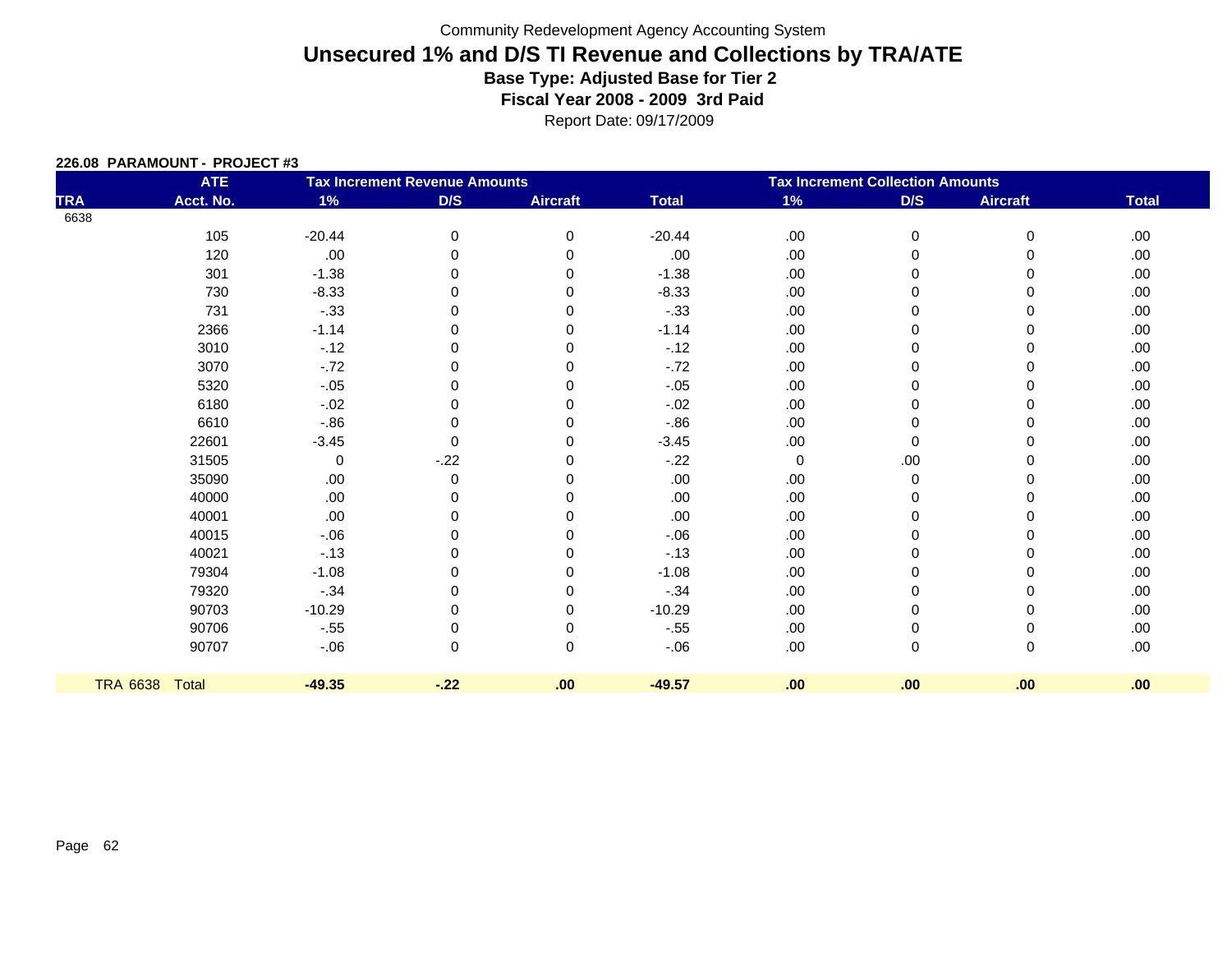Community Redevelopment Agency Accounting System

# Unsecured 1% and D/S TI Revenue and Collections by TRA/ATE

### Base Type: Adjusted Base for Tier 2

### Fiscal Year 2008 - 2009 3rd Paid

Report Date: 09/17/2009

**226.08 PARAMOUNT - PROJECT #3**

| TRA | ATE Acct. No. | Tax Increment Revenue Amounts 1% | D/S | Aircraft | Total | Tax Increment Collection Amounts 1% | D/S | Aircraft | Total |
|---|---|---|---|---|---|---|---|---|---|
| 6638 | | | | | | | | | |
| | 105 | -20.44 | 0 | 0 | -20.44 | .00 | 0 | 0 | .00 |
| | 120 | .00 | 0 | 0 | .00 | .00 | 0 | 0 | .00 |
| | 301 | -1.38 | 0 | 0 | -1.38 | .00 | 0 | 0 | .00 |
| | 730 | -8.33 | 0 | 0 | -8.33 | .00 | 0 | 0 | .00 |
| | 731 | -.33 | 0 | 0 | -.33 | .00 | 0 | 0 | .00 |
| | 2366 | -1.14 | 0 | 0 | -1.14 | .00 | 0 | 0 | .00 |
| | 3010 | -.12 | 0 | 0 | -.12 | .00 | 0 | 0 | .00 |
| | 3070 | -.72 | 0 | 0 | -.72 | .00 | 0 | 0 | .00 |
| | 5320 | -.05 | 0 | 0 | -.05 | .00 | 0 | 0 | .00 |
| | 6180 | -.02 | 0 | 0 | -.02 | .00 | 0 | 0 | .00 |
| | 6610 | -.86 | 0 | 0 | -.86 | .00 | 0 | 0 | .00 |
| | 22601 | -3.45 | 0 | 0 | -3.45 | .00 | 0 | 0 | .00 |
| | 31505 | 0 | -.22 | 0 | -.22 | 0 | .00 | 0 | .00 |
| | 35090 | .00 | 0 | 0 | .00 | .00 | 0 | 0 | .00 |
| | 40000 | .00 | 0 | 0 | .00 | .00 | 0 | 0 | .00 |
| | 40001 | .00 | 0 | 0 | .00 | .00 | 0 | 0 | .00 |
| | 40015 | -.06 | 0 | 0 | -.06 | .00 | 0 | 0 | .00 |
| | 40021 | -.13 | 0 | 0 | -.13 | .00 | 0 | 0 | .00 |
| | 79304 | -1.08 | 0 | 0 | -1.08 | .00 | 0 | 0 | .00 |
| | 79320 | -.34 | 0 | 0 | -.34 | .00 | 0 | 0 | .00 |
| | 90703 | -10.29 | 0 | 0 | -10.29 | .00 | 0 | 0 | .00 |
| | 90706 | -.55 | 0 | 0 | -.55 | .00 | 0 | 0 | .00 |
| | 90707 | -.06 | 0 | 0 | -.06 | .00 | 0 | 0 | .00 |
| **TRA 6638** | **Total** | **-49.35** | **-.22** | **.00** | **-49.57** | **.00** | **.00** | **.00** | **.00** |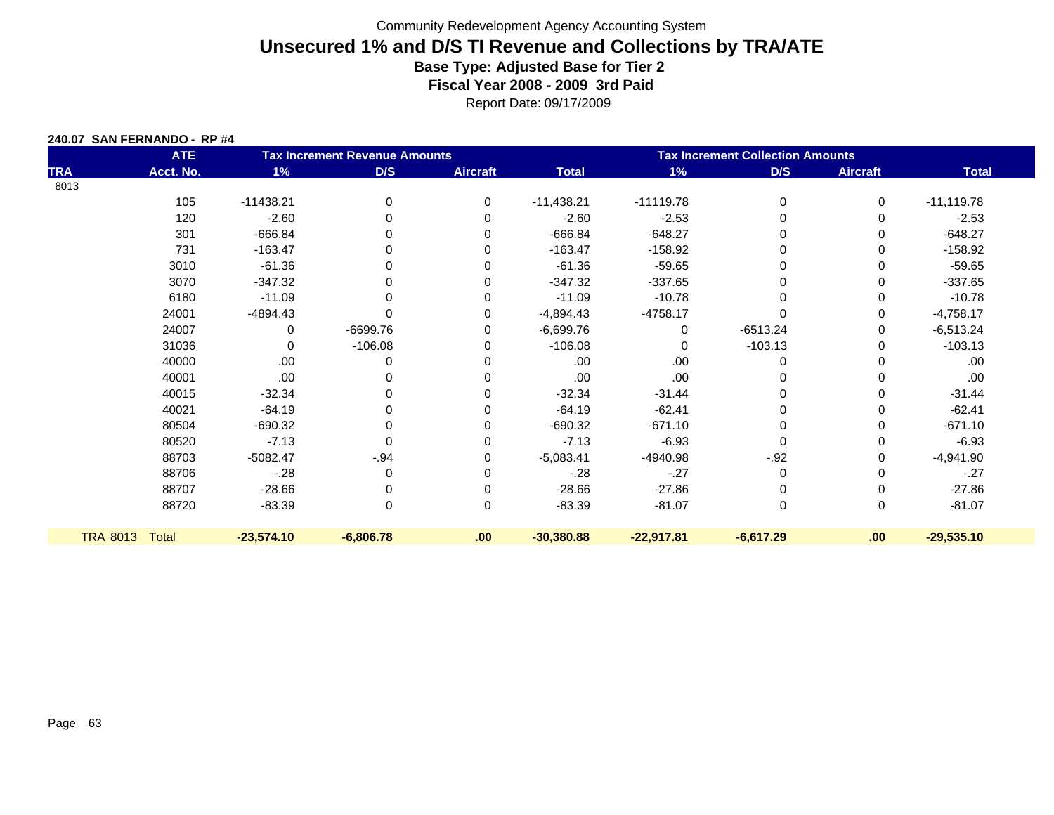Community Redevelopment Agency Accounting System

# Unsecured 1% and D/S TI Revenue and Collections by TRA/ATE

**Base Type: Adjusted Base for Tier 2**

**Fiscal Year 2008 - 2009 3rd Paid**

Report Date: 09/17/2009

**240.07 SAN FERNANDO - RP #4**

| | ATE | Tax Increment Revenue Amounts | | | | Tax Increment Collection Amounts | | | |
|---|---|---|---|---|---|---|---|---|---|
| TRA | Acct. No. | 1% | D/S | Aircraft | Total | 1% | D/S | Aircraft | Total |
| 8013 | | | | | | | | | |
| | 105 | -11438.21 | 0 | 0 | -11,438.21 | -11119.78 | 0 | 0 | -11,119.78 |
| | 120 | -2.60 | 0 | 0 | -2.60 | -2.53 | 0 | 0 | -2.53 |
| | 301 | -666.84 | 0 | 0 | -666.84 | -648.27 | 0 | 0 | -648.27 |
| | 731 | -163.47 | 0 | 0 | -163.47 | -158.92 | 0 | 0 | -158.92 |
| | 3010 | -61.36 | 0 | 0 | -61.36 | -59.65 | 0 | 0 | -59.65 |
| | 3070 | -347.32 | 0 | 0 | -347.32 | -337.65 | 0 | 0 | -337.65 |
| | 6180 | -11.09 | 0 | 0 | -11.09 | -10.78 | 0 | 0 | -10.78 |
| | 24001 | -4894.43 | 0 | 0 | -4,894.43 | -4758.17 | 0 | 0 | -4,758.17 |
| | 24007 | 0 | -6699.76 | 0 | -6,699.76 | 0 | -6513.24 | 0 | -6,513.24 |
| | 31036 | 0 | -106.08 | 0 | -106.08 | 0 | -103.13 | 0 | -103.13 |
| | 40000 | .00 | 0 | 0 | .00 | .00 | 0 | 0 | .00 |
| | 40001 | .00 | 0 | 0 | .00 | .00 | 0 | 0 | .00 |
| | 40015 | -32.34 | 0 | 0 | -32.34 | -31.44 | 0 | 0 | -31.44 |
| | 40021 | -64.19 | 0 | 0 | -64.19 | -62.41 | 0 | 0 | -62.41 |
| | 80504 | -690.32 | 0 | 0 | -690.32 | -671.10 | 0 | 0 | -671.10 |
| | 80520 | -7.13 | 0 | 0 | -7.13 | -6.93 | 0 | 0 | -6.93 |
| | 88703 | -5082.47 | -.94 | 0 | -5,083.41 | -4940.98 | -.92 | 0 | -4,941.90 |
| | 88706 | -.28 | 0 | 0 | -.28 | -.27 | 0 | 0 | -.27 |
| | 88707 | -28.66 | 0 | 0 | -28.66 | -27.86 | 0 | 0 | -27.86 |
| | 88720 | -83.39 | 0 | 0 | -83.39 | -81.07 | 0 | 0 | -81.07 |
| TRA 8013 | Total | **-23,574.10** | **-6,806.78** | **.00** | **-30,380.88** | **-22,917.81** | **-6,617.29** | **.00** | **-29,535.10** |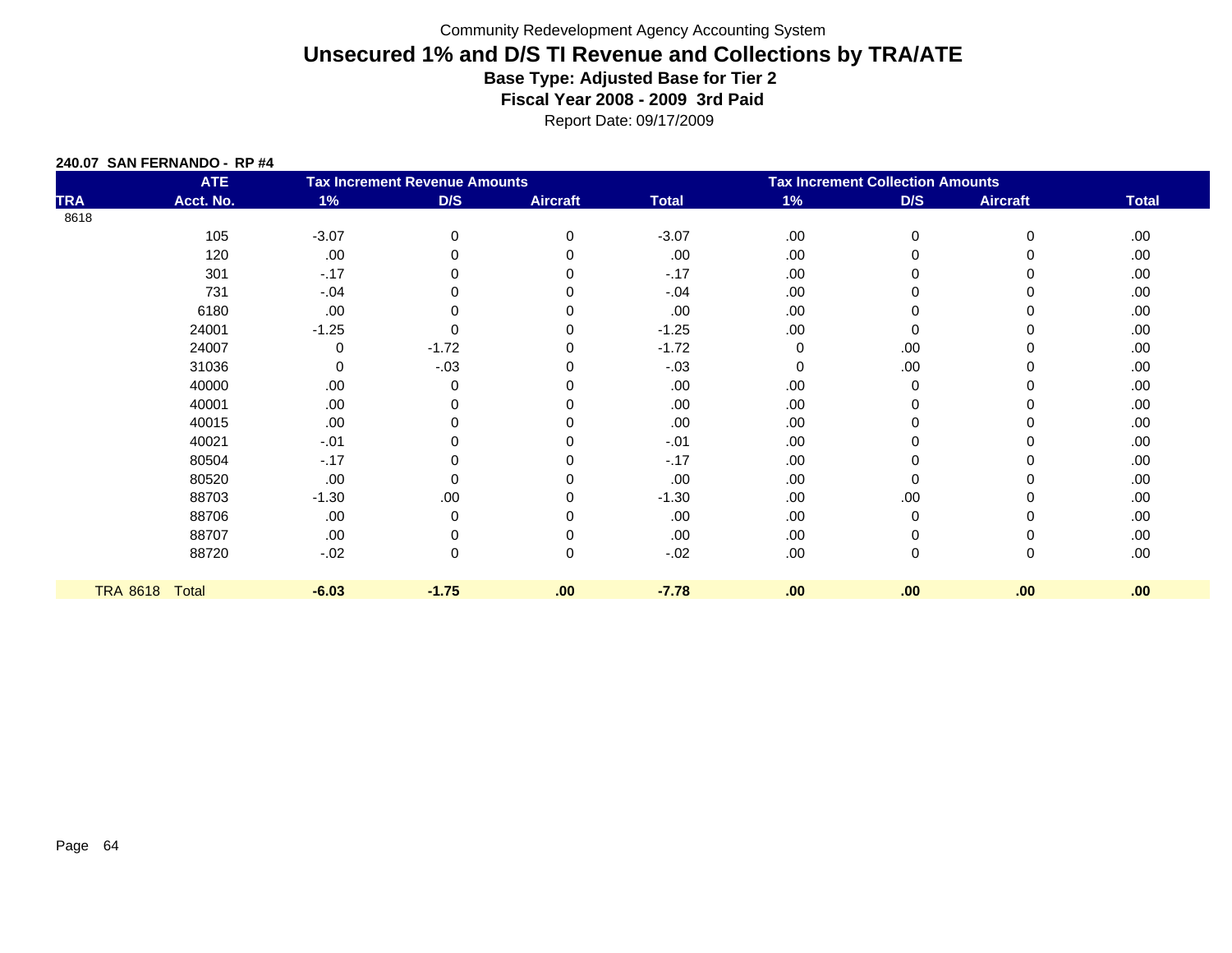Community Redevelopment Agency Accounting System

# Unsecured 1% and D/S TI Revenue and Collections by TRA/ATE

**Base Type: Adjusted Base for Tier 2**

**Fiscal Year 2008 - 2009 3rd Paid**

Report Date: 09/17/2009

**240.07 SAN FERNANDO - RP #4**

| TRA | ATE Acct. No. | Tax Increment Revenue Amounts 1% | D/S | Aircraft | Total | Tax Increment Collection Amounts 1% | D/S | Aircraft | Total |
|---|---|---|---|---|---|---|---|---|---|
| 8618 | | | | | | | | | |
| | 105 | -3.07 | 0 | 0 | -3.07 | .00 | 0 | 0 | .00 |
| | 120 | .00 | 0 | 0 | .00 | .00 | 0 | 0 | .00 |
| | 301 | -.17 | 0 | 0 | -.17 | .00 | 0 | 0 | .00 |
| | 731 | -.04 | 0 | 0 | -.04 | .00 | 0 | 0 | .00 |
| | 6180 | .00 | 0 | 0 | .00 | .00 | 0 | 0 | .00 |
| | 24001 | -1.25 | 0 | 0 | -1.25 | .00 | 0 | 0 | .00 |
| | 24007 | 0 | -1.72 | 0 | -1.72 | 0 | .00 | 0 | .00 |
| | 31036 | 0 | -.03 | 0 | -.03 | 0 | .00 | 0 | .00 |
| | 40000 | .00 | 0 | 0 | .00 | .00 | 0 | 0 | .00 |
| | 40001 | .00 | 0 | 0 | .00 | .00 | 0 | 0 | .00 |
| | 40015 | .00 | 0 | 0 | .00 | .00 | 0 | 0 | .00 |
| | 40021 | -.01 | 0 | 0 | -.01 | .00 | 0 | 0 | .00 |
| | 80504 | -.17 | 0 | 0 | -.17 | .00 | 0 | 0 | .00 |
| | 80520 | .00 | 0 | 0 | .00 | .00 | 0 | 0 | .00 |
| | 88703 | -1.30 | .00 | 0 | -1.30 | .00 | .00 | 0 | .00 |
| | 88706 | .00 | 0 | 0 | .00 | .00 | 0 | 0 | .00 |
| | 88707 | .00 | 0 | 0 | .00 | .00 | 0 | 0 | .00 |
| | 88720 | -.02 | 0 | 0 | -.02 | .00 | 0 | 0 | .00 |
| **TRA 8618** | **Total** | **-6.03** | **-1.75** | **.00** | **-7.78** | **.00** | **.00** | **.00** | **.00** |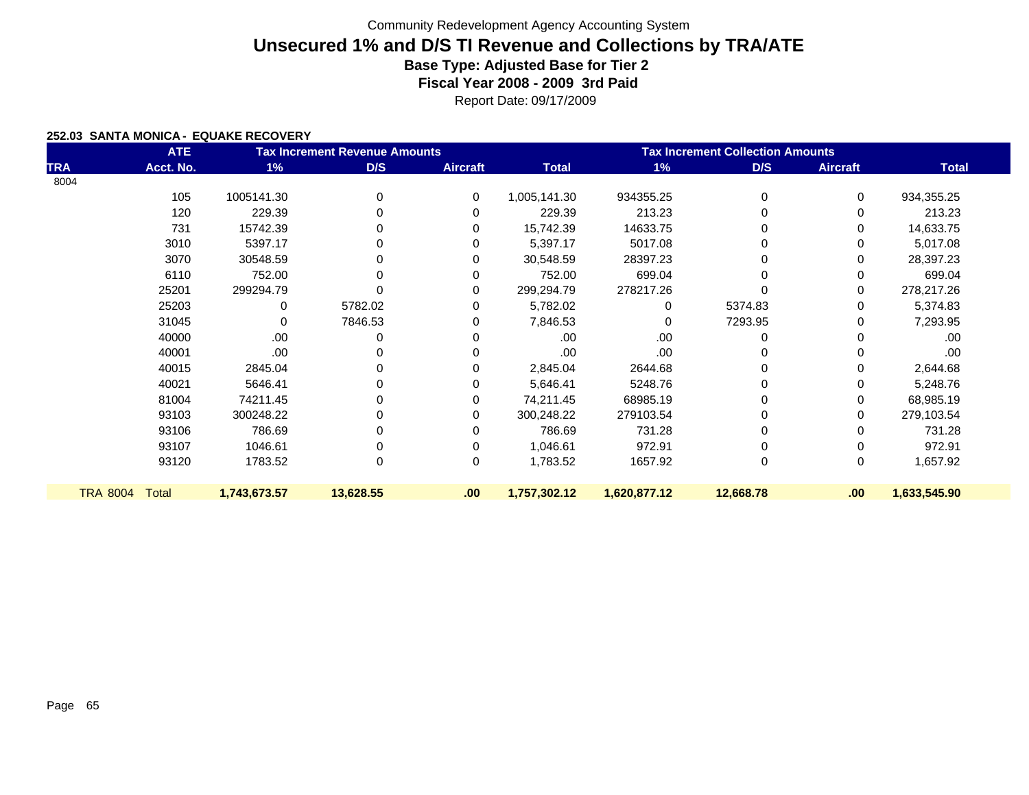Community Redevelopment Agency Accounting System

# Unsecured 1% and D/S TI Revenue and Collections by TRA/ATE

**Base Type: Adjusted Base for Tier 2**

**Fiscal Year 2008 - 2009 3rd Paid**

Report Date: 09/17/2009

**252.03 SANTA MONICA - EQUAKE RECOVERY**

| | ATE | Tax Increment Revenue Amounts | | | | Tax Increment Collection Amounts | | | |
|---|---|---|---|---|---|---|---|---|---|
| TRA | Acct. No. | 1% | D/S | Aircraft | Total | 1% | D/S | Aircraft | Total |
| 8004 | | | | | | | | | |
| | 105 | 1005141.30 | 0 | 0 | 1,005,141.30 | 934355.25 | 0 | 0 | 934,355.25 |
| | 120 | 229.39 | 0 | 0 | 229.39 | 213.23 | 0 | 0 | 213.23 |
| | 731 | 15742.39 | 0 | 0 | 15,742.39 | 14633.75 | 0 | 0 | 14,633.75 |
| | 3010 | 5397.17 | 0 | 0 | 5,397.17 | 5017.08 | 0 | 0 | 5,017.08 |
| | 3070 | 30548.59 | 0 | 0 | 30,548.59 | 28397.23 | 0 | 0 | 28,397.23 |
| | 6110 | 752.00 | 0 | 0 | 752.00 | 699.04 | 0 | 0 | 699.04 |
| | 25201 | 299294.79 | 0 | 0 | 299,294.79 | 278217.26 | 0 | 0 | 278,217.26 |
| | 25203 | 0 | 5782.02 | 0 | 5,782.02 | 0 | 5374.83 | 0 | 5,374.83 |
| | 31045 | 0 | 7846.53 | 0 | 7,846.53 | 0 | 7293.95 | 0 | 7,293.95 |
| | 40000 | .00 | 0 | 0 | .00 | .00 | 0 | 0 | .00 |
| | 40001 | .00 | 0 | 0 | .00 | .00 | 0 | 0 | .00 |
| | 40015 | 2845.04 | 0 | 0 | 2,845.04 | 2644.68 | 0 | 0 | 2,644.68 |
| | 40021 | 5646.41 | 0 | 0 | 5,646.41 | 5248.76 | 0 | 0 | 5,248.76 |
| | 81004 | 74211.45 | 0 | 0 | 74,211.45 | 68985.19 | 0 | 0 | 68,985.19 |
| | 93103 | 300248.22 | 0 | 0 | 300,248.22 | 279103.54 | 0 | 0 | 279,103.54 |
| | 93106 | 786.69 | 0 | 0 | 786.69 | 731.28 | 0 | 0 | 731.28 |
| | 93107 | 1046.61 | 0 | 0 | 1,046.61 | 972.91 | 0 | 0 | 972.91 |
| | 93120 | 1783.52 | 0 | 0 | 1,783.52 | 1657.92 | 0 | 0 | 1,657.92 |
| **TRA 8004** | **Total** | **1,743,673.57** | **13,628.55** | **.00** | **1,757,302.12** | **1,620,877.12** | **12,668.78** | **.00** | **1,633,545.90** |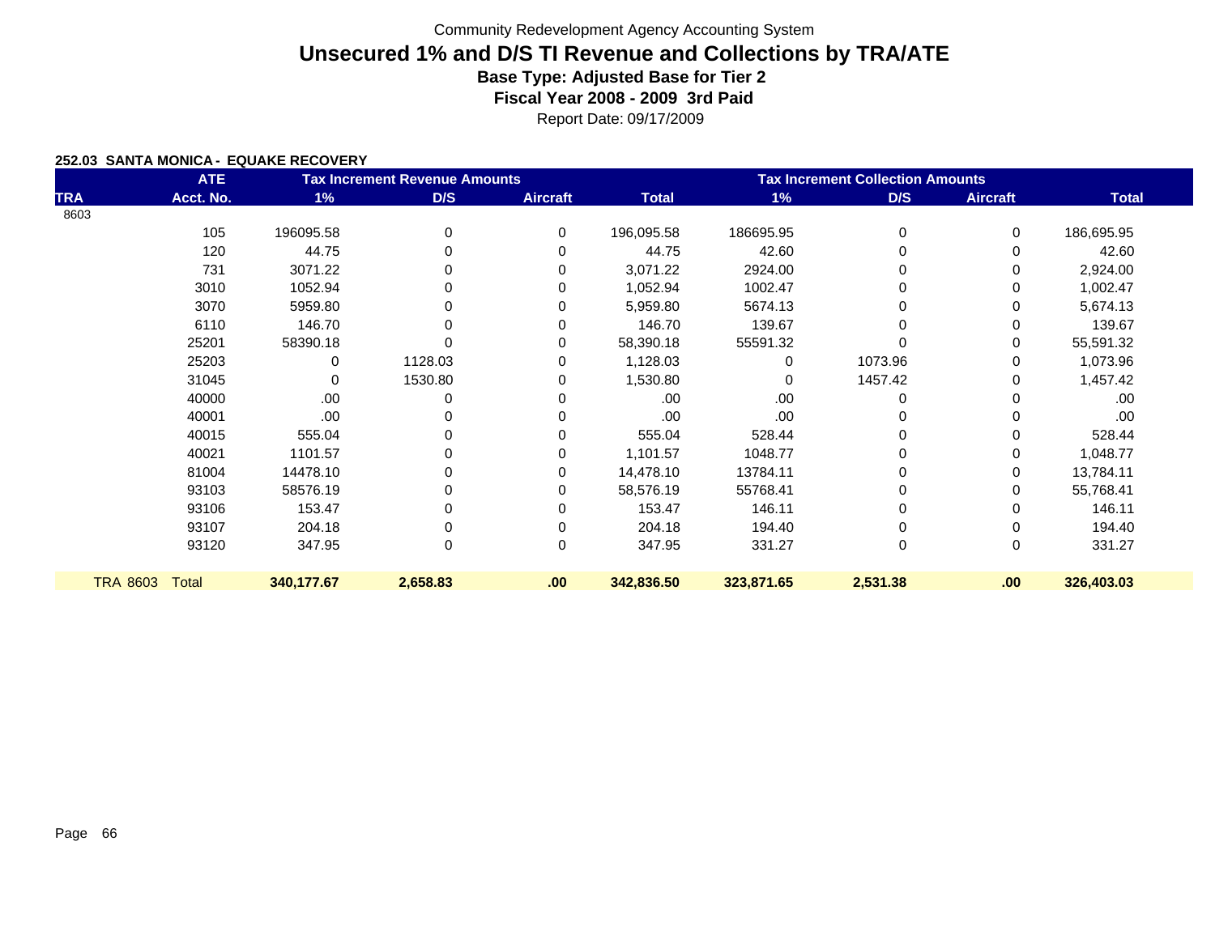Community Redevelopment Agency Accounting System

# Unsecured 1% and D/S TI Revenue and Collections by TRA/ATE

**Base Type: Adjusted Base for Tier 2**

**Fiscal Year 2008 - 2009 3rd Paid**

Report Date: 09/17/2009

**252.03 SANTA MONICA - EQUAKE RECOVERY**

| | ATE | Tax Increment Revenue Amounts | | | | Tax Increment Collection Amounts | | | |
|---|---|---|---|---|---|---|---|---|---|
| TRA | Acct. No. | 1% | D/S | Aircraft | Total | 1% | D/S | Aircraft | Total |
| 8603 | | | | | | | | | |
| | 105 | 196095.58 | 0 | 0 | 196,095.58 | 186695.95 | 0 | 0 | 186,695.95 |
| | 120 | 44.75 | 0 | 0 | 44.75 | 42.60 | 0 | 0 | 42.60 |
| | 731 | 3071.22 | 0 | 0 | 3,071.22 | 2924.00 | 0 | 0 | 2,924.00 |
| | 3010 | 1052.94 | 0 | 0 | 1,052.94 | 1002.47 | 0 | 0 | 1,002.47 |
| | 3070 | 5959.80 | 0 | 0 | 5,959.80 | 5674.13 | 0 | 0 | 5,674.13 |
| | 6110 | 146.70 | 0 | 0 | 146.70 | 139.67 | 0 | 0 | 139.67 |
| | 25201 | 58390.18 | 0 | 0 | 58,390.18 | 55591.32 | 0 | 0 | 55,591.32 |
| | 25203 | 0 | 1128.03 | 0 | 1,128.03 | 0 | 1073.96 | 0 | 1,073.96 |
| | 31045 | 0 | 1530.80 | 0 | 1,530.80 | 0 | 1457.42 | 0 | 1,457.42 |
| | 40000 | .00 | 0 | 0 | .00 | .00 | 0 | 0 | .00 |
| | 40001 | .00 | 0 | 0 | .00 | .00 | 0 | 0 | .00 |
| | 40015 | 555.04 | 0 | 0 | 555.04 | 528.44 | 0 | 0 | 528.44 |
| | 40021 | 1101.57 | 0 | 0 | 1,101.57 | 1048.77 | 0 | 0 | 1,048.77 |
| | 81004 | 14478.10 | 0 | 0 | 14,478.10 | 13784.11 | 0 | 0 | 13,784.11 |
| | 93103 | 58576.19 | 0 | 0 | 58,576.19 | 55768.41 | 0 | 0 | 55,768.41 |
| | 93106 | 153.47 | 0 | 0 | 153.47 | 146.11 | 0 | 0 | 146.11 |
| | 93107 | 204.18 | 0 | 0 | 204.18 | 194.40 | 0 | 0 | 194.40 |
| | 93120 | 347.95 | 0 | 0 | 347.95 | 331.27 | 0 | 0 | 331.27 |
| TRA 8603 | Total | **340,177.67** | **2,658.83** | **.00** | **342,836.50** | **323,871.65** | **2,531.38** | **.00** | **326,403.03** |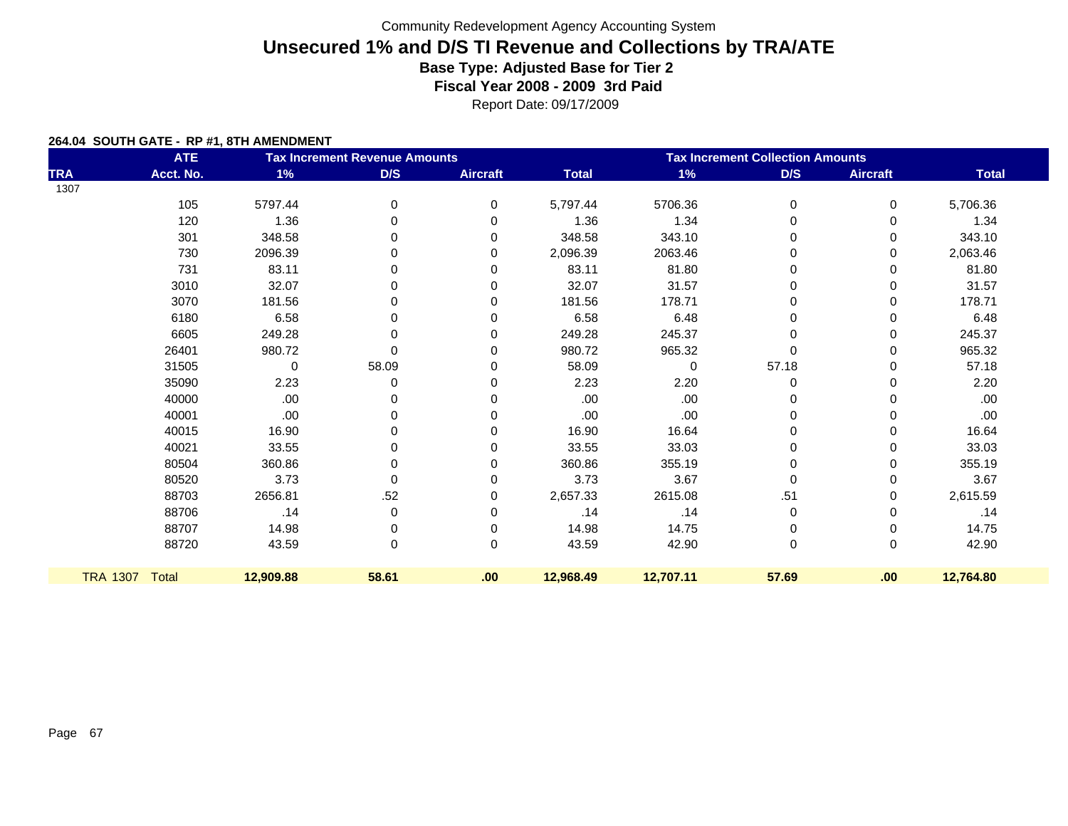Community Redevelopment Agency Accounting System

# Unsecured 1% and D/S TI Revenue and Collections by TRA/ATE

**Base Type: Adjusted Base for Tier 2**

**Fiscal Year 2008 - 2009 3rd Paid**

Report Date: 09/17/2009

**264.04 SOUTH GATE - RP #1, 8TH AMENDMENT**

| | ATE | Tax Increment Revenue Amounts | | | | Tax Increment Collection Amounts | | | |
|---|---|---|---|---|---|---|---|---|---|
| TRA | Acct. No. | 1% | D/S | Aircraft | Total | 1% | D/S | Aircraft | Total |
| 1307 | | | | | | | | | |
| | 105 | 5797.44 | 0 | 0 | 5,797.44 | 5706.36 | 0 | 0 | 5,706.36 |
| | 120 | 1.36 | 0 | 0 | 1.36 | 1.34 | 0 | 0 | 1.34 |
| | 301 | 348.58 | 0 | 0 | 348.58 | 343.10 | 0 | 0 | 343.10 |
| | 730 | 2096.39 | 0 | 0 | 2,096.39 | 2063.46 | 0 | 0 | 2,063.46 |
| | 731 | 83.11 | 0 | 0 | 83.11 | 81.80 | 0 | 0 | 81.80 |
| | 3010 | 32.07 | 0 | 0 | 32.07 | 31.57 | 0 | 0 | 31.57 |
| | 3070 | 181.56 | 0 | 0 | 181.56 | 178.71 | 0 | 0 | 178.71 |
| | 6180 | 6.58 | 0 | 0 | 6.58 | 6.48 | 0 | 0 | 6.48 |
| | 6605 | 249.28 | 0 | 0 | 249.28 | 245.37 | 0 | 0 | 245.37 |
| | 26401 | 980.72 | 0 | 0 | 980.72 | 965.32 | 0 | 0 | 965.32 |
| | 31505 | 0 | 58.09 | 0 | 58.09 | 0 | 57.18 | 0 | 57.18 |
| | 35090 | 2.23 | 0 | 0 | 2.23 | 2.20 | 0 | 0 | 2.20 |
| | 40000 | .00 | 0 | 0 | .00 | .00 | 0 | 0 | .00 |
| | 40001 | .00 | 0 | 0 | .00 | .00 | 0 | 0 | .00 |
| | 40015 | 16.90 | 0 | 0 | 16.90 | 16.64 | 0 | 0 | 16.64 |
| | 40021 | 33.55 | 0 | 0 | 33.55 | 33.03 | 0 | 0 | 33.03 |
| | 80504 | 360.86 | 0 | 0 | 360.86 | 355.19 | 0 | 0 | 355.19 |
| | 80520 | 3.73 | 0 | 0 | 3.73 | 3.67 | 0 | 0 | 3.67 |
| | 88703 | 2656.81 | .52 | 0 | 2,657.33 | 2615.08 | .51 | 0 | 2,615.59 |
| | 88706 | .14 | 0 | 0 | .14 | .14 | 0 | 0 | .14 |
| | 88707 | 14.98 | 0 | 0 | 14.98 | 14.75 | 0 | 0 | 14.75 |
| | 88720 | 43.59 | 0 | 0 | 43.59 | 42.90 | 0 | 0 | 42.90 |
| TRA 1307 | Total | **12,909.88** | **58.61** | **.00** | **12,968.49** | **12,707.11** | **57.69** | **.00** | **12,764.80** |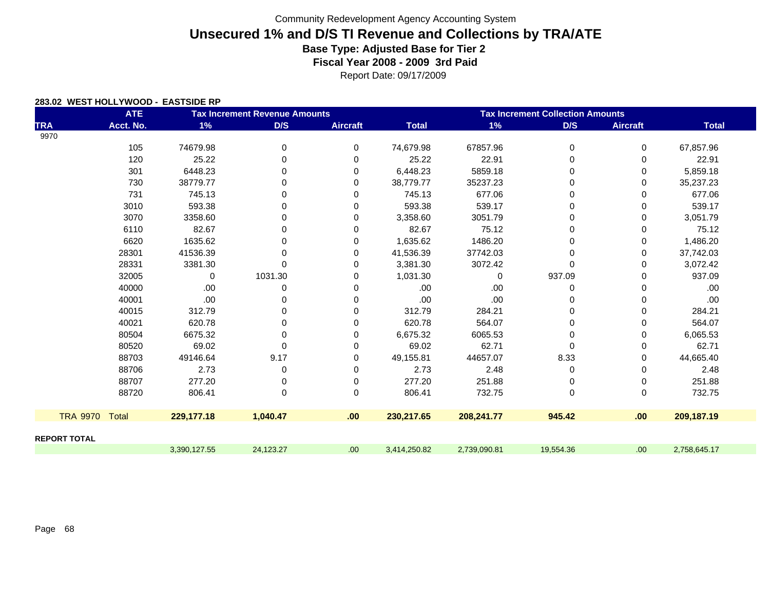Community Redevelopment Agency Accounting System

# Unsecured 1% and D/S TI Revenue and Collections by TRA/ATE

**Base Type: Adjusted Base for Tier 2**

**Fiscal Year 2008 - 2009 3rd Paid**

Report Date: 09/17/2009

**283.02 WEST HOLLYWOOD - EASTSIDE RP**

| | ATE | Tax Increment Revenue Amounts | | | | Tax Increment Collection Amounts | | | |
|---|---|---|---|---|---|---|---|---|---|
| TRA | Acct. No. | 1% | D/S | Aircraft | Total | 1% | D/S | Aircraft | Total |
| 9970 | | | | | | | | | |
| | 105 | 74679.98 | 0 | 0 | 74,679.98 | 67857.96 | 0 | 0 | 67,857.96 |
| | 120 | 25.22 | 0 | 0 | 25.22 | 22.91 | 0 | 0 | 22.91 |
| | 301 | 6448.23 | 0 | 0 | 6,448.23 | 5859.18 | 0 | 0 | 5,859.18 |
| | 730 | 38779.77 | 0 | 0 | 38,779.77 | 35237.23 | 0 | 0 | 35,237.23 |
| | 731 | 745.13 | 0 | 0 | 745.13 | 677.06 | 0 | 0 | 677.06 |
| | 3010 | 593.38 | 0 | 0 | 593.38 | 539.17 | 0 | 0 | 539.17 |
| | 3070 | 3358.60 | 0 | 0 | 3,358.60 | 3051.79 | 0 | 0 | 3,051.79 |
| | 6110 | 82.67 | 0 | 0 | 82.67 | 75.12 | 0 | 0 | 75.12 |
| | 6620 | 1635.62 | 0 | 0 | 1,635.62 | 1486.20 | 0 | 0 | 1,486.20 |
| | 28301 | 41536.39 | 0 | 0 | 41,536.39 | 37742.03 | 0 | 0 | 37,742.03 |
| | 28331 | 3381.30 | 0 | 0 | 3,381.30 | 3072.42 | 0 | 0 | 3,072.42 |
| | 32005 | 0 | 1031.30 | 0 | 1,031.30 | 0 | 937.09 | 0 | 937.09 |
| | 40000 | .00 | 0 | 0 | .00 | .00 | 0 | 0 | .00 |
| | 40001 | .00 | 0 | 0 | .00 | .00 | 0 | 0 | .00 |
| | 40015 | 312.79 | 0 | 0 | 312.79 | 284.21 | 0 | 0 | 284.21 |
| | 40021 | 620.78 | 0 | 0 | 620.78 | 564.07 | 0 | 0 | 564.07 |
| | 80504 | 6675.32 | 0 | 0 | 6,675.32 | 6065.53 | 0 | 0 | 6,065.53 |
| | 80520 | 69.02 | 0 | 0 | 69.02 | 62.71 | 0 | 0 | 62.71 |
| | 88703 | 49146.64 | 9.17 | 0 | 49,155.81 | 44657.07 | 8.33 | 0 | 44,665.40 |
| | 88706 | 2.73 | 0 | 0 | 2.73 | 2.48 | 0 | 0 | 2.48 |
| | 88707 | 277.20 | 0 | 0 | 277.20 | 251.88 | 0 | 0 | 251.88 |
| | 88720 | 806.41 | 0 | 0 | 806.41 | 732.75 | 0 | 0 | 732.75 |
| TRA 9970 | Total | **229,177.18** | **1,040.47** | **.00** | **230,217.65** | **208,241.77** | **945.42** | **.00** | **209,187.19** |
| **REPORT TOTAL** | | | | | | | | | |
| | | 3,390,127.55 | 24,123.27 | .00 | 3,414,250.82 | 2,739,090.81 | 19,554.36 | .00 | 2,758,645.17 |